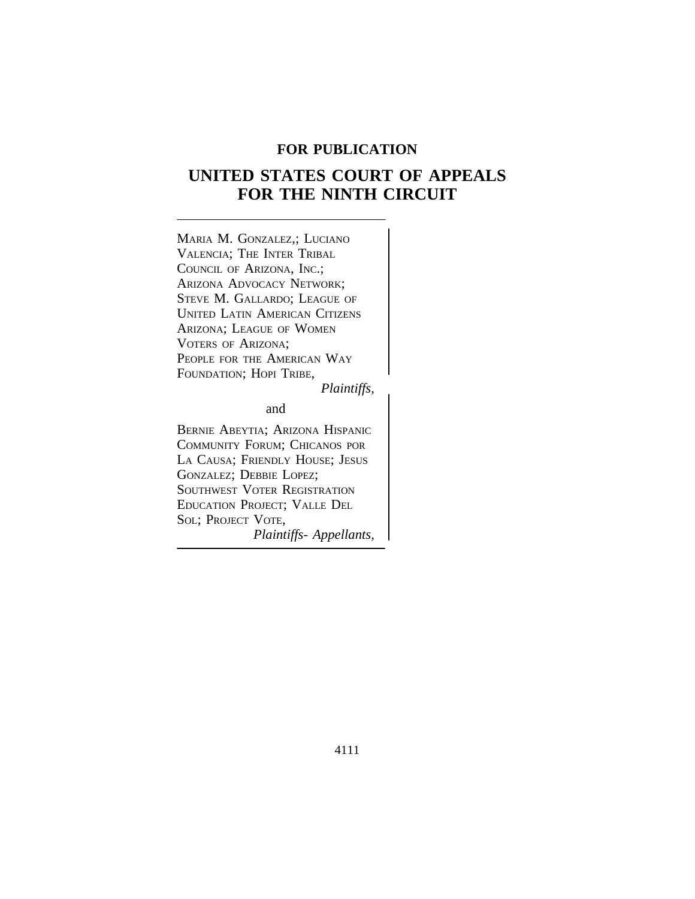**FOR PUBLICATION**

# UNITED STATES COURT OF APPEALS FOR THE NINTH CIRCUIT

MARIA M. GONZALEZ,; LUCIANO VALENCIA; THE INTER TRIBAL COUNCIL OF ARIZONA, INC.; ARIZONA ADVOCACY NETWORK; STEVE M. GALLARDO; LEAGUE OF UNITED LATIN AMERICAN CITIZENS ARIZONA; LEAGUE OF WOMEN VOTERS OF ARIZONA; PEOPLE FOR THE AMERICAN WAY FOUNDATION; HOPI TRIBE,

*Plaintiffs,*

and

BERNIE ABEYTIA; ARIZONA HISPANIC COMMUNITY FORUM; CHICANOS POR LA CAUSA; FRIENDLY HOUSE; JESUS GONZALEZ; DEBBIE LOPEZ; SOUTHWEST VOTER REGISTRATION EDUCATION PROJECT; VALLE DEL SOL; PROJECT VOTE,

*Plaintiffs- Appellants,*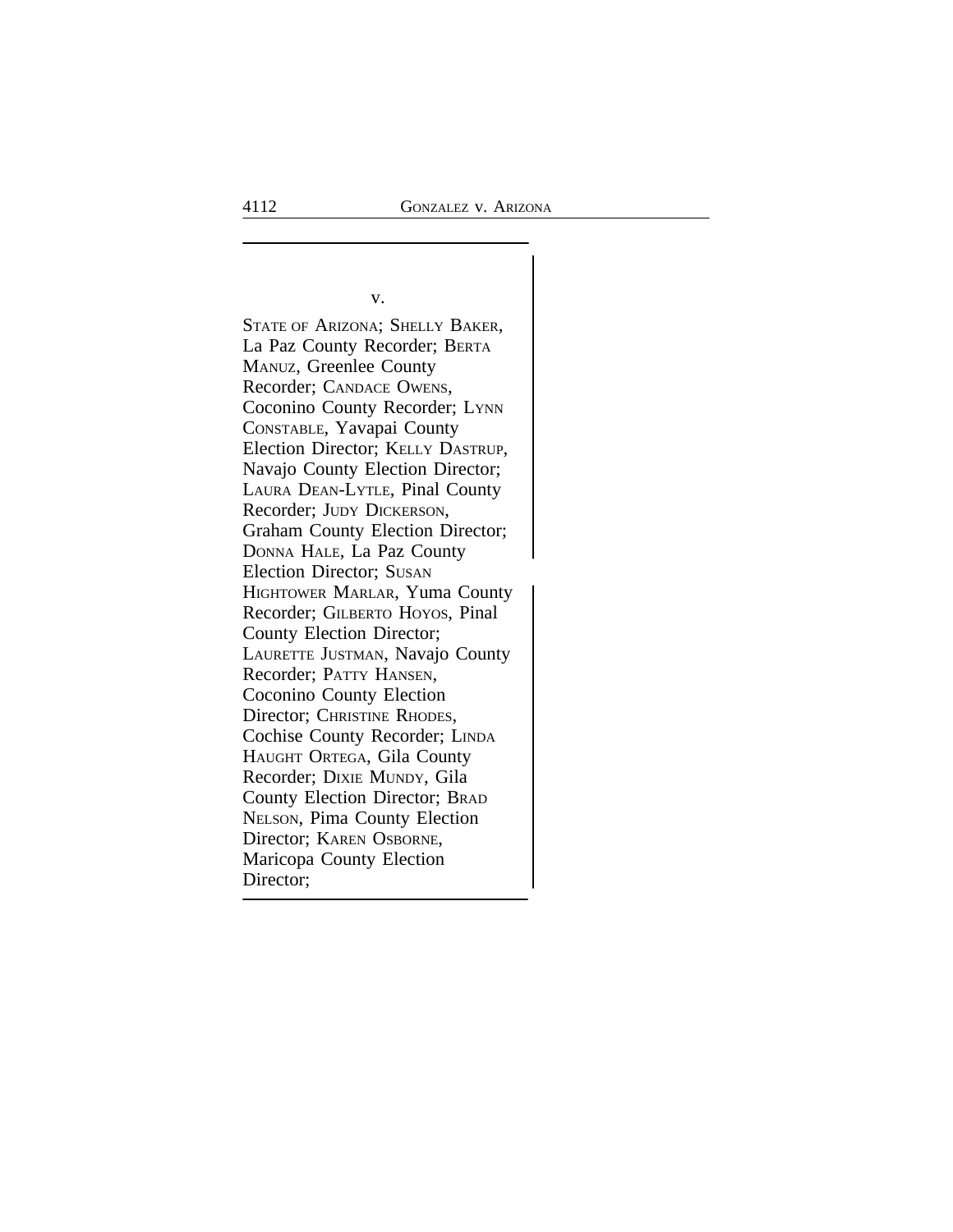v.

STATE OF ARIZONA; SHELLY BAKER, La Paz County Recorder; BERTA MANUZ, Greenlee County Recorder; CANDACE OWENS, Coconino County Recorder; LYNN CONSTABLE, Yavapai County Election Director; KELLY DASTRUP, Navajo County Election Director; LAURA DEAN-LYTLE, Pinal County Recorder; JUDY DICKERSON, Graham County Election Director; DONNA HALE, La Paz County Election Director; SUSAN HIGHTOWER MARLAR, Yuma County Recorder; GILBERTO HOYOS, Pinal County Election Director; LAURETTE JUSTMAN, Navajo County Recorder; PATTY HANSEN, Coconino County Election Director; CHRISTINE RHODES, Cochise County Recorder; LINDA HAUGHT ORTEGA, Gila County Recorder; DIXIE MUNDY, Gila County Election Director; BRAD NELSON, Pima County Election Director; KAREN OSBORNE, Maricopa County Election Director;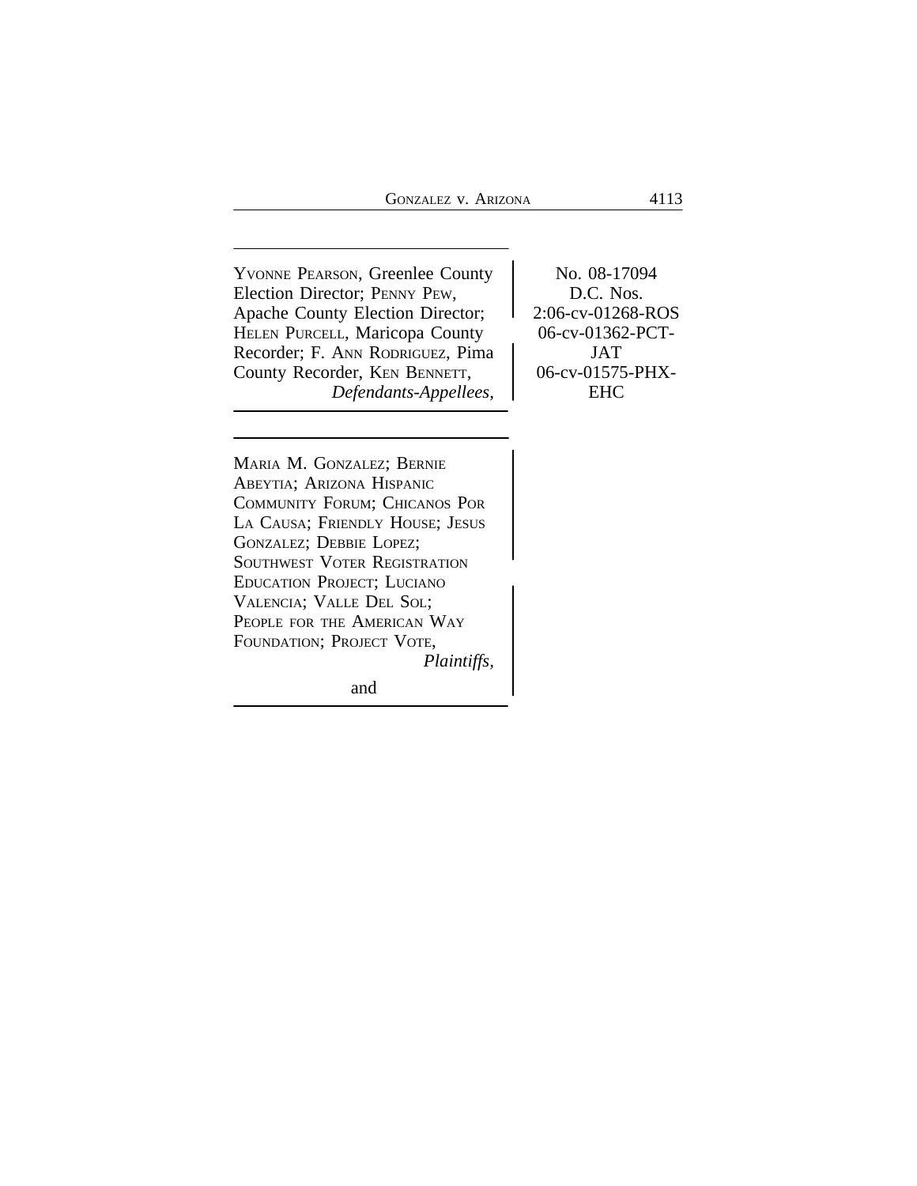YVONNE PEARSON, Greenlee County Election Director; PENNY PEW, Apache County Election Director; HELEN PURCELL, Maricopa County Recorder; F. ANN RODRIGUEZ, Pima County Recorder, KEN BENNETT,
*Defendants-Appellees,*

No. 08-17094
D.C. Nos.
2:06-cv-01268-ROS
06-cv-01362-PCT-JAT
06-cv-01575-PHX-EHC

---

MARIA M. GONZALEZ; BERNIE ABEYTIA; ARIZONA HISPANIC COMMUNITY FORUM; CHICANOS POR LA CAUSA; FRIENDLY HOUSE; JESUS GONZALEZ; DEBBIE LOPEZ; SOUTHWEST VOTER REGISTRATION EDUCATION PROJECT; LUCIANO VALENCIA; VALLE DEL SOL; PEOPLE FOR THE AMERICAN WAY FOUNDATION; PROJECT VOTE,
*Plaintiffs,*

and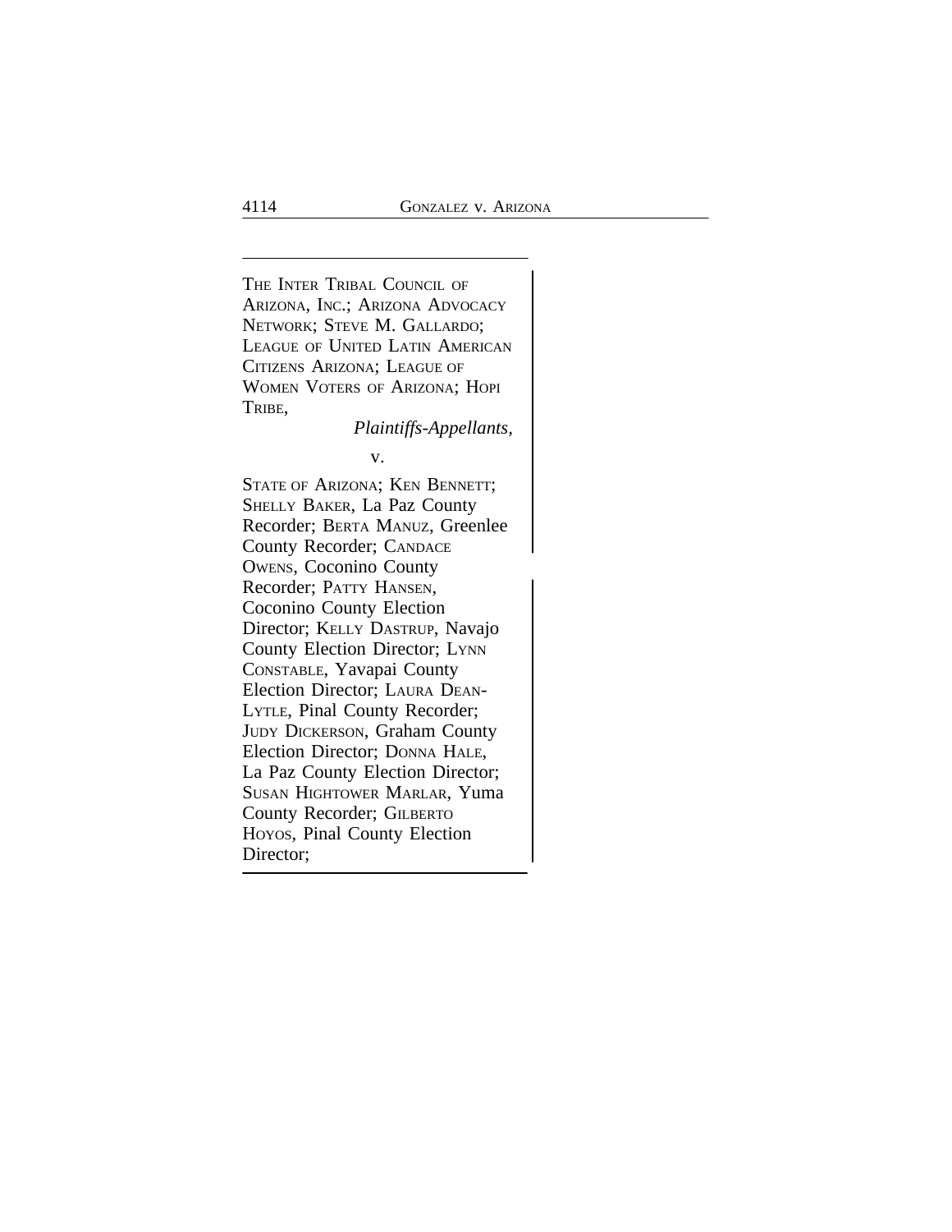THE INTER TRIBAL COUNCIL OF ARIZONA, INC.; ARIZONA ADVOCACY NETWORK; STEVE M. GALLARDO; LEAGUE OF UNITED LATIN AMERICAN CITIZENS ARIZONA; LEAGUE OF WOMEN VOTERS OF ARIZONA; HOPI TRIBE,

*Plaintiffs-Appellants,*

v.

STATE OF ARIZONA; KEN BENNETT; SHELLY BAKER, La Paz County Recorder; BERTA MANUZ, Greenlee County Recorder; CANDACE OWENS, Coconino County Recorder; PATTY HANSEN, Coconino County Election Director; KELLY DASTRUP, Navajo County Election Director; LYNN CONSTABLE, Yavapai County Election Director; LAURA DEAN-LYTLE, Pinal County Recorder; JUDY DICKERSON, Graham County Election Director; DONNA HALE, La Paz County Election Director; SUSAN HIGHTOWER MARLAR, Yuma County Recorder; GILBERTO HOYOS, Pinal County Election Director;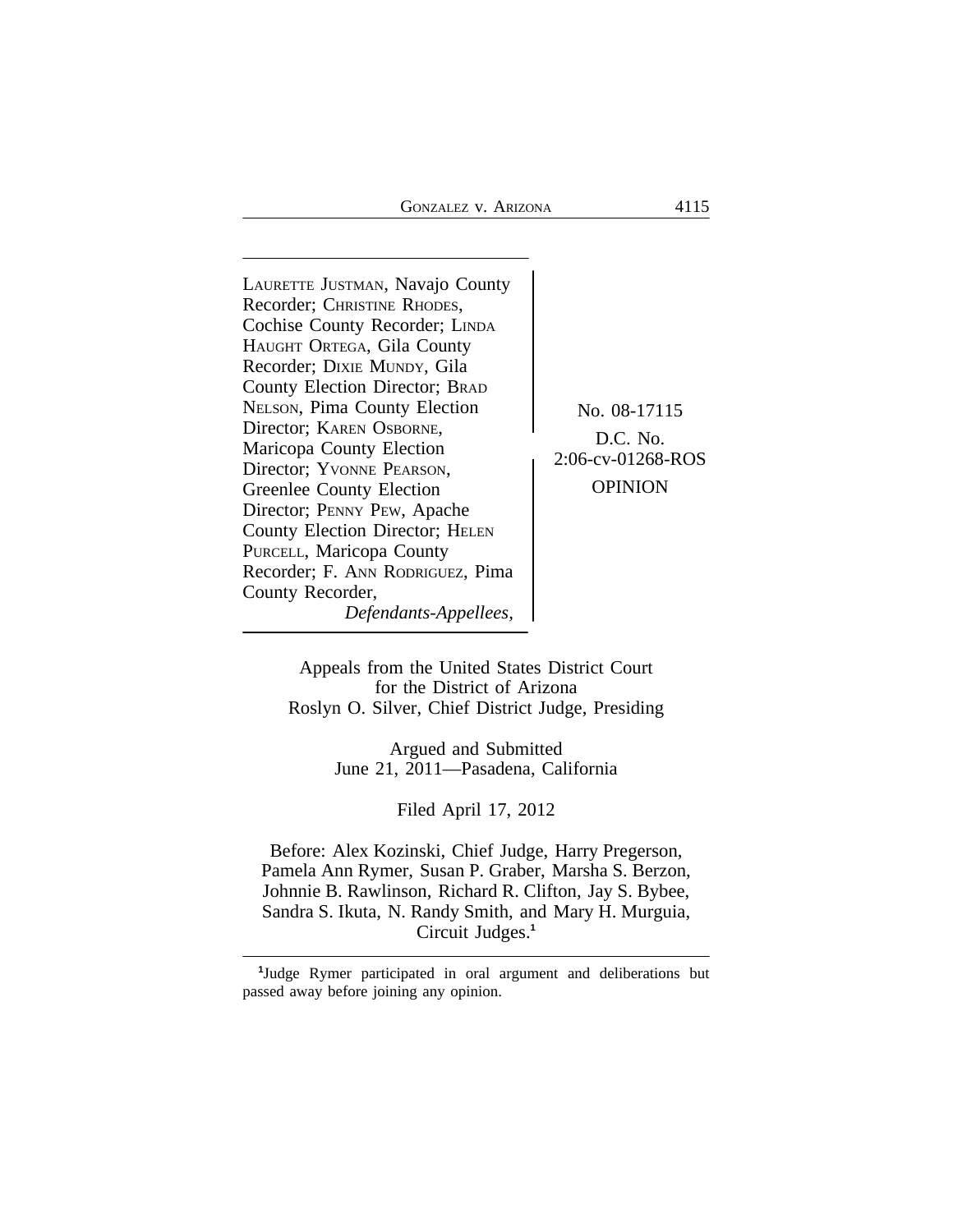LAURETTE JUSTMAN, Navajo County Recorder; CHRISTINE RHODES, Cochise County Recorder; LINDA HAUGHT ORTEGA, Gila County Recorder; DIXIE MUNDY, Gila County Election Director; BRAD NELSON, Pima County Election Director; KAREN OSBORNE, Maricopa County Election Director; YVONNE PEARSON, Greenlee County Election Director; PENNY PEW, Apache County Election Director; HELEN PURCELL, Maricopa County Recorder; F. ANN RODRIGUEZ, Pima County Recorder,

*Defendants-Appellees,*

No. 08-17115

D.C. No. 2:06-cv-01268-ROS

OPINION

Appeals from the United States District Court for the District of Arizona
Roslyn O. Silver, Chief District Judge, Presiding

Argued and Submitted
June 21, 2011—Pasadena, California

Filed April 17, 2012

Before: Alex Kozinski, Chief Judge, Harry Pregerson, Pamela Ann Rymer, Susan P. Graber, Marsha S. Berzon, Johnnie B. Rawlinson, Richard R. Clifton, Jay S. Bybee, Sandra S. Ikuta, N. Randy Smith, and Mary H. Murguia, Circuit Judges.[1]

---

[1]Judge Rymer participated in oral argument and deliberations but passed away before joining any opinion.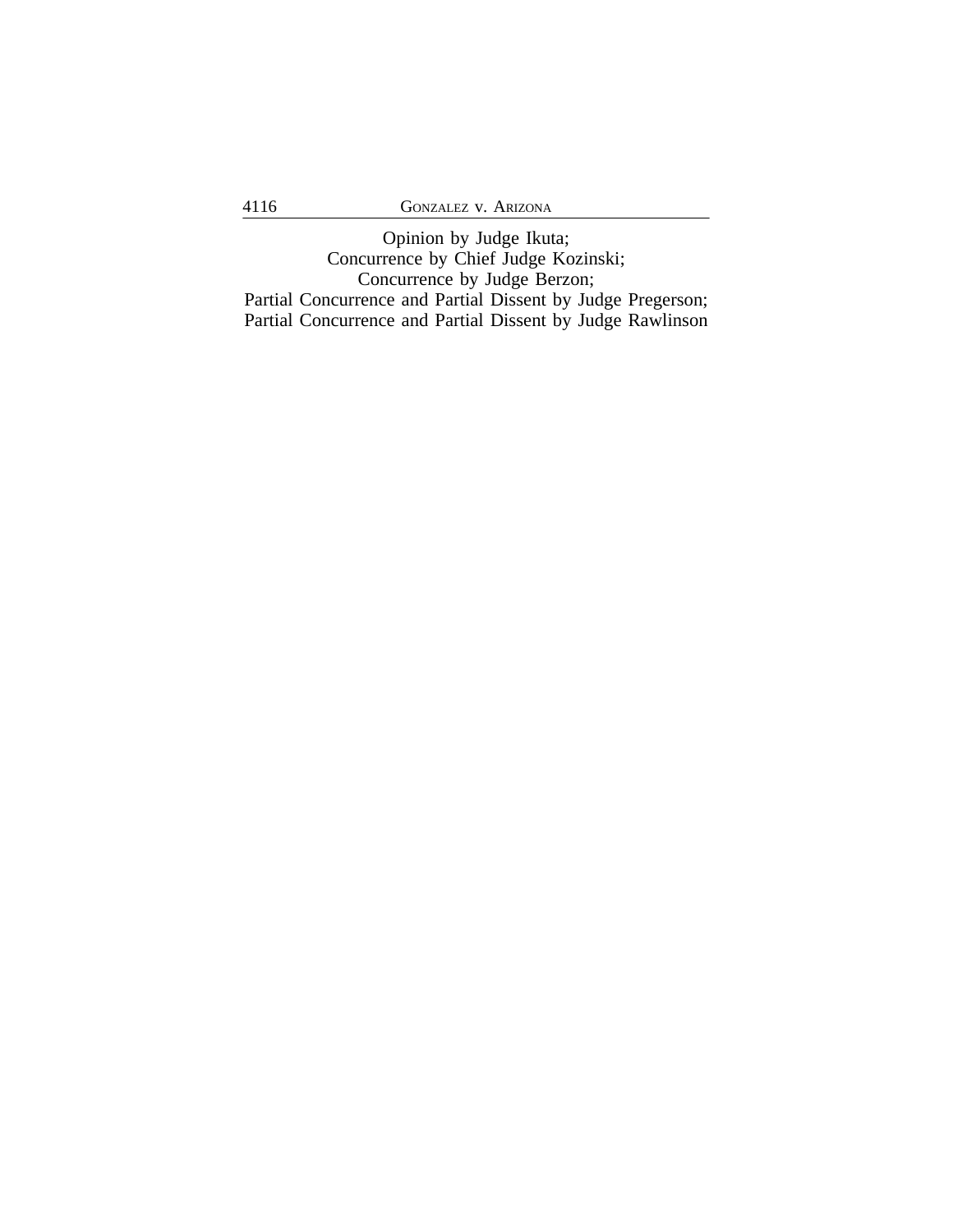Opinion by Judge Ikuta;
Concurrence by Chief Judge Kozinski;
Concurrence by Judge Berzon;
Partial Concurrence and Partial Dissent by Judge Pregerson;
Partial Concurrence and Partial Dissent by Judge Rawlinson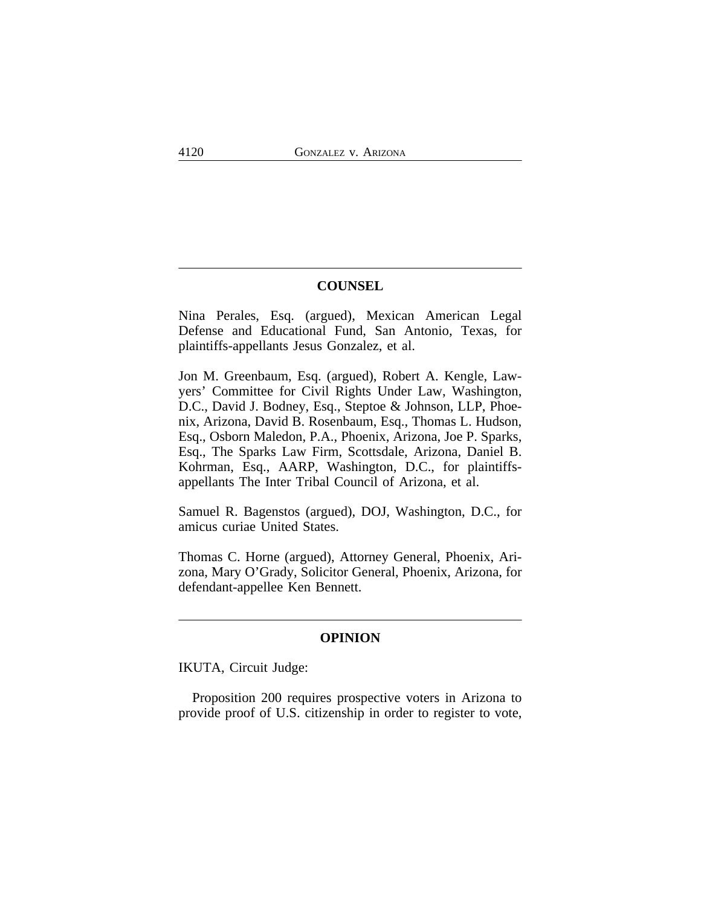## COUNSEL

Nina Perales, Esq. (argued), Mexican American Legal Defense and Educational Fund, San Antonio, Texas, for plaintiffs-appellants Jesus Gonzalez, et al.

Jon M. Greenbaum, Esq. (argued), Robert A. Kengle, Lawyers' Committee for Civil Rights Under Law, Washington, D.C., David J. Bodney, Esq., Steptoe & Johnson, LLP, Phoenix, Arizona, David B. Rosenbaum, Esq., Thomas L. Hudson, Esq., Osborn Maledon, P.A., Phoenix, Arizona, Joe P. Sparks, Esq., The Sparks Law Firm, Scottsdale, Arizona, Daniel B. Kohrman, Esq., AARP, Washington, D.C., for plaintiffs-appellants The Inter Tribal Council of Arizona, et al.

Samuel R. Bagenstos (argued), DOJ, Washington, D.C., for amicus curiae United States.

Thomas C. Horne (argued), Attorney General, Phoenix, Arizona, Mary O'Grady, Solicitor General, Phoenix, Arizona, for defendant-appellee Ken Bennett.

## OPINION

IKUTA, Circuit Judge:

Proposition 200 requires prospective voters in Arizona to provide proof of U.S. citizenship in order to register to vote,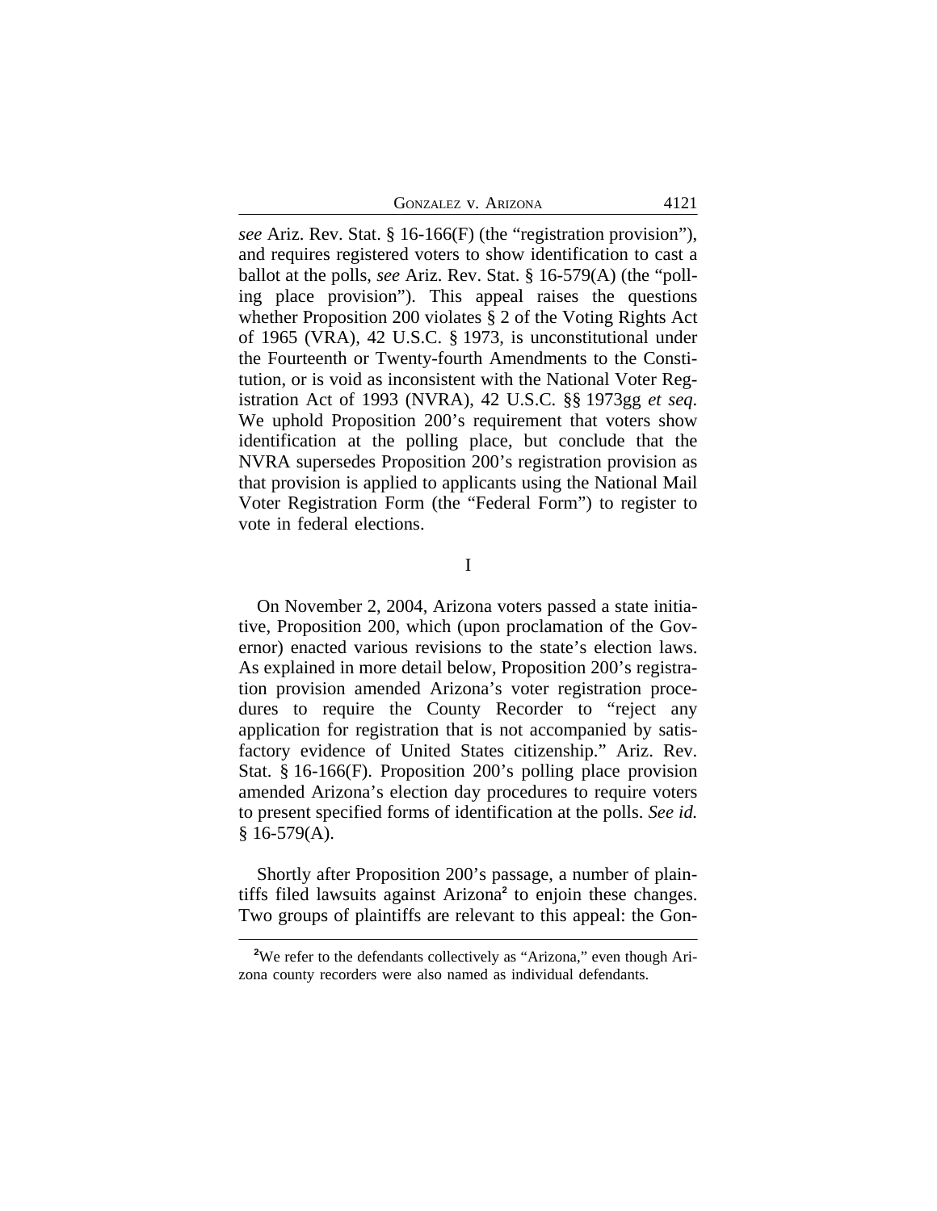*see* Ariz. Rev. Stat. § 16-166(F) (the "registration provision"), and requires registered voters to show identification to cast a ballot at the polls, *see* Ariz. Rev. Stat. § 16-579(A) (the "polling place provision"). This appeal raises the questions whether Proposition 200 violates § 2 of the Voting Rights Act of 1965 (VRA), 42 U.S.C. § 1973, is unconstitutional under the Fourteenth or Twenty-fourth Amendments to the Constitution, or is void as inconsistent with the National Voter Registration Act of 1993 (NVRA), 42 U.S.C. §§ 1973gg *et seq*. We uphold Proposition 200's requirement that voters show identification at the polling place, but conclude that the NVRA supersedes Proposition 200's registration provision as that provision is applied to applicants using the National Mail Voter Registration Form (the "Federal Form") to register to vote in federal elections.

## I

On November 2, 2004, Arizona voters passed a state initiative, Proposition 200, which (upon proclamation of the Governor) enacted various revisions to the state's election laws. As explained in more detail below, Proposition 200's registration provision amended Arizona's voter registration procedures to require the County Recorder to "reject any application for registration that is not accompanied by satisfactory evidence of United States citizenship." Ariz. Rev. Stat. § 16-166(F). Proposition 200's polling place provision amended Arizona's election day procedures to require voters to present specified forms of identification at the polls. *See id.* § 16-579(A).

Shortly after Proposition 200's passage, a number of plaintiffs filed lawsuits against Arizona[2] to enjoin these changes. Two groups of plaintiffs are relevant to this appeal: the Gon-

[2]We refer to the defendants collectively as "Arizona," even though Arizona county recorders were also named as individual defendants.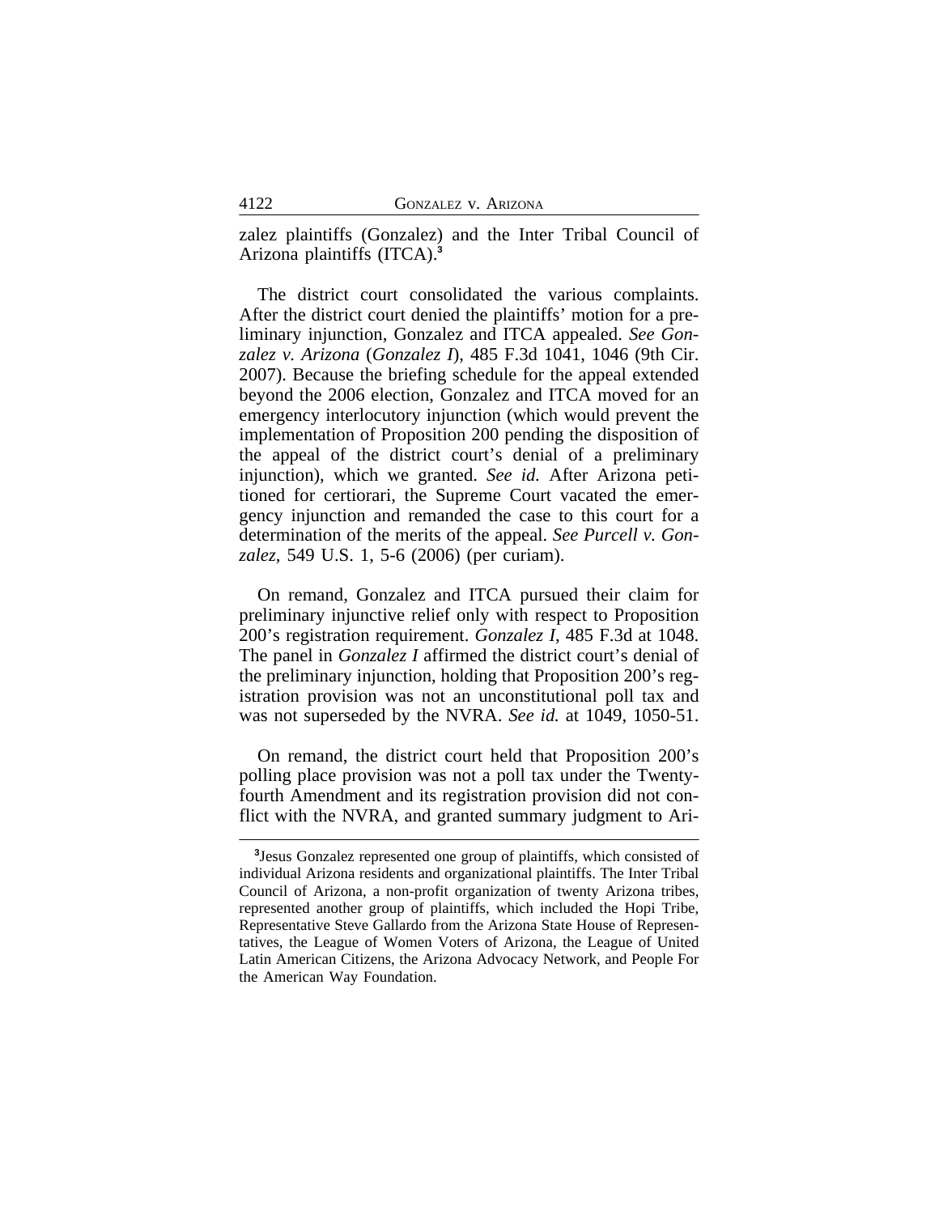zalez plaintiffs (Gonzalez) and the Inter Tribal Council of Arizona plaintiffs (ITCA).[3]

The district court consolidated the various complaints. After the district court denied the plaintiffs' motion for a preliminary injunction, Gonzalez and ITCA appealed. *See Gonzalez v. Arizona* (*Gonzalez I*), 485 F.3d 1041, 1046 (9th Cir. 2007). Because the briefing schedule for the appeal extended beyond the 2006 election, Gonzalez and ITCA moved for an emergency interlocutory injunction (which would prevent the implementation of Proposition 200 pending the disposition of the appeal of the district court's denial of a preliminary injunction), which we granted. *See id.* After Arizona petitioned for certiorari, the Supreme Court vacated the emergency injunction and remanded the case to this court for a determination of the merits of the appeal. *See Purcell v. Gonzalez*, 549 U.S. 1, 5-6 (2006) (per curiam).

On remand, Gonzalez and ITCA pursued their claim for preliminary injunctive relief only with respect to Proposition 200's registration requirement. *Gonzalez I*, 485 F.3d at 1048. The panel in *Gonzalez I* affirmed the district court's denial of the preliminary injunction, holding that Proposition 200's registration provision was not an unconstitutional poll tax and was not superseded by the NVRA. *See id.* at 1049, 1050-51.

On remand, the district court held that Proposition 200's polling place provision was not a poll tax under the Twenty-fourth Amendment and its registration provision did not conflict with the NVRA, and granted summary judgment to Ari-

[3]Jesus Gonzalez represented one group of plaintiffs, which consisted of individual Arizona residents and organizational plaintiffs. The Inter Tribal Council of Arizona, a non-profit organization of twenty Arizona tribes, represented another group of plaintiffs, which included the Hopi Tribe, Representative Steve Gallardo from the Arizona State House of Representatives, the League of Women Voters of Arizona, the League of United Latin American Citizens, the Arizona Advocacy Network, and People For the American Way Foundation.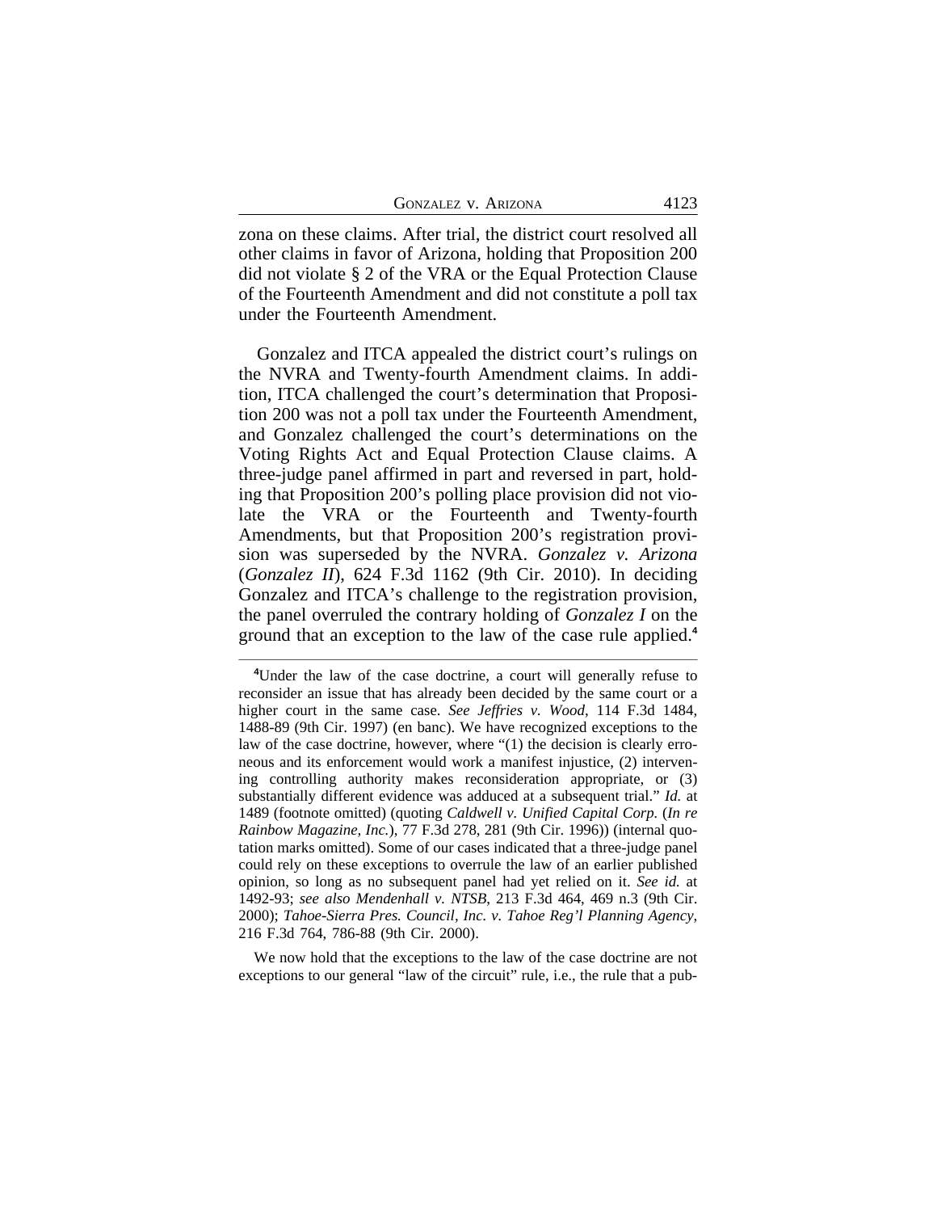zona on these claims. After trial, the district court resolved all other claims in favor of Arizona, holding that Proposition 200 did not violate § 2 of the VRA or the Equal Protection Clause of the Fourteenth Amendment and did not constitute a poll tax under the Fourteenth Amendment.

Gonzalez and ITCA appealed the district court's rulings on the NVRA and Twenty-fourth Amendment claims. In addition, ITCA challenged the court's determination that Proposition 200 was not a poll tax under the Fourteenth Amendment, and Gonzalez challenged the court's determinations on the Voting Rights Act and Equal Protection Clause claims. A three-judge panel affirmed in part and reversed in part, holding that Proposition 200's polling place provision did not violate the VRA or the Fourteenth and Twenty-fourth Amendments, but that Proposition 200's registration provision was superseded by the NVRA. *Gonzalez v. Arizona* (*Gonzalez II*), 624 F.3d 1162 (9th Cir. 2010). In deciding Gonzalez and ITCA's challenge to the registration provision, the panel overruled the contrary holding of *Gonzalez I* on the ground that an exception to the law of the case rule applied.[4]

[4]Under the law of the case doctrine, a court will generally refuse to reconsider an issue that has already been decided by the same court or a higher court in the same case. *See Jeffries v. Wood*, 114 F.3d 1484, 1488-89 (9th Cir. 1997) (en banc). We have recognized exceptions to the law of the case doctrine, however, where "(1) the decision is clearly erroneous and its enforcement would work a manifest injustice, (2) intervening controlling authority makes reconsideration appropriate, or (3) substantially different evidence was adduced at a subsequent trial." *Id.* at 1489 (footnote omitted) (quoting *Caldwell v. Unified Capital Corp.* (*In re Rainbow Magazine, Inc.*), 77 F.3d 278, 281 (9th Cir. 1996)) (internal quotation marks omitted). Some of our cases indicated that a three-judge panel could rely on these exceptions to overrule the law of an earlier published opinion, so long as no subsequent panel had yet relied on it. *See id.* at 1492-93; *see also Mendenhall v. NTSB*, 213 F.3d 464, 469 n.3 (9th Cir. 2000); *Tahoe-Sierra Pres. Council, Inc. v. Tahoe Reg'l Planning Agency,* 216 F.3d 764, 786-88 (9th Cir. 2000).

We now hold that the exceptions to the law of the case doctrine are not exceptions to our general "law of the circuit" rule, i.e., the rule that a pub-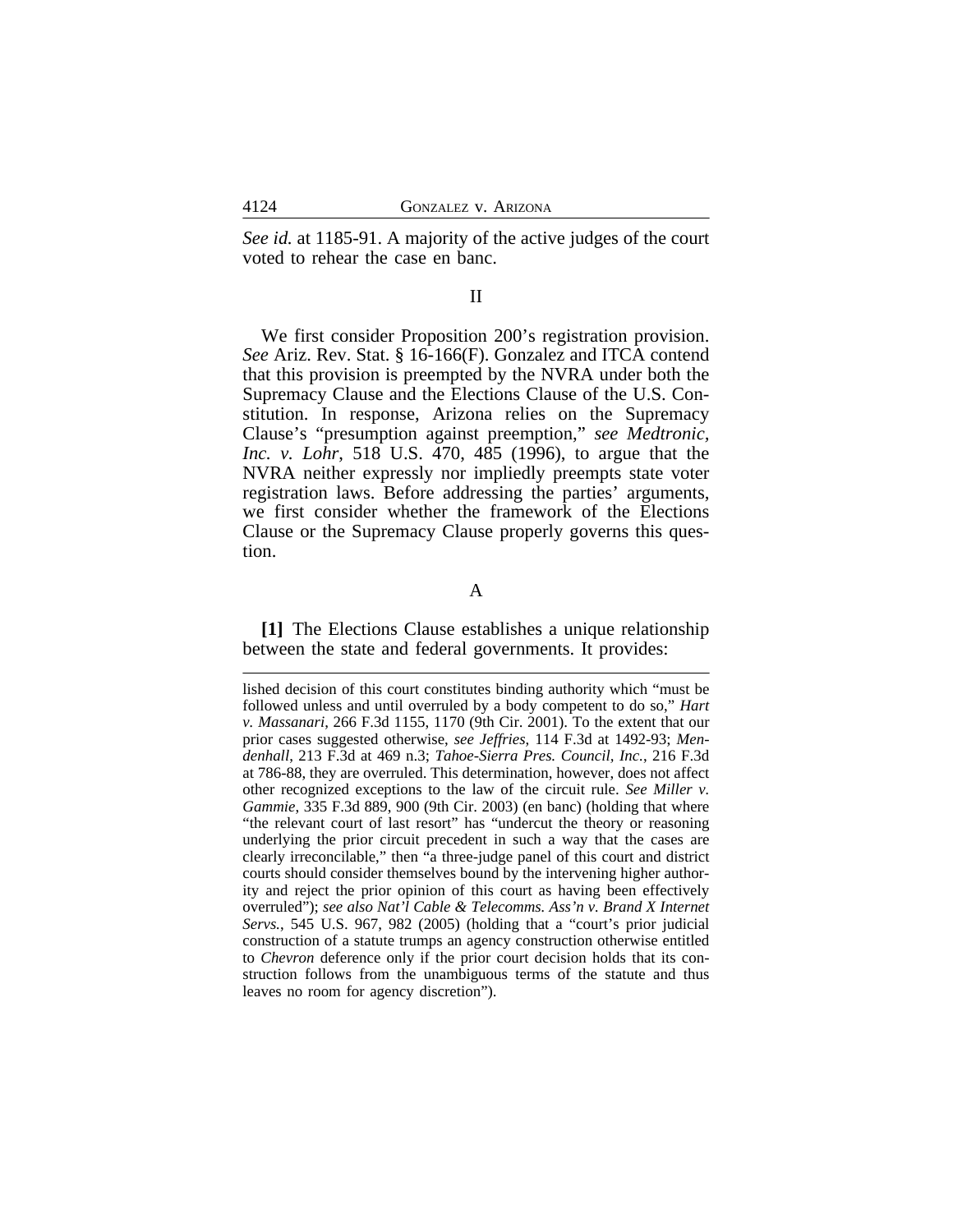*See id.* at 1185-91. A majority of the active judges of the court voted to rehear the case en banc.

II

We first consider Proposition 200's registration provision. *See* Ariz. Rev. Stat. § 16-166(F). Gonzalez and ITCA contend that this provision is preempted by the NVRA under both the Supremacy Clause and the Elections Clause of the U.S. Constitution. In response, Arizona relies on the Supremacy Clause's "presumption against preemption," *see Medtronic, Inc. v. Lohr*, 518 U.S. 470, 485 (1996), to argue that the NVRA neither expressly nor impliedly preempts state voter registration laws. Before addressing the parties' arguments, we first consider whether the framework of the Elections Clause or the Supremacy Clause properly governs this question.

A

**[1]** The Elections Clause establishes a unique relationship between the state and federal governments. It provides:

---

lished decision of this court constitutes binding authority which "must be followed unless and until overruled by a body competent to do so," *Hart v. Massanari*, 266 F.3d 1155, 1170 (9th Cir. 2001). To the extent that our prior cases suggested otherwise, *see Jeffries*, 114 F.3d at 1492-93; *Mendenhall*, 213 F.3d at 469 n.3; *Tahoe-Sierra Pres. Council, Inc.*, 216 F.3d at 786-88, they are overruled. This determination, however, does not affect other recognized exceptions to the law of the circuit rule. *See Miller v. Gammie*, 335 F.3d 889, 900 (9th Cir. 2003) (en banc) (holding that where "the relevant court of last resort" has "undercut the theory or reasoning underlying the prior circuit precedent in such a way that the cases are clearly irreconcilable," then "a three-judge panel of this court and district courts should consider themselves bound by the intervening higher authority and reject the prior opinion of this court as having been effectively overruled"); *see also Nat'l Cable & Telecomms. Ass'n v. Brand X Internet Servs.*, 545 U.S. 967, 982 (2005) (holding that a "court's prior judicial construction of a statute trumps an agency construction otherwise entitled to *Chevron* deference only if the prior court decision holds that its construction follows from the unambiguous terms of the statute and thus leaves no room for agency discretion").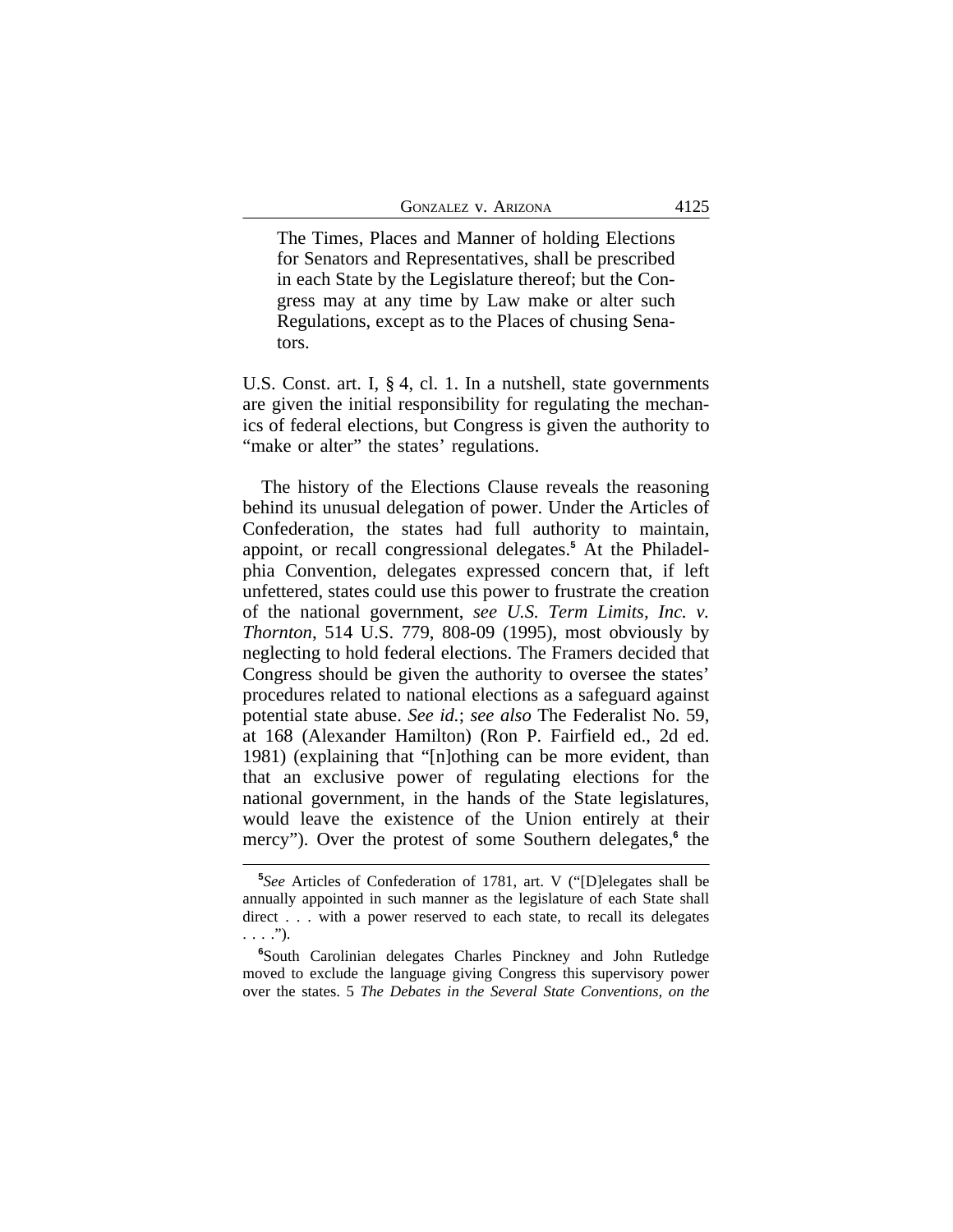> The Times, Places and Manner of holding Elections for Senators and Representatives, shall be prescribed in each State by the Legislature thereof; but the Congress may at any time by Law make or alter such Regulations, except as to the Places of chusing Senators.

U.S. Const. art. I, § 4, cl. 1. In a nutshell, state governments are given the initial responsibility for regulating the mechanics of federal elections, but Congress is given the authority to "make or alter" the states' regulations.

The history of the Elections Clause reveals the reasoning behind its unusual delegation of power. Under the Articles of Confederation, the states had full authority to maintain, appoint, or recall congressional delegates.[5] At the Philadelphia Convention, delegates expressed concern that, if left unfettered, states could use this power to frustrate the creation of the national government, *see U.S. Term Limits, Inc. v. Thornton*, 514 U.S. 779, 808-09 (1995), most obviously by neglecting to hold federal elections. The Framers decided that Congress should be given the authority to oversee the states' procedures related to national elections as a safeguard against potential state abuse. *See id.*; *see also* The Federalist No. 59, at 168 (Alexander Hamilton) (Ron P. Fairfield ed., 2d ed. 1981) (explaining that "[n]othing can be more evident, than that an exclusive power of regulating elections for the national government, in the hands of the State legislatures, would leave the existence of the Union entirely at their mercy"). Over the protest of some Southern delegates,[6] the

---

[5]*See* Articles of Confederation of 1781, art. V ("[D]elegates shall be annually appointed in such manner as the legislature of each State shall direct . . . with a power reserved to each state, to recall its delegates . . . .").

[6]South Carolinian delegates Charles Pinckney and John Rutledge moved to exclude the language giving Congress this supervisory power over the states. 5 *The Debates in the Several State Conventions, on the*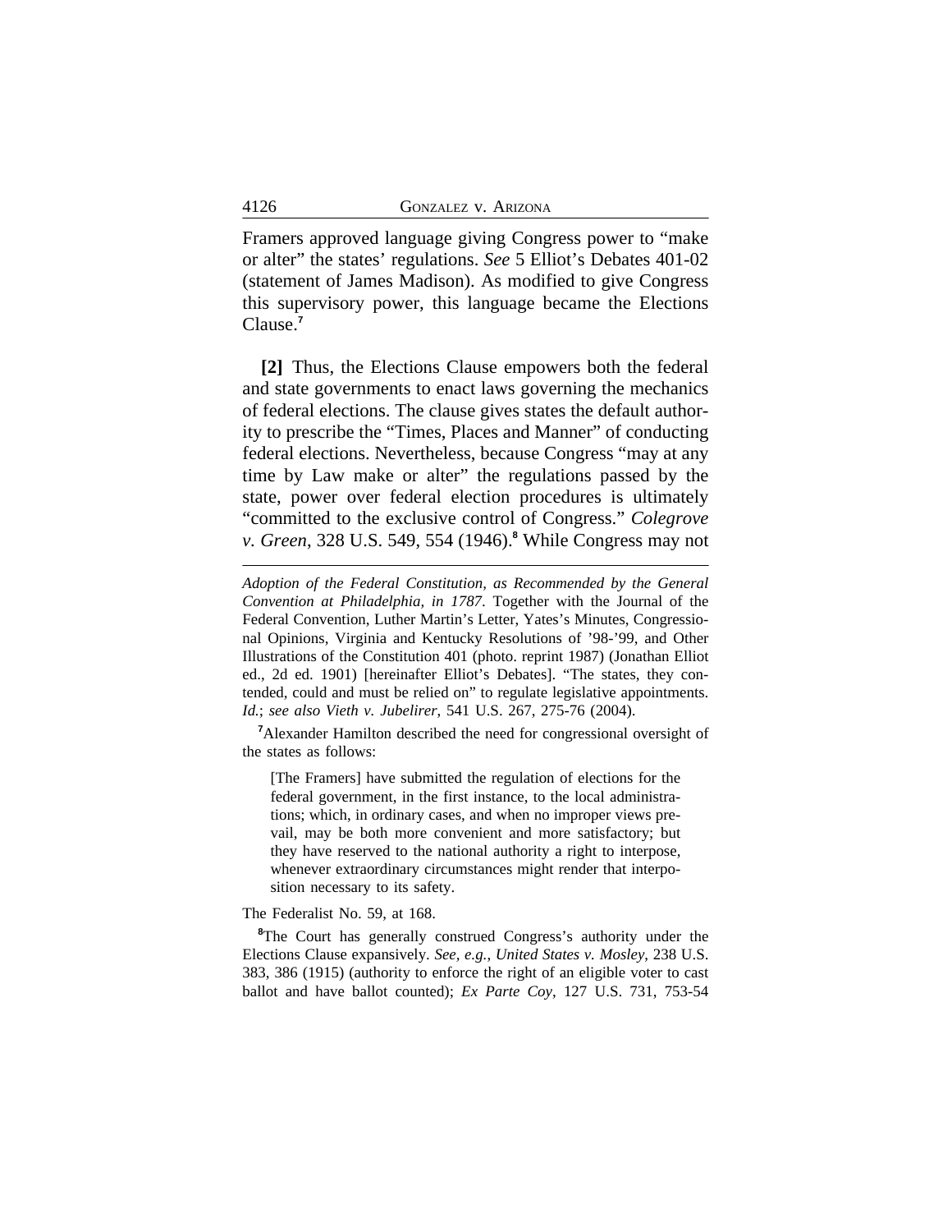Framers approved language giving Congress power to "make or alter" the states' regulations. *See* 5 Elliot's Debates 401-02 (statement of James Madison). As modified to give Congress this supervisory power, this language became the Elections Clause.[7]

**[2]** Thus, the Elections Clause empowers both the federal and state governments to enact laws governing the mechanics of federal elections. The clause gives states the default authority to prescribe the "Times, Places and Manner" of conducting federal elections. Nevertheless, because Congress "may at any time by Law make or alter" the regulations passed by the state, power over federal election procedures is ultimately "committed to the exclusive control of Congress." *Colegrove v. Green*, 328 U.S. 549, 554 (1946).[8] While Congress may not

---

*Adoption of the Federal Constitution, as Recommended by the General Convention at Philadelphia, in 1787*. Together with the Journal of the Federal Convention, Luther Martin's Letter, Yates's Minutes, Congressional Opinions, Virginia and Kentucky Resolutions of '98-'99, and Other Illustrations of the Constitution 401 (photo. reprint 1987) (Jonathan Elliot ed., 2d ed. 1901) [hereinafter Elliot's Debates]. "The states, they contended, could and must be relied on" to regulate legislative appointments. *Id.*; *see also Vieth v. Jubelirer*, 541 U.S. 267, 275-76 (2004).

[7]Alexander Hamilton described the need for congressional oversight of the states as follows:

> [The Framers] have submitted the regulation of elections for the federal government, in the first instance, to the local administrations; which, in ordinary cases, and when no improper views prevail, may be both more convenient and more satisfactory; but they have reserved to the national authority a right to interpose, whenever extraordinary circumstances might render that interposition necessary to its safety.

The Federalist No. 59, at 168.

[8]The Court has generally construed Congress's authority under the Elections Clause expansively. *See, e.g., United States v. Mosley*, 238 U.S. 383, 386 (1915) (authority to enforce the right of an eligible voter to cast ballot and have ballot counted); *Ex Parte Coy*, 127 U.S. 731, 753-54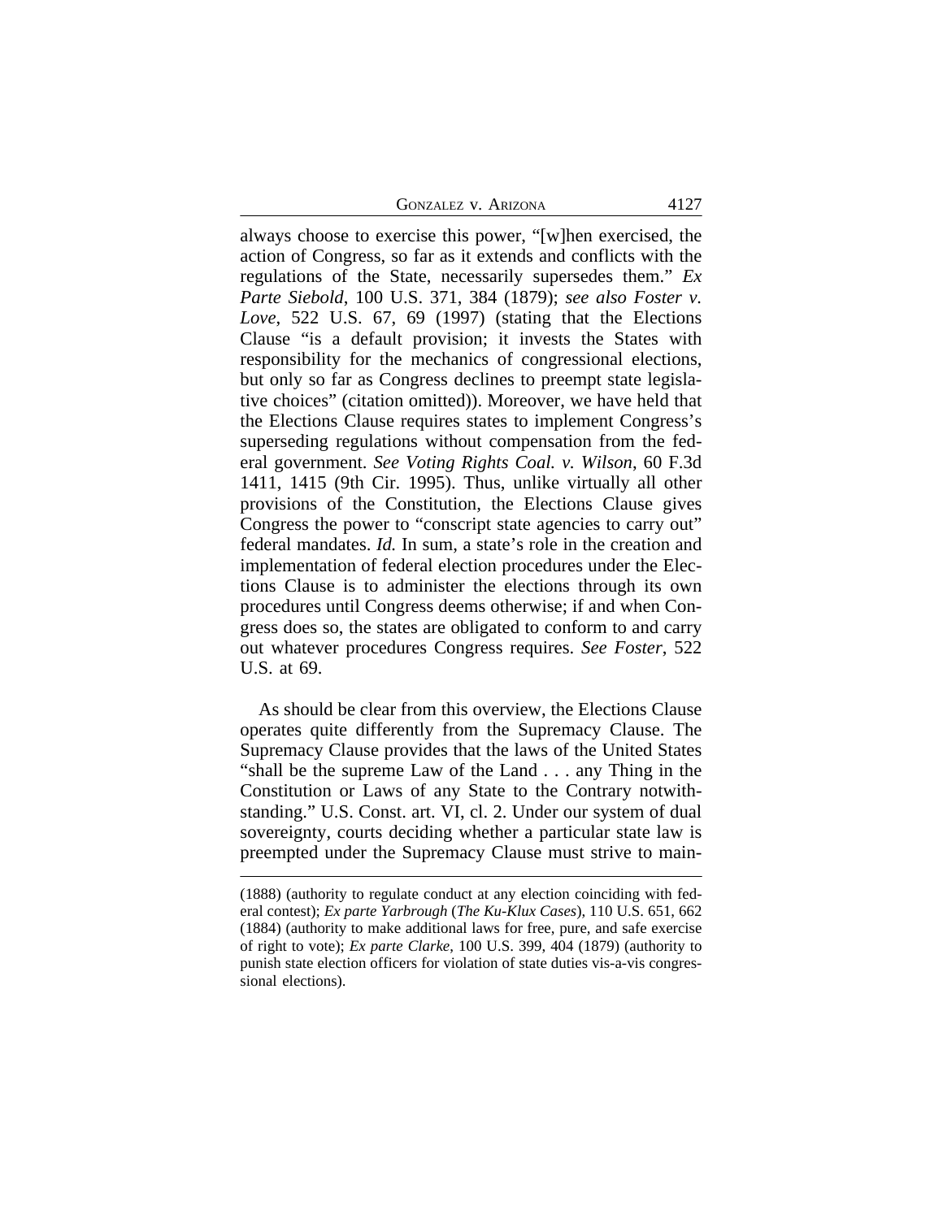always choose to exercise this power, "[w]hen exercised, the action of Congress, so far as it extends and conflicts with the regulations of the State, necessarily supersedes them." *Ex Parte Siebold*, 100 U.S. 371, 384 (1879); *see also Foster v. Love*, 522 U.S. 67, 69 (1997) (stating that the Elections Clause "is a default provision; it invests the States with responsibility for the mechanics of congressional elections, but only so far as Congress declines to preempt state legislative choices" (citation omitted)). Moreover, we have held that the Elections Clause requires states to implement Congress's superseding regulations without compensation from the federal government. *See Voting Rights Coal. v. Wilson*, 60 F.3d 1411, 1415 (9th Cir. 1995). Thus, unlike virtually all other provisions of the Constitution, the Elections Clause gives Congress the power to "conscript state agencies to carry out" federal mandates. *Id.* In sum, a state's role in the creation and implementation of federal election procedures under the Elections Clause is to administer the elections through its own procedures until Congress deems otherwise; if and when Congress does so, the states are obligated to conform to and carry out whatever procedures Congress requires. *See Foster*, 522 U.S. at 69.

As should be clear from this overview, the Elections Clause operates quite differently from the Supremacy Clause. The Supremacy Clause provides that the laws of the United States "shall be the supreme Law of the Land . . . any Thing in the Constitution or Laws of any State to the Contrary notwithstanding." U.S. Const. art. VI, cl. 2. Under our system of dual sovereignty, courts deciding whether a particular state law is preempted under the Supremacy Clause must strive to main-

(1888) (authority to regulate conduct at any election coinciding with federal contest); *Ex parte Yarbrough* (*The Ku-Klux Cases*), 110 U.S. 651, 662 (1884) (authority to make additional laws for free, pure, and safe exercise of right to vote); *Ex parte Clarke*, 100 U.S. 399, 404 (1879) (authority to punish state election officers for violation of state duties vis-a-vis congressional elections).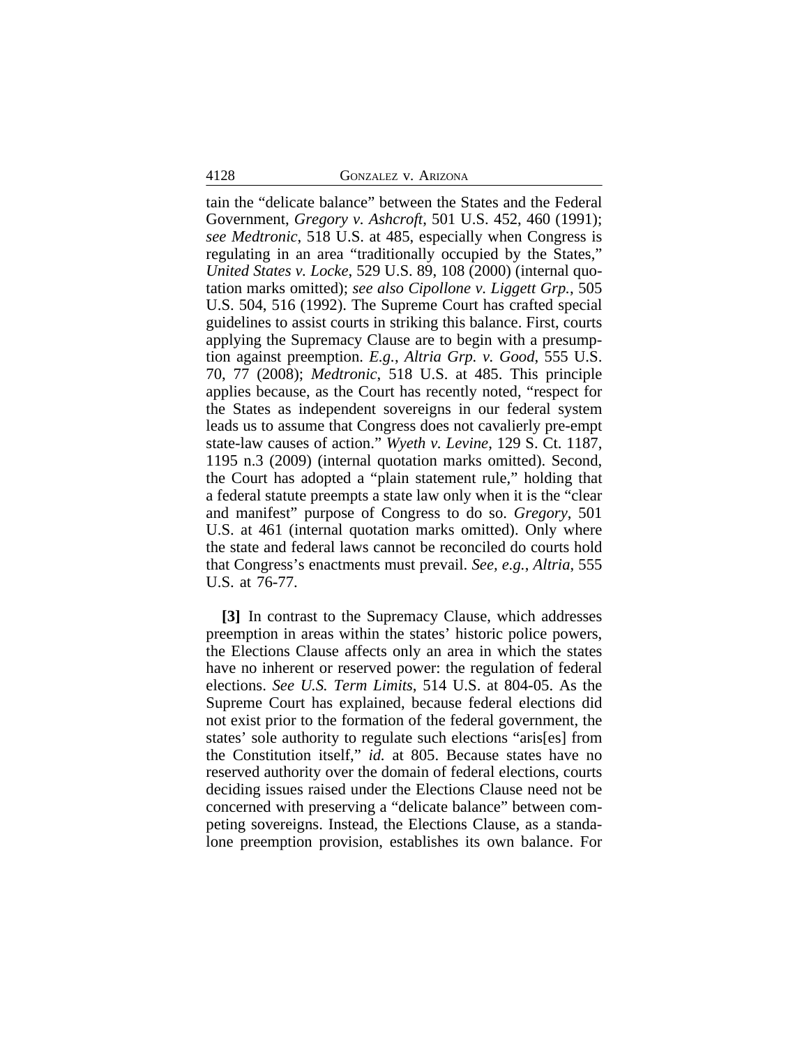tain the "delicate balance" between the States and the Federal Government, *Gregory v. Ashcroft*, 501 U.S. 452, 460 (1991); *see Medtronic*, 518 U.S. at 485, especially when Congress is regulating in an area "traditionally occupied by the States," *United States v. Locke*, 529 U.S. 89, 108 (2000) (internal quotation marks omitted); *see also Cipollone v. Liggett Grp.*, 505 U.S. 504, 516 (1992). The Supreme Court has crafted special guidelines to assist courts in striking this balance. First, courts applying the Supremacy Clause are to begin with a presumption against preemption. *E.g.*, *Altria Grp. v. Good*, 555 U.S. 70, 77 (2008); *Medtronic*, 518 U.S. at 485. This principle applies because, as the Court has recently noted, "respect for the States as independent sovereigns in our federal system leads us to assume that Congress does not cavalierly pre-empt state-law causes of action." *Wyeth v. Levine*, 129 S. Ct. 1187, 1195 n.3 (2009) (internal quotation marks omitted). Second, the Court has adopted a "plain statement rule," holding that a federal statute preempts a state law only when it is the "clear and manifest" purpose of Congress to do so. *Gregory*, 501 U.S. at 461 (internal quotation marks omitted). Only where the state and federal laws cannot be reconciled do courts hold that Congress's enactments must prevail. *See, e.g.*, *Altria*, 555 U.S. at 76-77.

**[3]** In contrast to the Supremacy Clause, which addresses preemption in areas within the states' historic police powers, the Elections Clause affects only an area in which the states have no inherent or reserved power: the regulation of federal elections. *See U.S. Term Limits*, 514 U.S. at 804-05. As the Supreme Court has explained, because federal elections did not exist prior to the formation of the federal government, the states' sole authority to regulate such elections "aris[es] from the Constitution itself," *id.* at 805. Because states have no reserved authority over the domain of federal elections, courts deciding issues raised under the Elections Clause need not be concerned with preserving a "delicate balance" between competing sovereigns. Instead, the Elections Clause, as a standalone preemption provision, establishes its own balance. For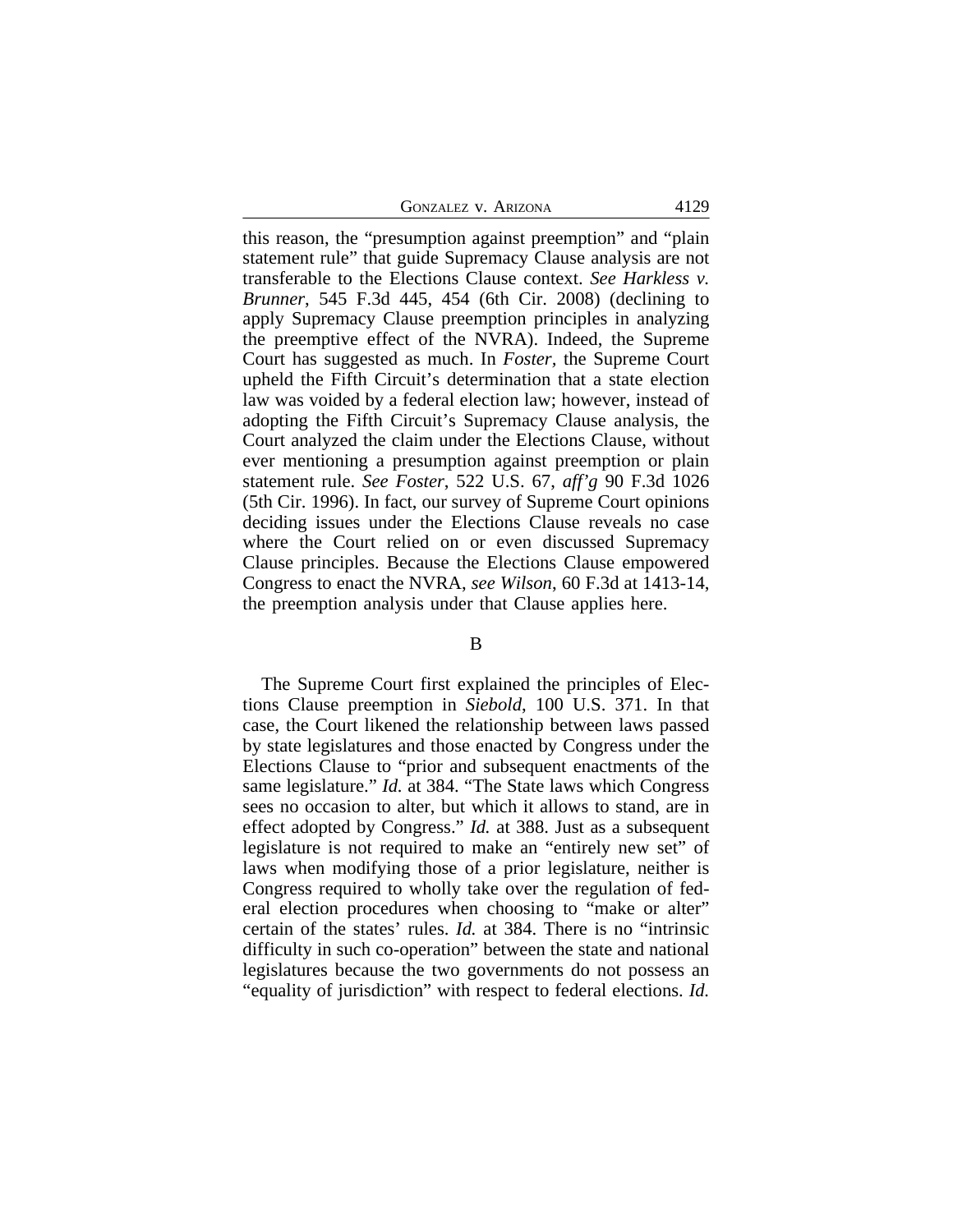this reason, the "presumption against preemption" and "plain statement rule" that guide Supremacy Clause analysis are not transferable to the Elections Clause context. *See Harkless v. Brunner*, 545 F.3d 445, 454 (6th Cir. 2008) (declining to apply Supremacy Clause preemption principles in analyzing the preemptive effect of the NVRA). Indeed, the Supreme Court has suggested as much. In *Foster*, the Supreme Court upheld the Fifth Circuit's determination that a state election law was voided by a federal election law; however, instead of adopting the Fifth Circuit's Supremacy Clause analysis, the Court analyzed the claim under the Elections Clause, without ever mentioning a presumption against preemption or plain statement rule. *See Foster*, 522 U.S. 67, *aff'g* 90 F.3d 1026 (5th Cir. 1996). In fact, our survey of Supreme Court opinions deciding issues under the Elections Clause reveals no case where the Court relied on or even discussed Supremacy Clause principles. Because the Elections Clause empowered Congress to enact the NVRA, *see Wilson*, 60 F.3d at 1413-14, the preemption analysis under that Clause applies here.

B

The Supreme Court first explained the principles of Elections Clause preemption in *Siebold*, 100 U.S. 371. In that case, the Court likened the relationship between laws passed by state legislatures and those enacted by Congress under the Elections Clause to "prior and subsequent enactments of the same legislature." *Id.* at 384. "The State laws which Congress sees no occasion to alter, but which it allows to stand, are in effect adopted by Congress." *Id.* at 388. Just as a subsequent legislature is not required to make an "entirely new set" of laws when modifying those of a prior legislature, neither is Congress required to wholly take over the regulation of federal election procedures when choosing to "make or alter" certain of the states' rules. *Id.* at 384. There is no "intrinsic difficulty in such co-operation" between the state and national legislatures because the two governments do not possess an "equality of jurisdiction" with respect to federal elections. *Id.*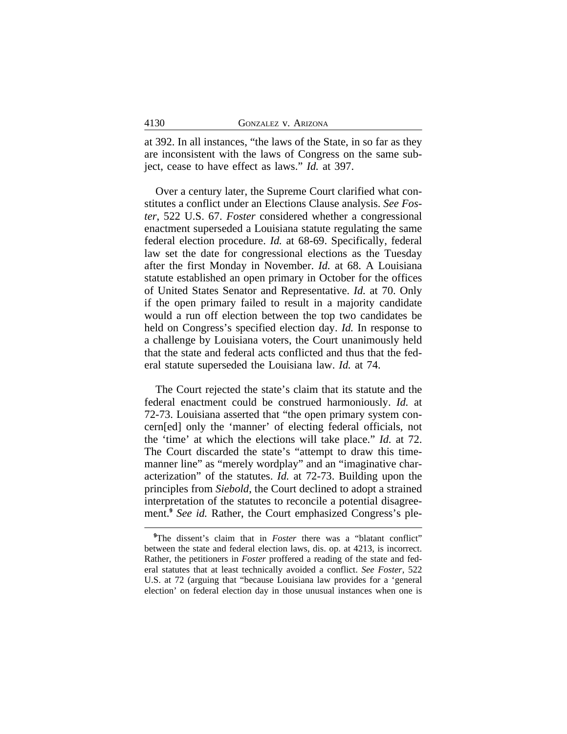at 392. In all instances, "the laws of the State, in so far as they are inconsistent with the laws of Congress on the same subject, cease to have effect as laws." *Id.* at 397.

Over a century later, the Supreme Court clarified what constitutes a conflict under an Elections Clause analysis. *See Foster*, 522 U.S. 67. *Foster* considered whether a congressional enactment superseded a Louisiana statute regulating the same federal election procedure. *Id.* at 68-69. Specifically, federal law set the date for congressional elections as the Tuesday after the first Monday in November. *Id.* at 68. A Louisiana statute established an open primary in October for the offices of United States Senator and Representative. *Id.* at 70. Only if the open primary failed to result in a majority candidate would a run off election between the top two candidates be held on Congress's specified election day. *Id.* In response to a challenge by Louisiana voters, the Court unanimously held that the state and federal acts conflicted and thus that the federal statute superseded the Louisiana law. *Id.* at 74.

The Court rejected the state's claim that its statute and the federal enactment could be construed harmoniously. *Id.* at 72-73. Louisiana asserted that "the open primary system concern[ed] only the 'manner' of electing federal officials, not the 'time' at which the elections will take place." *Id.* at 72. The Court discarded the state's "attempt to draw this time-manner line" as "merely wordplay" and an "imaginative characterization" of the statutes. *Id.* at 72-73. Building upon the principles from *Siebold*, the Court declined to adopt a strained interpretation of the statutes to reconcile a potential disagreement.[9] *See id.* Rather, the Court emphasized Congress's ple-

[9]The dissent's claim that in *Foster* there was a "blatant conflict" between the state and federal election laws, dis. op. at 4213, is incorrect. Rather, the petitioners in *Foster* proffered a reading of the state and federal statutes that at least technically avoided a conflict. *See Foster*, 522 U.S. at 72 (arguing that "because Louisiana law provides for a 'general election' on federal election day in those unusual instances when one is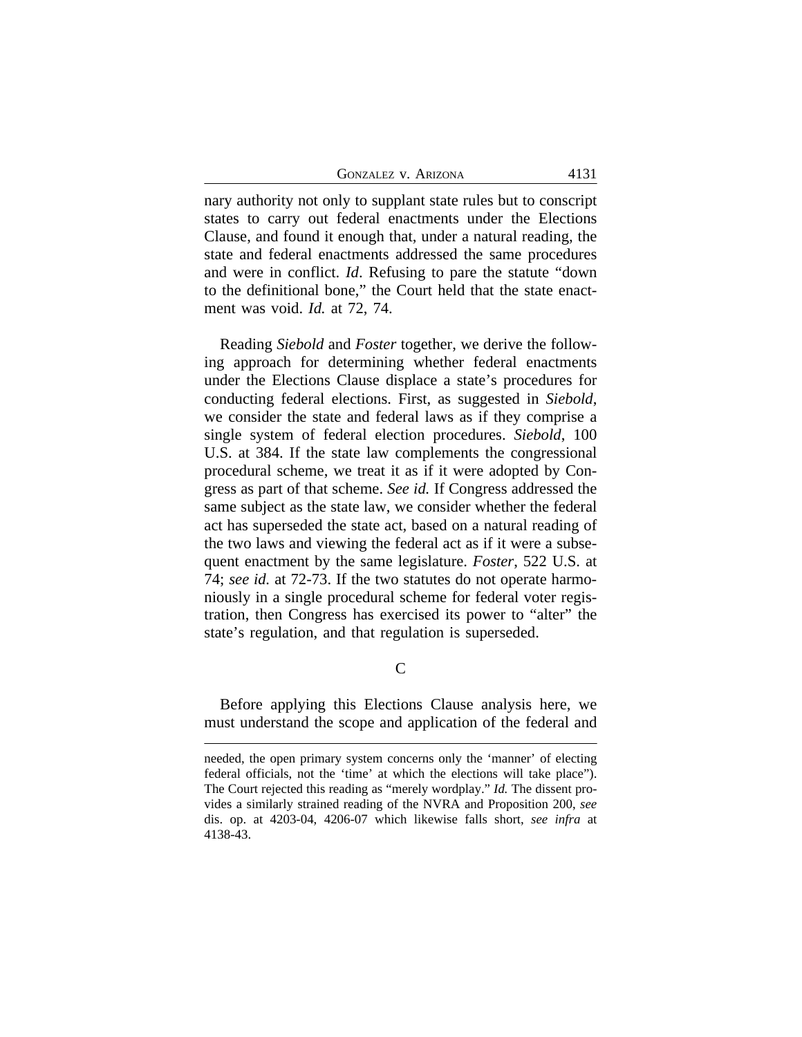nary authority not only to supplant state rules but to conscript states to carry out federal enactments under the Elections Clause, and found it enough that, under a natural reading, the state and federal enactments addressed the same procedures and were in conflict. *Id*. Refusing to pare the statute "down to the definitional bone," the Court held that the state enactment was void. *Id.* at 72, 74.

Reading *Siebold* and *Foster* together, we derive the following approach for determining whether federal enactments under the Elections Clause displace a state's procedures for conducting federal elections. First, as suggested in *Siebold*, we consider the state and federal laws as if they comprise a single system of federal election procedures. *Siebold*, 100 U.S. at 384. If the state law complements the congressional procedural scheme, we treat it as if it were adopted by Congress as part of that scheme. *See id.* If Congress addressed the same subject as the state law, we consider whether the federal act has superseded the state act, based on a natural reading of the two laws and viewing the federal act as if it were a subsequent enactment by the same legislature. *Foster*, 522 U.S. at 74; *see id.* at 72-73. If the two statutes do not operate harmoniously in a single procedural scheme for federal voter registration, then Congress has exercised its power to "alter" the state's regulation, and that regulation is superseded.

### C

Before applying this Elections Clause analysis here, we must understand the scope and application of the federal and

---

needed, the open primary system concerns only the 'manner' of electing federal officials, not the 'time' at which the elections will take place"). The Court rejected this reading as "merely wordplay." *Id.* The dissent provides a similarly strained reading of the NVRA and Proposition 200, *see* dis. op. at 4203-04, 4206-07 which likewise falls short, *see infra* at 4138-43.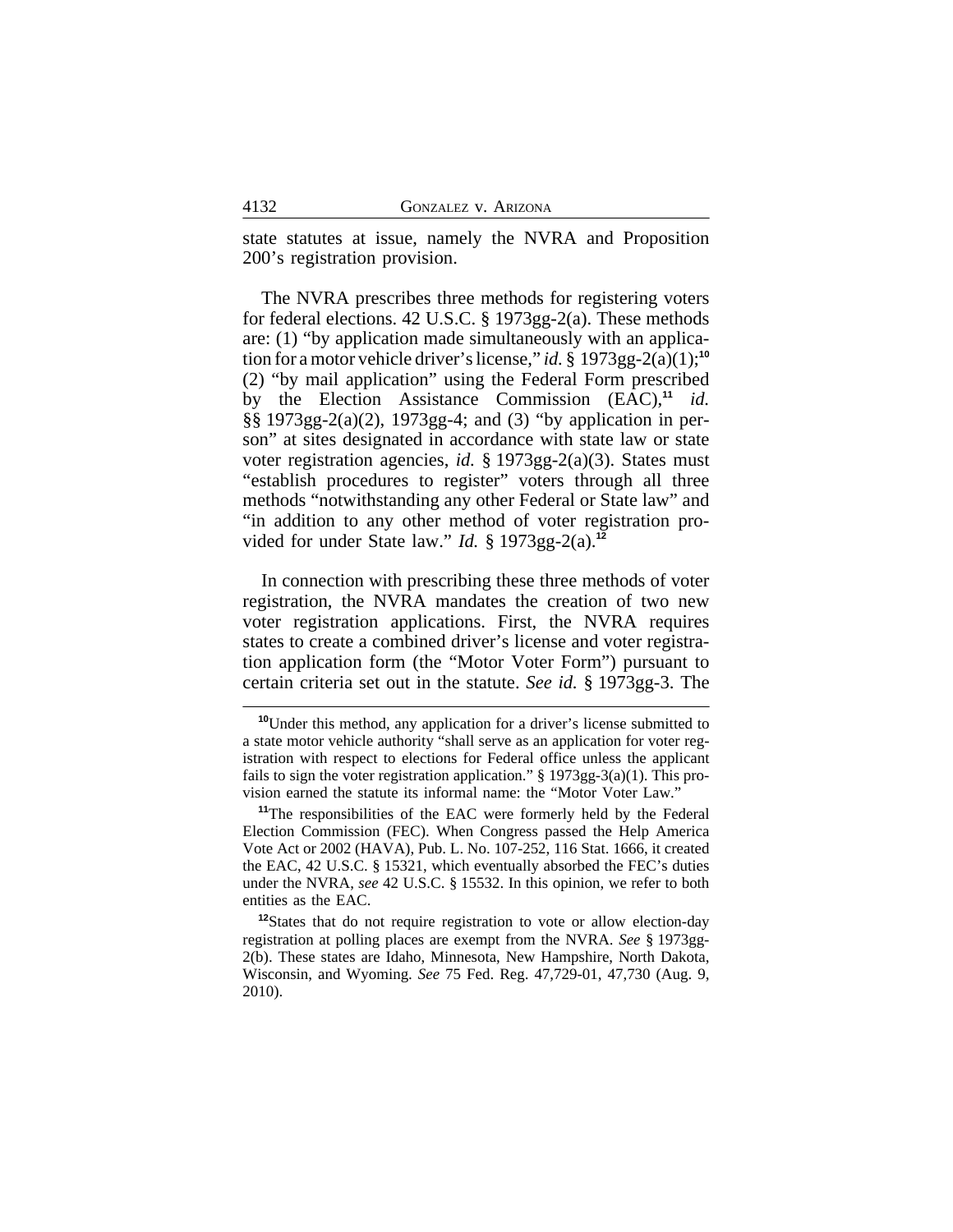state statutes at issue, namely the NVRA and Proposition 200's registration provision.

The NVRA prescribes three methods for registering voters for federal elections. 42 U.S.C. § 1973gg-2(a). These methods are: (1) "by application made simultaneously with an application for a motor vehicle driver's license," *id.* § 1973gg-2(a)(1);[10] (2) "by mail application" using the Federal Form prescribed by the Election Assistance Commission (EAC),[11] *id.* §§ 1973gg-2(a)(2), 1973gg-4; and (3) "by application in person" at sites designated in accordance with state law or state voter registration agencies, *id.* § 1973gg-2(a)(3). States must "establish procedures to register" voters through all three methods "notwithstanding any other Federal or State law" and "in addition to any other method of voter registration provided for under State law." *Id.* § 1973gg-2(a).[12]

In connection with prescribing these three methods of voter registration, the NVRA mandates the creation of two new voter registration applications. First, the NVRA requires states to create a combined driver's license and voter registration application form (the "Motor Voter Form") pursuant to certain criteria set out in the statute. *See id.* § 1973gg-3. The

---

[10]Under this method, any application for a driver's license submitted to a state motor vehicle authority "shall serve as an application for voter registration with respect to elections for Federal office unless the applicant fails to sign the voter registration application." § 1973gg-3(a)(1). This provision earned the statute its informal name: the "Motor Voter Law."

[11]The responsibilities of the EAC were formerly held by the Federal Election Commission (FEC). When Congress passed the Help America Vote Act or 2002 (HAVA), Pub. L. No. 107-252, 116 Stat. 1666, it created the EAC, 42 U.S.C. § 15321, which eventually absorbed the FEC's duties under the NVRA, *see* 42 U.S.C. § 15532. In this opinion, we refer to both entities as the EAC.

[12]States that do not require registration to vote or allow election-day registration at polling places are exempt from the NVRA. *See* § 1973gg-2(b). These states are Idaho, Minnesota, New Hampshire, North Dakota, Wisconsin, and Wyoming. *See* 75 Fed. Reg. 47,729-01, 47,730 (Aug. 9, 2010).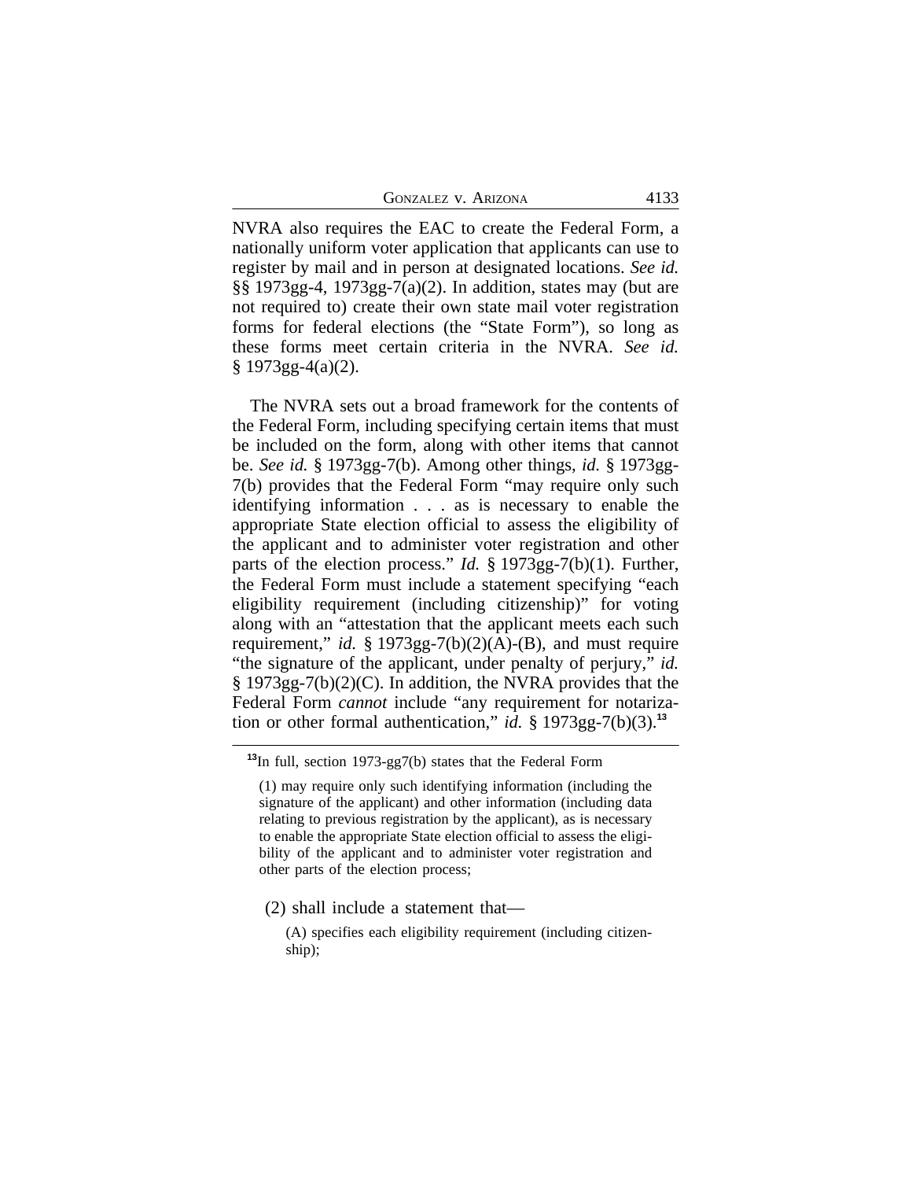NVRA also requires the EAC to create the Federal Form, a nationally uniform voter application that applicants can use to register by mail and in person at designated locations. *See id.* §§ 1973gg-4, 1973gg-7(a)(2). In addition, states may (but are not required to) create their own state mail voter registration forms for federal elections (the "State Form"), so long as these forms meet certain criteria in the NVRA. *See id.* § 1973gg-4(a)(2).

The NVRA sets out a broad framework for the contents of the Federal Form, including specifying certain items that must be included on the form, along with other items that cannot be. *See id.* § 1973gg-7(b). Among other things, *id.* § 1973gg-7(b) provides that the Federal Form "may require only such identifying information . . . as is necessary to enable the appropriate State election official to assess the eligibility of the applicant and to administer voter registration and other parts of the election process." *Id.* § 1973gg-7(b)(1). Further, the Federal Form must include a statement specifying "each eligibility requirement (including citizenship)" for voting along with an "attestation that the applicant meets each such requirement," *id.* § 1973gg-7(b)(2)(A)-(B), and must require "the signature of the applicant, under penalty of perjury," *id.* § 1973gg-7(b)(2)(C). In addition, the NVRA provides that the Federal Form *cannot* include "any requirement for notarization or other formal authentication," *id.* § 1973gg-7(b)(3).[13]

---

[13]In full, section 1973-gg7(b) states that the Federal Form

> (1) may require only such identifying information (including the signature of the applicant) and other information (including data relating to previous registration by the applicant), as is necessary to enable the appropriate State election official to assess the eligibility of the applicant and to administer voter registration and other parts of the election process;
>
> (2) shall include a statement that—
>
> > (A) specifies each eligibility requirement (including citizenship);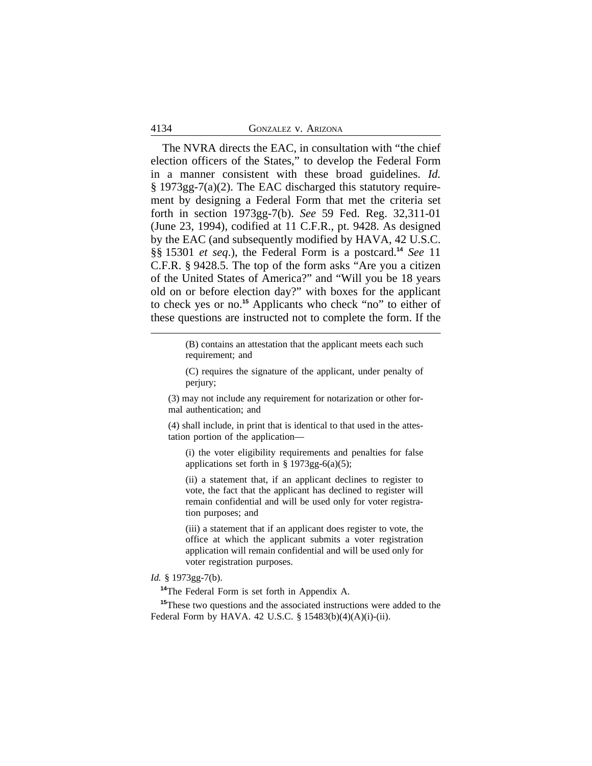The NVRA directs the EAC, in consultation with "the chief election officers of the States," to develop the Federal Form in a manner consistent with these broad guidelines. *Id.* § 1973gg-7(a)(2). The EAC discharged this statutory requirement by designing a Federal Form that met the criteria set forth in section 1973gg-7(b). *See* 59 Fed. Reg. 32,311-01 (June 23, 1994), codified at 11 C.F.R., pt. 9428. As designed by the EAC (and subsequently modified by HAVA, 42 U.S.C. §§ 15301 *et seq.*), the Federal Form is a postcard.[14] *See* 11 C.F.R. § 9428.5. The top of the form asks "Are you a citizen of the United States of America?" and "Will you be 18 years old on or before election day?" with boxes for the applicant to check yes or no.[15] Applicants who check "no" to either of these questions are instructed not to complete the form. If the

---

> (B) contains an attestation that the applicant meets each such requirement; and
>
> (C) requires the signature of the applicant, under penalty of perjury;
>
> (3) may not include any requirement for notarization or other formal authentication; and
>
> (4) shall include, in print that is identical to that used in the attestation portion of the application—
>
> (i) the voter eligibility requirements and penalties for false applications set forth in § 1973gg-6(a)(5);
>
> (ii) a statement that, if an applicant declines to register to vote, the fact that the applicant has declined to register will remain confidential and will be used only for voter registration purposes; and
>
> (iii) a statement that if an applicant does register to vote, the office at which the applicant submits a voter registration application will remain confidential and will be used only for voter registration purposes.

*Id.* § 1973gg-7(b).

[14]The Federal Form is set forth in Appendix A.

[15]These two questions and the associated instructions were added to the Federal Form by HAVA. 42 U.S.C. § 15483(b)(4)(A)(i)-(ii).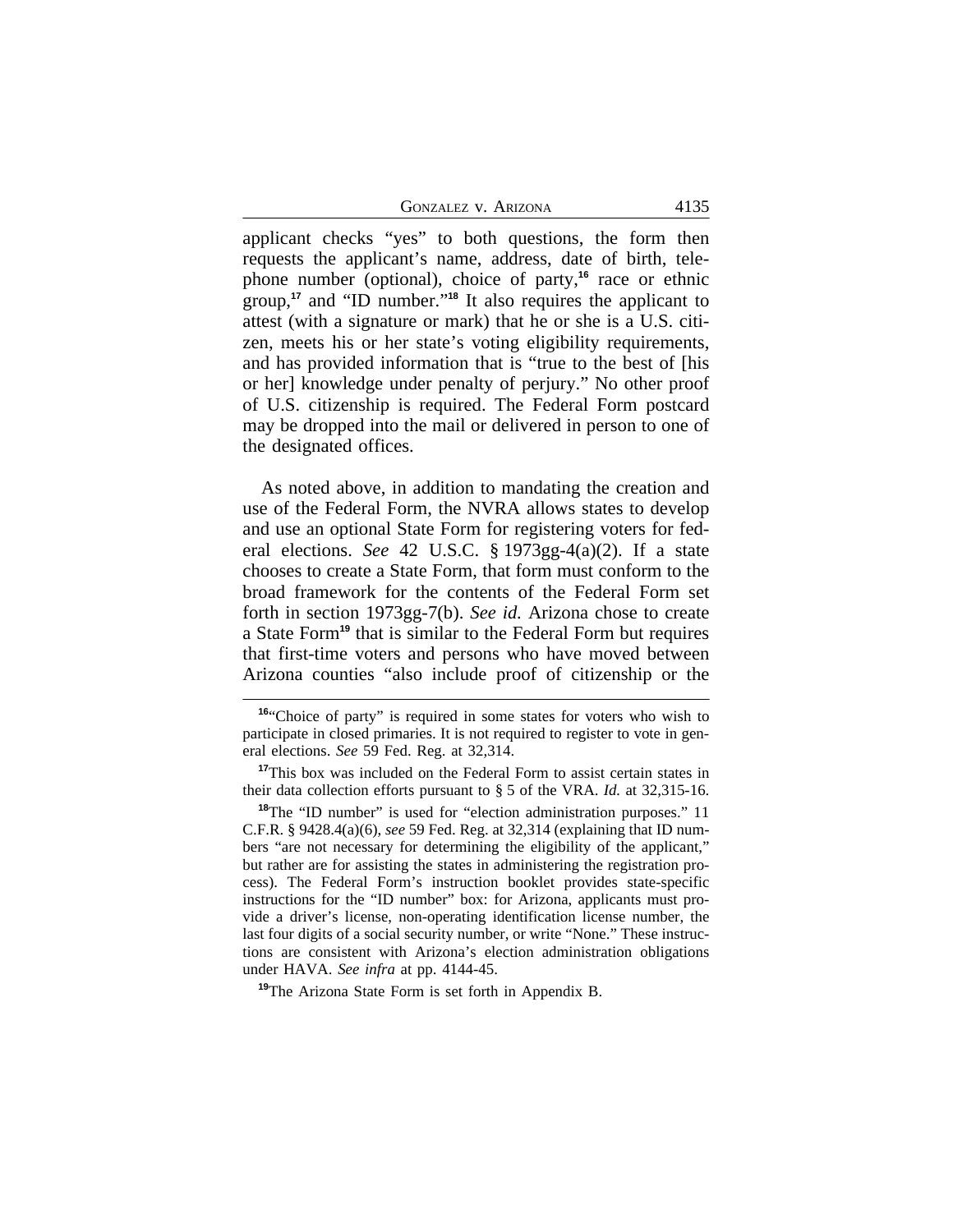applicant checks "yes" to both questions, the form then requests the applicant's name, address, date of birth, telephone number (optional), choice of party,[16] race or ethnic group,[17] and "ID number."[18] It also requires the applicant to attest (with a signature or mark) that he or she is a U.S. citizen, meets his or her state's voting eligibility requirements, and has provided information that is "true to the best of [his or her] knowledge under penalty of perjury." No other proof of U.S. citizenship is required. The Federal Form postcard may be dropped into the mail or delivered in person to one of the designated offices.

As noted above, in addition to mandating the creation and use of the Federal Form, the NVRA allows states to develop and use an optional State Form for registering voters for federal elections. *See* 42 U.S.C. § 1973gg-4(a)(2). If a state chooses to create a State Form, that form must conform to the broad framework for the contents of the Federal Form set forth in section 1973gg-7(b). *See id.* Arizona chose to create a State Form[19] that is similar to the Federal Form but requires that first-time voters and persons who have moved between Arizona counties "also include proof of citizenship or the

---

[16] "Choice of party" is required in some states for voters who wish to participate in closed primaries. It is not required to register to vote in general elections. *See* 59 Fed. Reg. at 32,314.

[17] This box was included on the Federal Form to assist certain states in their data collection efforts pursuant to § 5 of the VRA. *Id.* at 32,315-16.

[18] The "ID number" is used for "election administration purposes." 11 C.F.R. § 9428.4(a)(6), *see* 59 Fed. Reg. at 32,314 (explaining that ID numbers "are not necessary for determining the eligibility of the applicant," but rather are for assisting the states in administering the registration process). The Federal Form's instruction booklet provides state-specific instructions for the "ID number" box: for Arizona, applicants must provide a driver's license, non-operating identification license number, the last four digits of a social security number, or write "None." These instructions are consistent with Arizona's election administration obligations under HAVA. *See infra* at pp. 4144-45.

[19] The Arizona State Form is set forth in Appendix B.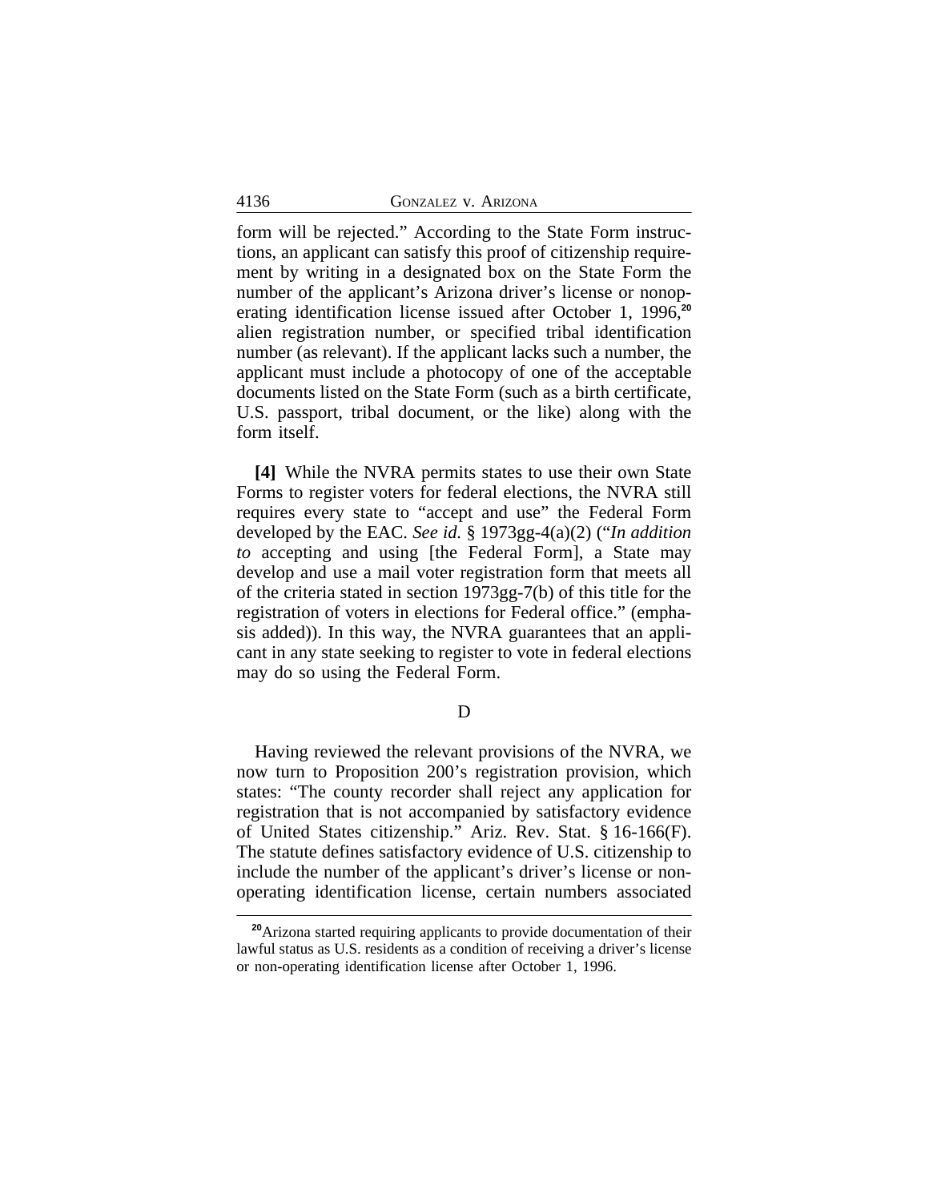form will be rejected." According to the State Form instructions, an applicant can satisfy this proof of citizenship requirement by writing in a designated box on the State Form the number of the applicant's Arizona driver's license or nonoperating identification license issued after October 1, 1996,[20] alien registration number, or specified tribal identification number (as relevant). If the applicant lacks such a number, the applicant must include a photocopy of one of the acceptable documents listed on the State Form (such as a birth certificate, U.S. passport, tribal document, or the like) along with the form itself.

**[4]** While the NVRA permits states to use their own State Forms to register voters for federal elections, the NVRA still requires every state to "accept and use" the Federal Form developed by the EAC. *See id.* § 1973gg-4(a)(2) ("*In addition to* accepting and using [the Federal Form], a State may develop and use a mail voter registration form that meets all of the criteria stated in section 1973gg-7(b) of this title for the registration of voters in elections for Federal office." (emphasis added)). In this way, the NVRA guarantees that an applicant in any state seeking to register to vote in federal elections may do so using the Federal Form.

### D

Having reviewed the relevant provisions of the NVRA, we now turn to Proposition 200's registration provision, which states: "The county recorder shall reject any application for registration that is not accompanied by satisfactory evidence of United States citizenship." Ariz. Rev. Stat. § 16-166(F). The statute defines satisfactory evidence of U.S. citizenship to include the number of the applicant's driver's license or nonoperating identification license, certain numbers associated

[20] Arizona started requiring applicants to provide documentation of their lawful status as U.S. residents as a condition of receiving a driver's license or non-operating identification license after October 1, 1996.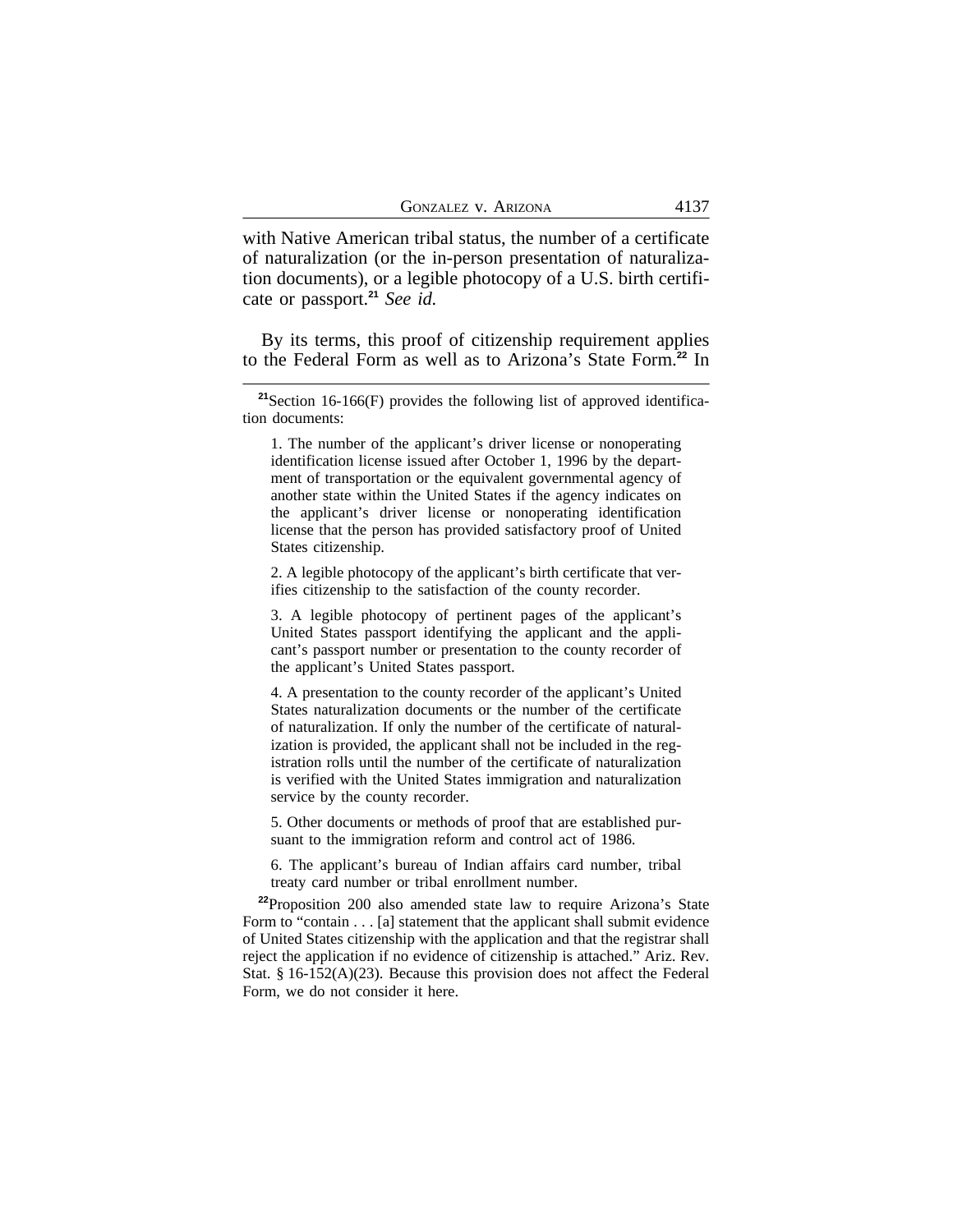with Native American tribal status, the number of a certificate of naturalization (or the in-person presentation of naturalization documents), or a legible photocopy of a U.S. birth certificate or passport.[21] *See id.*

By its terms, this proof of citizenship requirement applies to the Federal Form as well as to Arizona's State Form.[22] In

---

[21]Section 16-166(F) provides the following list of approved identification documents:

> 1. The number of the applicant's driver license or nonoperating identification license issued after October 1, 1996 by the department of transportation or the equivalent governmental agency of another state within the United States if the agency indicates on the applicant's driver license or nonoperating identification license that the person has provided satisfactory proof of United States citizenship.
>
> 2. A legible photocopy of the applicant's birth certificate that verifies citizenship to the satisfaction of the county recorder.
>
> 3. A legible photocopy of pertinent pages of the applicant's United States passport identifying the applicant and the applicant's passport number or presentation to the county recorder of the applicant's United States passport.
>
> 4. A presentation to the county recorder of the applicant's United States naturalization documents or the number of the certificate of naturalization. If only the number of the certificate of naturalization is provided, the applicant shall not be included in the registration rolls until the number of the certificate of naturalization is verified with the United States immigration and naturalization service by the county recorder.
>
> 5. Other documents or methods of proof that are established pursuant to the immigration reform and control act of 1986.
>
> 6. The applicant's bureau of Indian affairs card number, tribal treaty card number or tribal enrollment number.

[22]Proposition 200 also amended state law to require Arizona's State Form to "contain . . . [a] statement that the applicant shall submit evidence of United States citizenship with the application and that the registrar shall reject the application if no evidence of citizenship is attached." Ariz. Rev. Stat. § 16-152(A)(23). Because this provision does not affect the Federal Form, we do not consider it here.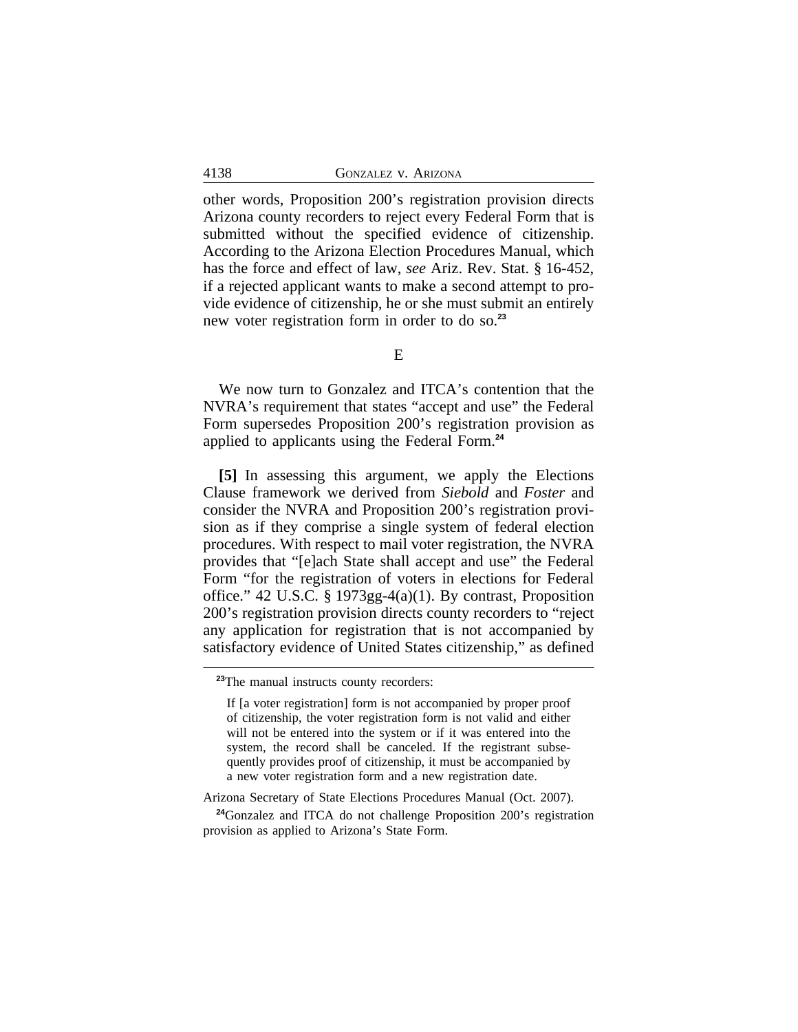other words, Proposition 200's registration provision directs Arizona county recorders to reject every Federal Form that is submitted without the specified evidence of citizenship. According to the Arizona Election Procedures Manual, which has the force and effect of law, *see* Ariz. Rev. Stat. § 16-452, if a rejected applicant wants to make a second attempt to provide evidence of citizenship, he or she must submit an entirely new voter registration form in order to do so.[23]

## E

We now turn to Gonzalez and ITCA's contention that the NVRA's requirement that states "accept and use" the Federal Form supersedes Proposition 200's registration provision as applied to applicants using the Federal Form.[24]

**[5]** In assessing this argument, we apply the Elections Clause framework we derived from *Siebold* and *Foster* and consider the NVRA and Proposition 200's registration provision as if they comprise a single system of federal election procedures. With respect to mail voter registration, the NVRA provides that "[e]ach State shall accept and use" the Federal Form "for the registration of voters in elections for Federal office." 42 U.S.C. § 1973gg-4(a)(1). By contrast, Proposition 200's registration provision directs county recorders to "reject any application for registration that is not accompanied by satisfactory evidence of United States citizenship," as defined

---

[23] The manual instructs county recorders:

> If [a voter registration] form is not accompanied by proper proof of citizenship, the voter registration form is not valid and either will not be entered into the system or if it was entered into the system, the record shall be canceled. If the registrant subsequently provides proof of citizenship, it must be accompanied by a new voter registration form and a new registration date.

Arizona Secretary of State Elections Procedures Manual (Oct. 2007).

[24] Gonzalez and ITCA do not challenge Proposition 200's registration provision as applied to Arizona's State Form.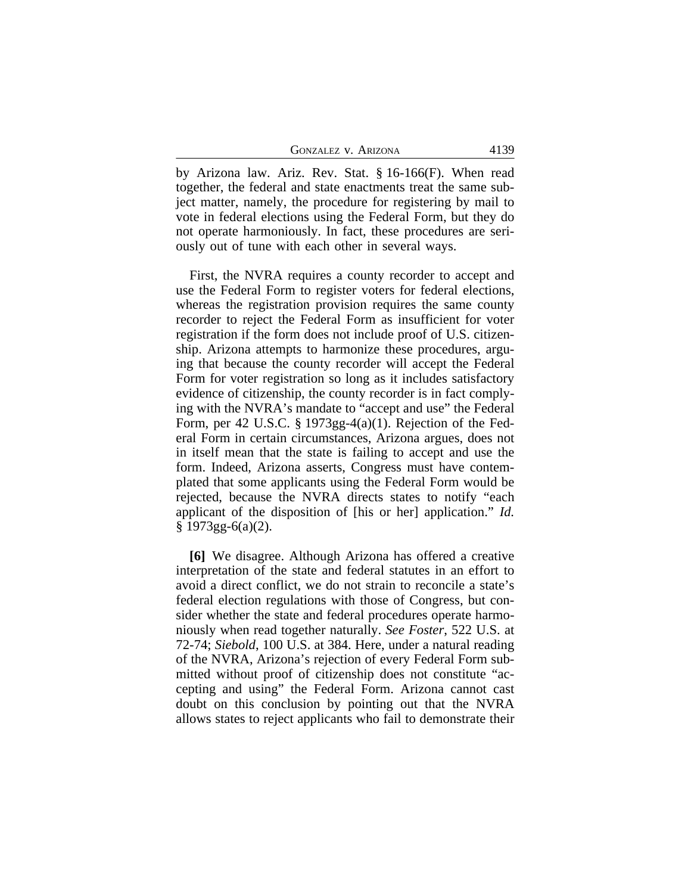by Arizona law. Ariz. Rev. Stat. § 16-166(F). When read together, the federal and state enactments treat the same subject matter, namely, the procedure for registering by mail to vote in federal elections using the Federal Form, but they do not operate harmoniously. In fact, these procedures are seriously out of tune with each other in several ways.

First, the NVRA requires a county recorder to accept and use the Federal Form to register voters for federal elections, whereas the registration provision requires the same county recorder to reject the Federal Form as insufficient for voter registration if the form does not include proof of U.S. citizenship. Arizona attempts to harmonize these procedures, arguing that because the county recorder will accept the Federal Form for voter registration so long as it includes satisfactory evidence of citizenship, the county recorder is in fact complying with the NVRA's mandate to "accept and use" the Federal Form, per 42 U.S.C. § 1973gg-4(a)(1). Rejection of the Federal Form in certain circumstances, Arizona argues, does not in itself mean that the state is failing to accept and use the form. Indeed, Arizona asserts, Congress must have contemplated that some applicants using the Federal Form would be rejected, because the NVRA directs states to notify "each applicant of the disposition of [his or her] application." *Id.* § 1973gg-6(a)(2).

**[6]** We disagree. Although Arizona has offered a creative interpretation of the state and federal statutes in an effort to avoid a direct conflict, we do not strain to reconcile a state's federal election regulations with those of Congress, but consider whether the state and federal procedures operate harmoniously when read together naturally. *See Foster*, 522 U.S. at 72-74; *Siebold*, 100 U.S. at 384. Here, under a natural reading of the NVRA, Arizona's rejection of every Federal Form submitted without proof of citizenship does not constitute "accepting and using" the Federal Form. Arizona cannot cast doubt on this conclusion by pointing out that the NVRA allows states to reject applicants who fail to demonstrate their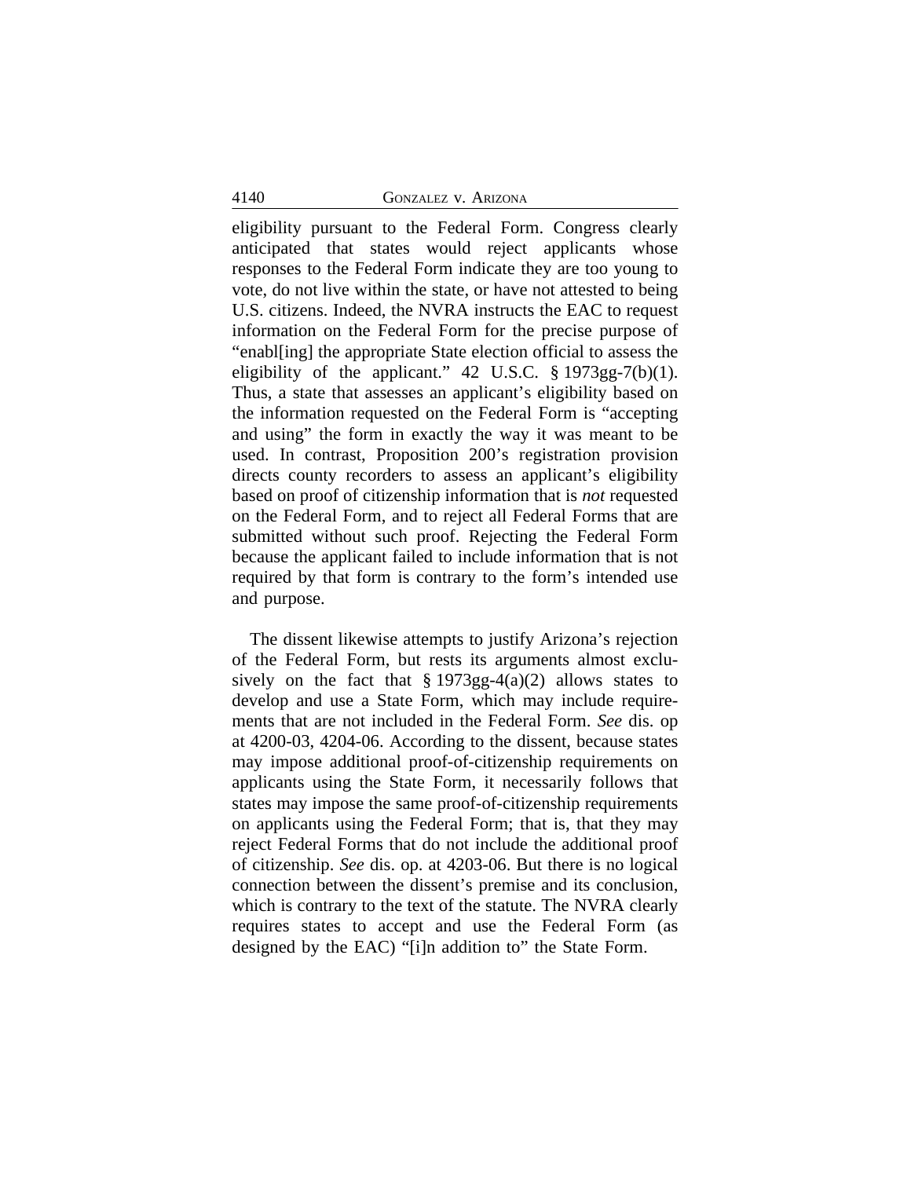eligibility pursuant to the Federal Form. Congress clearly anticipated that states would reject applicants whose responses to the Federal Form indicate they are too young to vote, do not live within the state, or have not attested to being U.S. citizens. Indeed, the NVRA instructs the EAC to request information on the Federal Form for the precise purpose of "enabl[ing] the appropriate State election official to assess the eligibility of the applicant." 42 U.S.C. § 1973gg-7(b)(1). Thus, a state that assesses an applicant's eligibility based on the information requested on the Federal Form is "accepting and using" the form in exactly the way it was meant to be used. In contrast, Proposition 200's registration provision directs county recorders to assess an applicant's eligibility based on proof of citizenship information that is *not* requested on the Federal Form, and to reject all Federal Forms that are submitted without such proof. Rejecting the Federal Form because the applicant failed to include information that is not required by that form is contrary to the form's intended use and purpose.

The dissent likewise attempts to justify Arizona's rejection of the Federal Form, but rests its arguments almost exclusively on the fact that § 1973gg-4(a)(2) allows states to develop and use a State Form, which may include requirements that are not included in the Federal Form. *See* dis. op at 4200-03, 4204-06. According to the dissent, because states may impose additional proof-of-citizenship requirements on applicants using the State Form, it necessarily follows that states may impose the same proof-of-citizenship requirements on applicants using the Federal Form; that is, that they may reject Federal Forms that do not include the additional proof of citizenship. *See* dis. op. at 4203-06. But there is no logical connection between the dissent's premise and its conclusion, which is contrary to the text of the statute. The NVRA clearly requires states to accept and use the Federal Form (as designed by the EAC) "[i]n addition to" the State Form.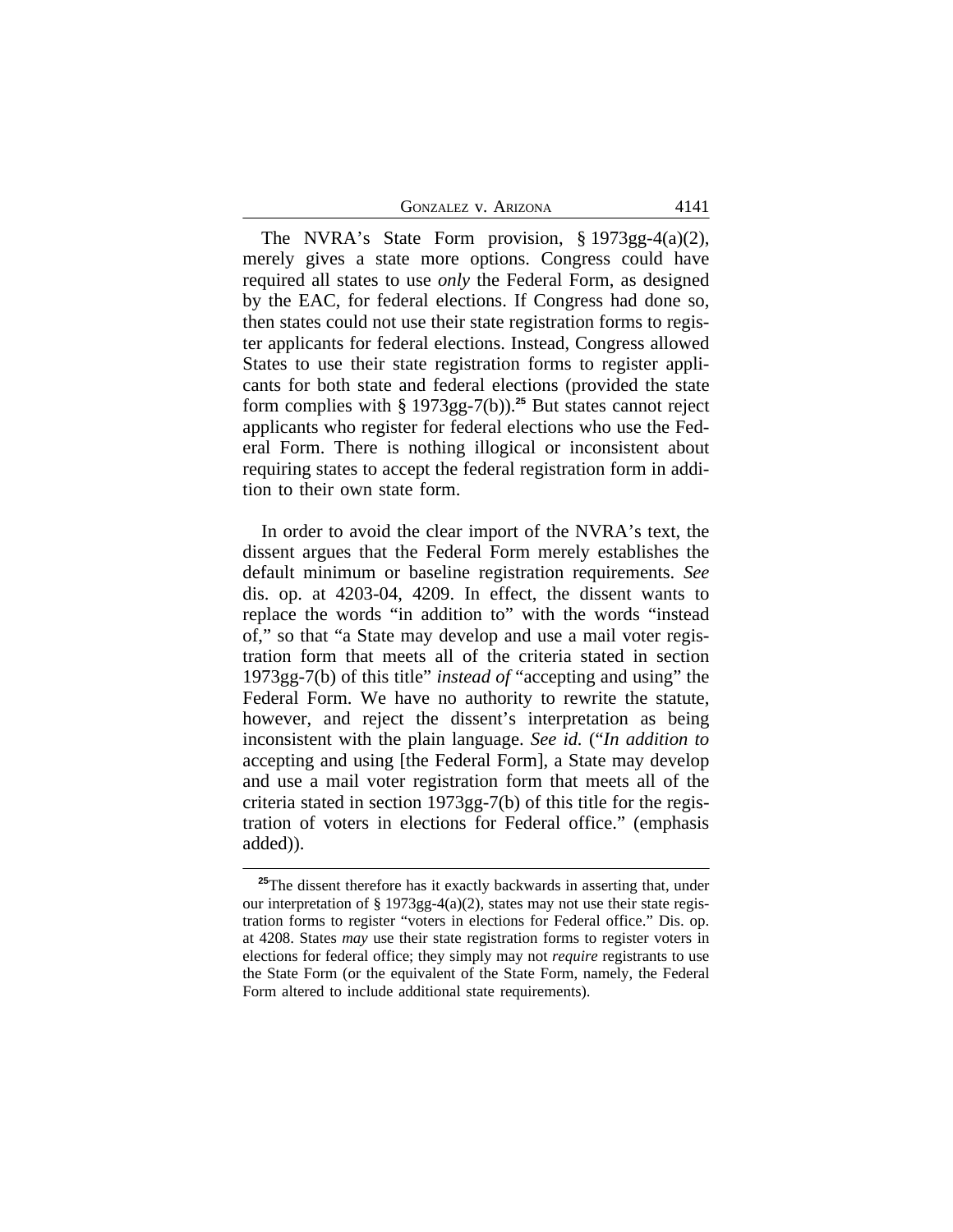The NVRA's State Form provision, § 1973gg-4(a)(2), merely gives a state more options. Congress could have required all states to use *only* the Federal Form, as designed by the EAC, for federal elections. If Congress had done so, then states could not use their state registration forms to register applicants for federal elections. Instead, Congress allowed States to use their state registration forms to register applicants for both state and federal elections (provided the state form complies with § 1973gg-7(b)).[25] But states cannot reject applicants who register for federal elections who use the Federal Form. There is nothing illogical or inconsistent about requiring states to accept the federal registration form in addition to their own state form.

In order to avoid the clear import of the NVRA's text, the dissent argues that the Federal Form merely establishes the default minimum or baseline registration requirements. *See* dis. op. at 4203-04, 4209. In effect, the dissent wants to replace the words "in addition to" with the words "instead of," so that "a State may develop and use a mail voter registration form that meets all of the criteria stated in section 1973gg-7(b) of this title" *instead of* "accepting and using" the Federal Form. We have no authority to rewrite the statute, however, and reject the dissent's interpretation as being inconsistent with the plain language. *See id.* ("*In addition to* accepting and using [the Federal Form], a State may develop and use a mail voter registration form that meets all of the criteria stated in section 1973gg-7(b) of this title for the registration of voters in elections for Federal office." (emphasis added)).

---

[25] The dissent therefore has it exactly backwards in asserting that, under our interpretation of § 1973gg-4(a)(2), states may not use their state registration forms to register "voters in elections for Federal office." Dis. op. at 4208. States *may* use their state registration forms to register voters in elections for federal office; they simply may not *require* registrants to use the State Form (or the equivalent of the State Form, namely, the Federal Form altered to include additional state requirements).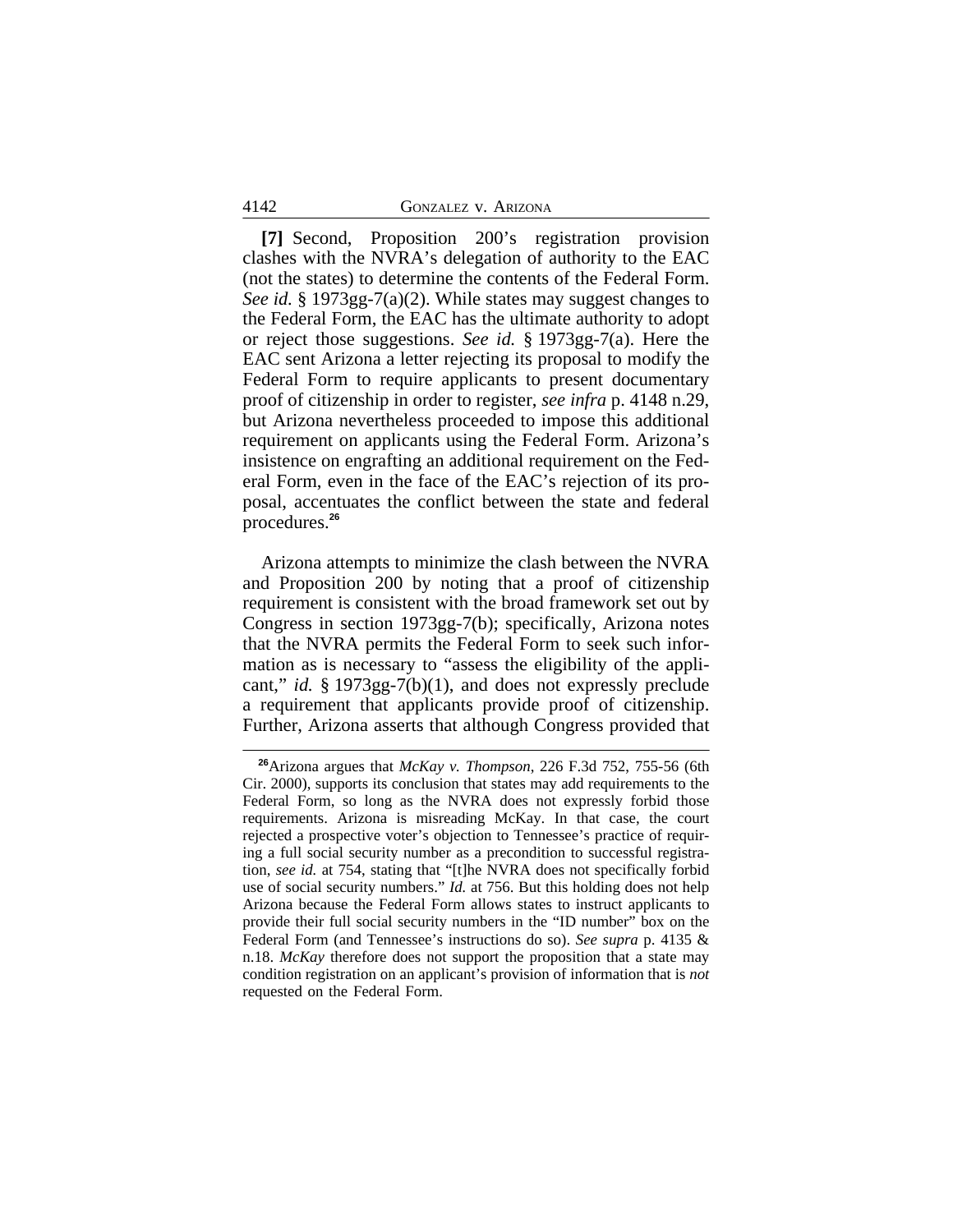**[7]** Second, Proposition 200's registration provision clashes with the NVRA's delegation of authority to the EAC (not the states) to determine the contents of the Federal Form. *See id.* § 1973gg-7(a)(2). While states may suggest changes to the Federal Form, the EAC has the ultimate authority to adopt or reject those suggestions. *See id.* § 1973gg-7(a). Here the EAC sent Arizona a letter rejecting its proposal to modify the Federal Form to require applicants to present documentary proof of citizenship in order to register, *see infra* p. 4148 n.29, but Arizona nevertheless proceeded to impose this additional requirement on applicants using the Federal Form. Arizona's insistence on engrafting an additional requirement on the Federal Form, even in the face of the EAC's rejection of its proposal, accentuates the conflict between the state and federal procedures.[26]

Arizona attempts to minimize the clash between the NVRA and Proposition 200 by noting that a proof of citizenship requirement is consistent with the broad framework set out by Congress in section 1973gg-7(b); specifically, Arizona notes that the NVRA permits the Federal Form to seek such information as is necessary to "assess the eligibility of the applicant," *id.* § 1973gg-7(b)(1), and does not expressly preclude a requirement that applicants provide proof of citizenship. Further, Arizona asserts that although Congress provided that

---

[26] Arizona argues that *McKay v. Thompson*, 226 F.3d 752, 755-56 (6th Cir. 2000), supports its conclusion that states may add requirements to the Federal Form, so long as the NVRA does not expressly forbid those requirements. Arizona is misreading McKay. In that case, the court rejected a prospective voter's objection to Tennessee's practice of requiring a full social security number as a precondition to successful registration, *see id.* at 754, stating that "[t]he NVRA does not specifically forbid use of social security numbers." *Id.* at 756. But this holding does not help Arizona because the Federal Form allows states to instruct applicants to provide their full social security numbers in the "ID number" box on the Federal Form (and Tennessee's instructions do so). *See supra* p. 4135 & n.18. *McKay* therefore does not support the proposition that a state may condition registration on an applicant's provision of information that is *not* requested on the Federal Form.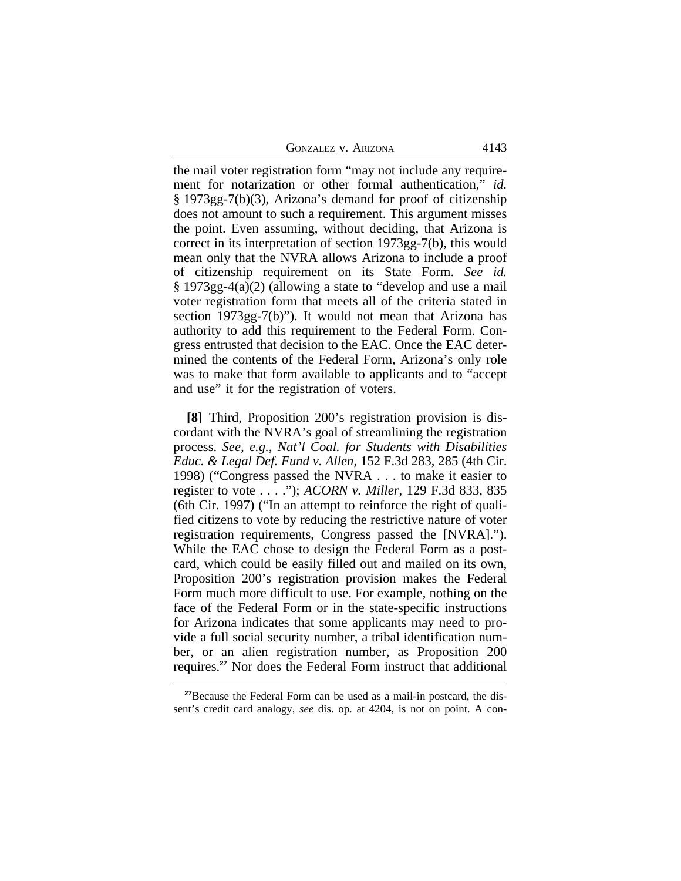the mail voter registration form "may not include any requirement for notarization or other formal authentication," *id.* § 1973gg-7(b)(3), Arizona's demand for proof of citizenship does not amount to such a requirement. This argument misses the point. Even assuming, without deciding, that Arizona is correct in its interpretation of section 1973gg-7(b), this would mean only that the NVRA allows Arizona to include a proof of citizenship requirement on its State Form. *See id.* § 1973gg-4(a)(2) (allowing a state to "develop and use a mail voter registration form that meets all of the criteria stated in section 1973gg-7(b)"). It would not mean that Arizona has authority to add this requirement to the Federal Form. Congress entrusted that decision to the EAC. Once the EAC determined the contents of the Federal Form, Arizona's only role was to make that form available to applicants and to "accept and use" it for the registration of voters.

**[8]** Third, Proposition 200's registration provision is discordant with the NVRA's goal of streamlining the registration process. *See, e.g.*, *Nat'l Coal. for Students with Disabilities Educ. & Legal Def. Fund v. Allen*, 152 F.3d 283, 285 (4th Cir. 1998) ("Congress passed the NVRA . . . to make it easier to register to vote . . . ."); *ACORN v. Miller*, 129 F.3d 833, 835 (6th Cir. 1997) ("In an attempt to reinforce the right of qualified citizens to vote by reducing the restrictive nature of voter registration requirements, Congress passed the [NVRA]."). While the EAC chose to design the Federal Form as a postcard, which could be easily filled out and mailed on its own, Proposition 200's registration provision makes the Federal Form much more difficult to use. For example, nothing on the face of the Federal Form or in the state-specific instructions for Arizona indicates that some applicants may need to provide a full social security number, a tribal identification number, or an alien registration number, as Proposition 200 requires.[27] Nor does the Federal Form instruct that additional

[27]Because the Federal Form can be used as a mail-in postcard, the dissent's credit card analogy, *see* dis. op. at 4204, is not on point. A con-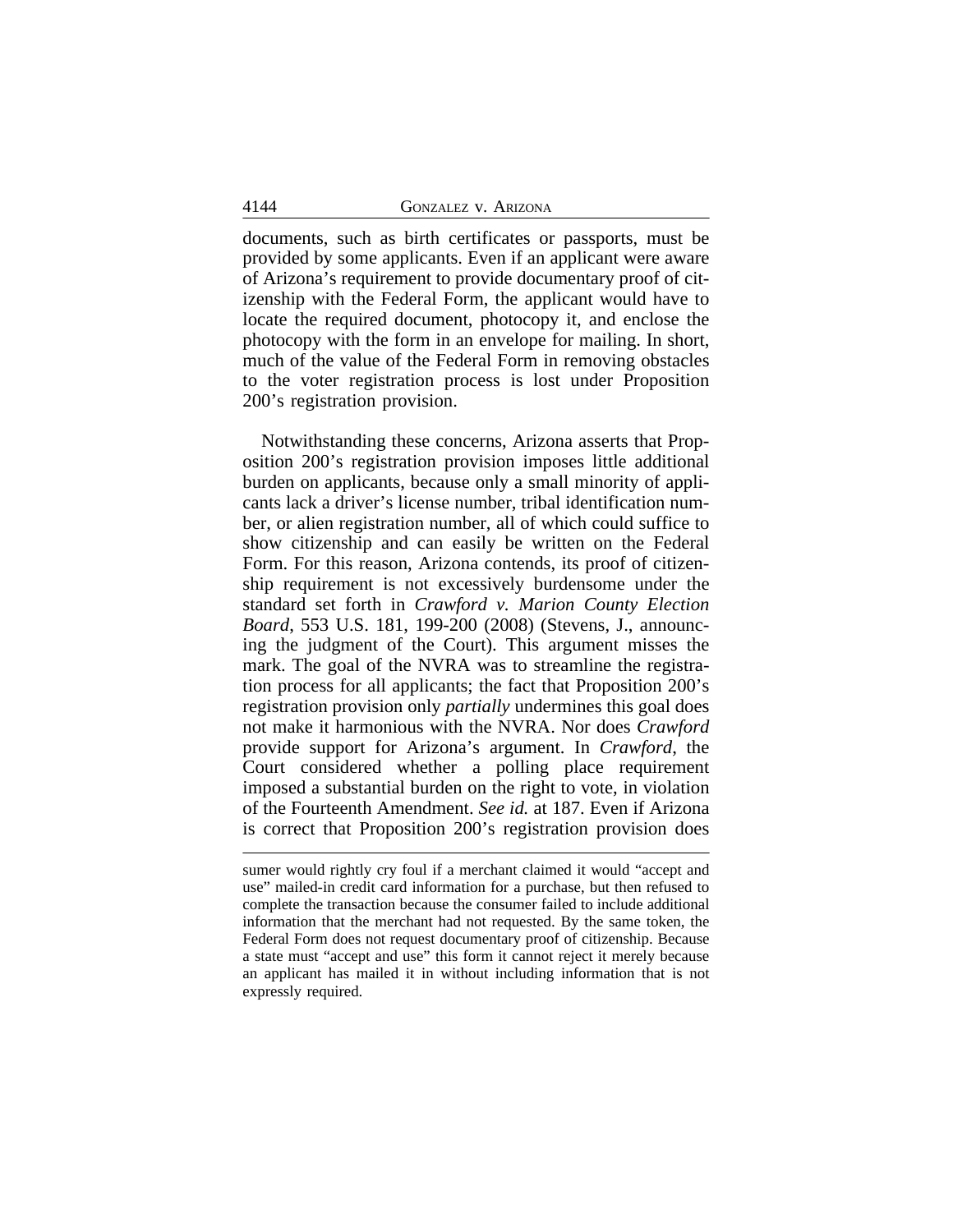documents, such as birth certificates or passports, must be provided by some applicants. Even if an applicant were aware of Arizona's requirement to provide documentary proof of citizenship with the Federal Form, the applicant would have to locate the required document, photocopy it, and enclose the photocopy with the form in an envelope for mailing. In short, much of the value of the Federal Form in removing obstacles to the voter registration process is lost under Proposition 200's registration provision.

Notwithstanding these concerns, Arizona asserts that Proposition 200's registration provision imposes little additional burden on applicants, because only a small minority of applicants lack a driver's license number, tribal identification number, or alien registration number, all of which could suffice to show citizenship and can easily be written on the Federal Form. For this reason, Arizona contends, its proof of citizenship requirement is not excessively burdensome under the standard set forth in *Crawford v. Marion County Election Board*, 553 U.S. 181, 199-200 (2008) (Stevens, J., announcing the judgment of the Court). This argument misses the mark. The goal of the NVRA was to streamline the registration process for all applicants; the fact that Proposition 200's registration provision only *partially* undermines this goal does not make it harmonious with the NVRA. Nor does *Crawford* provide support for Arizona's argument. In *Crawford*, the Court considered whether a polling place requirement imposed a substantial burden on the right to vote, in violation of the Fourteenth Amendment. *See id.* at 187. Even if Arizona is correct that Proposition 200's registration provision does

---

sumer would rightly cry foul if a merchant claimed it would "accept and use" mailed-in credit card information for a purchase, but then refused to complete the transaction because the consumer failed to include additional information that the merchant had not requested. By the same token, the Federal Form does not request documentary proof of citizenship. Because a state must "accept and use" this form it cannot reject it merely because an applicant has mailed it in without including information that is not expressly required.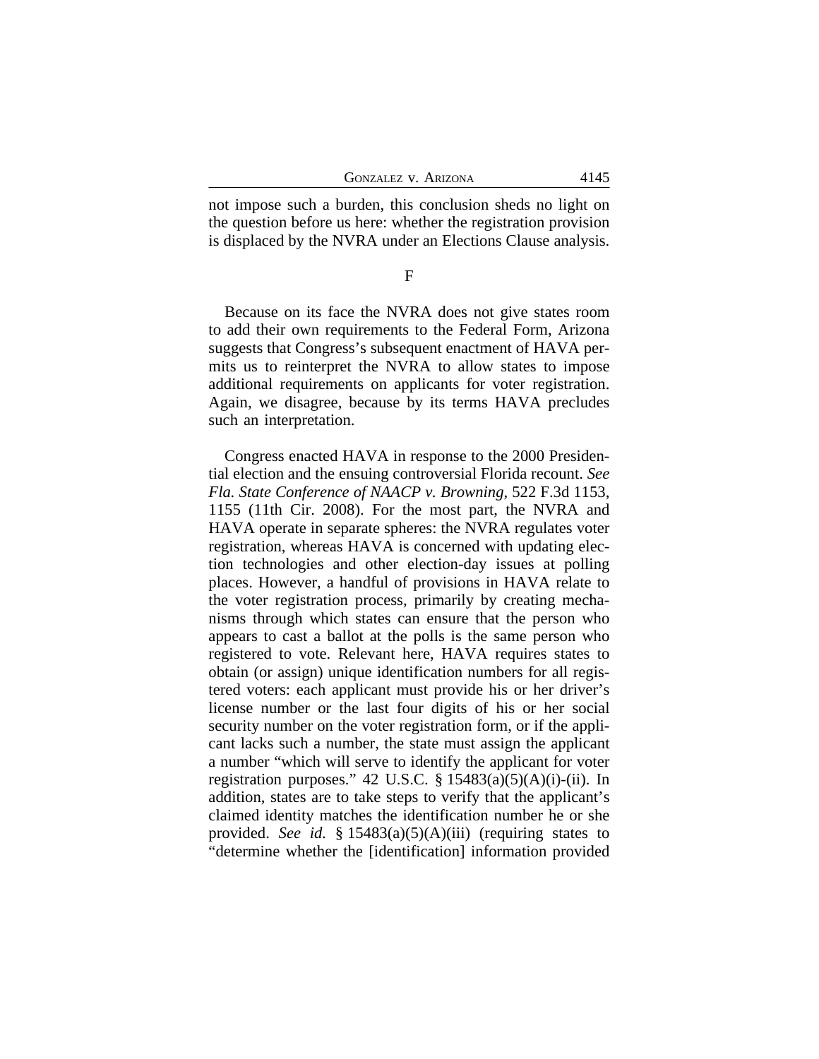not impose such a burden, this conclusion sheds no light on the question before us here: whether the registration provision is displaced by the NVRA under an Elections Clause analysis.

F

Because on its face the NVRA does not give states room to add their own requirements to the Federal Form, Arizona suggests that Congress's subsequent enactment of HAVA permits us to reinterpret the NVRA to allow states to impose additional requirements on applicants for voter registration. Again, we disagree, because by its terms HAVA precludes such an interpretation.

Congress enacted HAVA in response to the 2000 Presidential election and the ensuing controversial Florida recount. *See Fla. State Conference of NAACP v. Browning*, 522 F.3d 1153, 1155 (11th Cir. 2008). For the most part, the NVRA and HAVA operate in separate spheres: the NVRA regulates voter registration, whereas HAVA is concerned with updating election technologies and other election-day issues at polling places. However, a handful of provisions in HAVA relate to the voter registration process, primarily by creating mechanisms through which states can ensure that the person who appears to cast a ballot at the polls is the same person who registered to vote. Relevant here, HAVA requires states to obtain (or assign) unique identification numbers for all registered voters: each applicant must provide his or her driver's license number or the last four digits of his or her social security number on the voter registration form, or if the applicant lacks such a number, the state must assign the applicant a number "which will serve to identify the applicant for voter registration purposes." 42 U.S.C. § 15483(a)(5)(A)(i)-(ii). In addition, states are to take steps to verify that the applicant's claimed identity matches the identification number he or she provided. *See id.* § 15483(a)(5)(A)(iii) (requiring states to "determine whether the [identification] information provided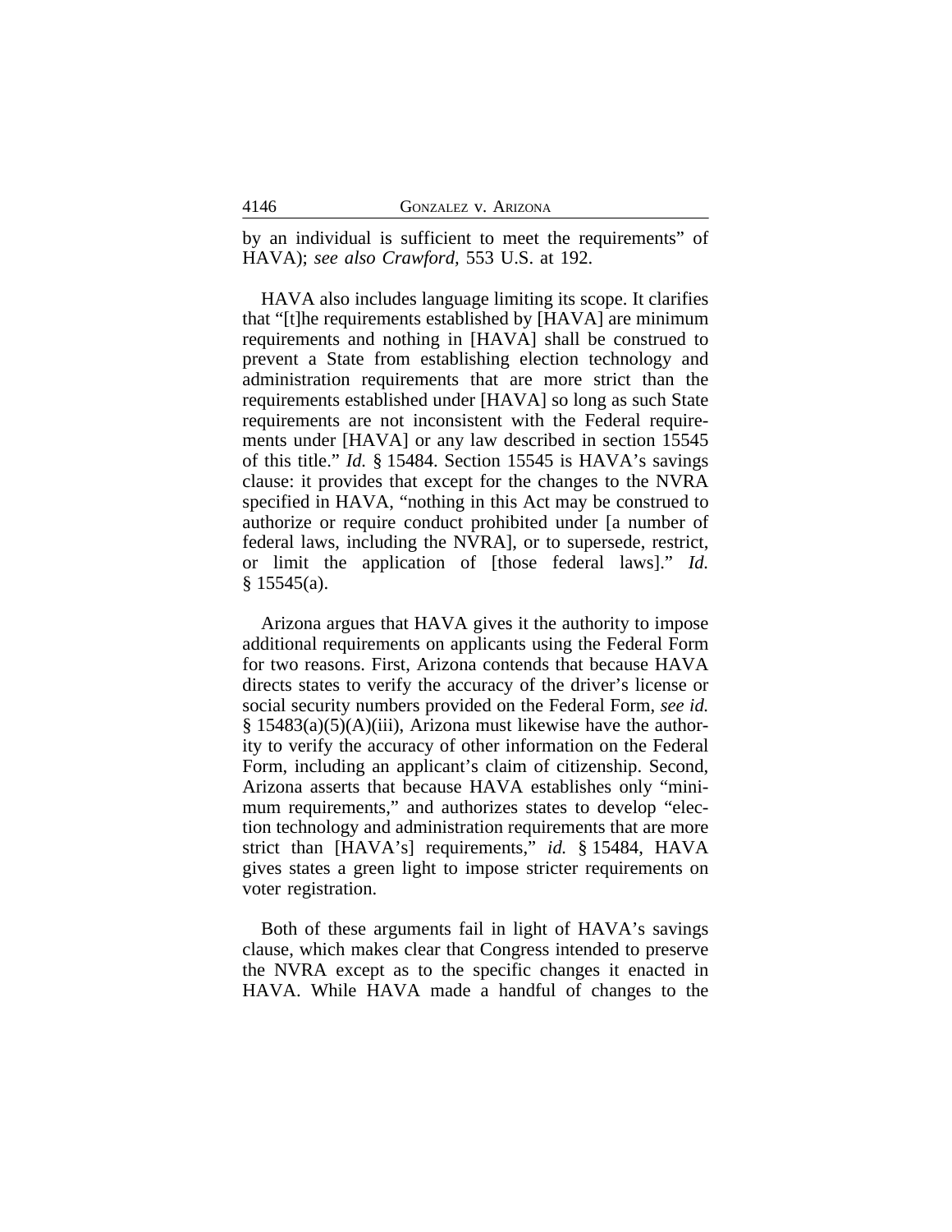by an individual is sufficient to meet the requirements" of HAVA); *see also Crawford*, 553 U.S. at 192.

HAVA also includes language limiting its scope. It clarifies that "[t]he requirements established by [HAVA] are minimum requirements and nothing in [HAVA] shall be construed to prevent a State from establishing election technology and administration requirements that are more strict than the requirements established under [HAVA] so long as such State requirements are not inconsistent with the Federal requirements under [HAVA] or any law described in section 15545 of this title." *Id.* § 15484. Section 15545 is HAVA's savings clause: it provides that except for the changes to the NVRA specified in HAVA, "nothing in this Act may be construed to authorize or require conduct prohibited under [a number of federal laws, including the NVRA], or to supersede, restrict, or limit the application of [those federal laws]." *Id.* § 15545(a).

Arizona argues that HAVA gives it the authority to impose additional requirements on applicants using the Federal Form for two reasons. First, Arizona contends that because HAVA directs states to verify the accuracy of the driver's license or social security numbers provided on the Federal Form, *see id.* § 15483(a)(5)(A)(iii), Arizona must likewise have the authority to verify the accuracy of other information on the Federal Form, including an applicant's claim of citizenship. Second, Arizona asserts that because HAVA establishes only "minimum requirements," and authorizes states to develop "election technology and administration requirements that are more strict than [HAVA's] requirements," *id.* § 15484, HAVA gives states a green light to impose stricter requirements on voter registration.

Both of these arguments fail in light of HAVA's savings clause, which makes clear that Congress intended to preserve the NVRA except as to the specific changes it enacted in HAVA. While HAVA made a handful of changes to the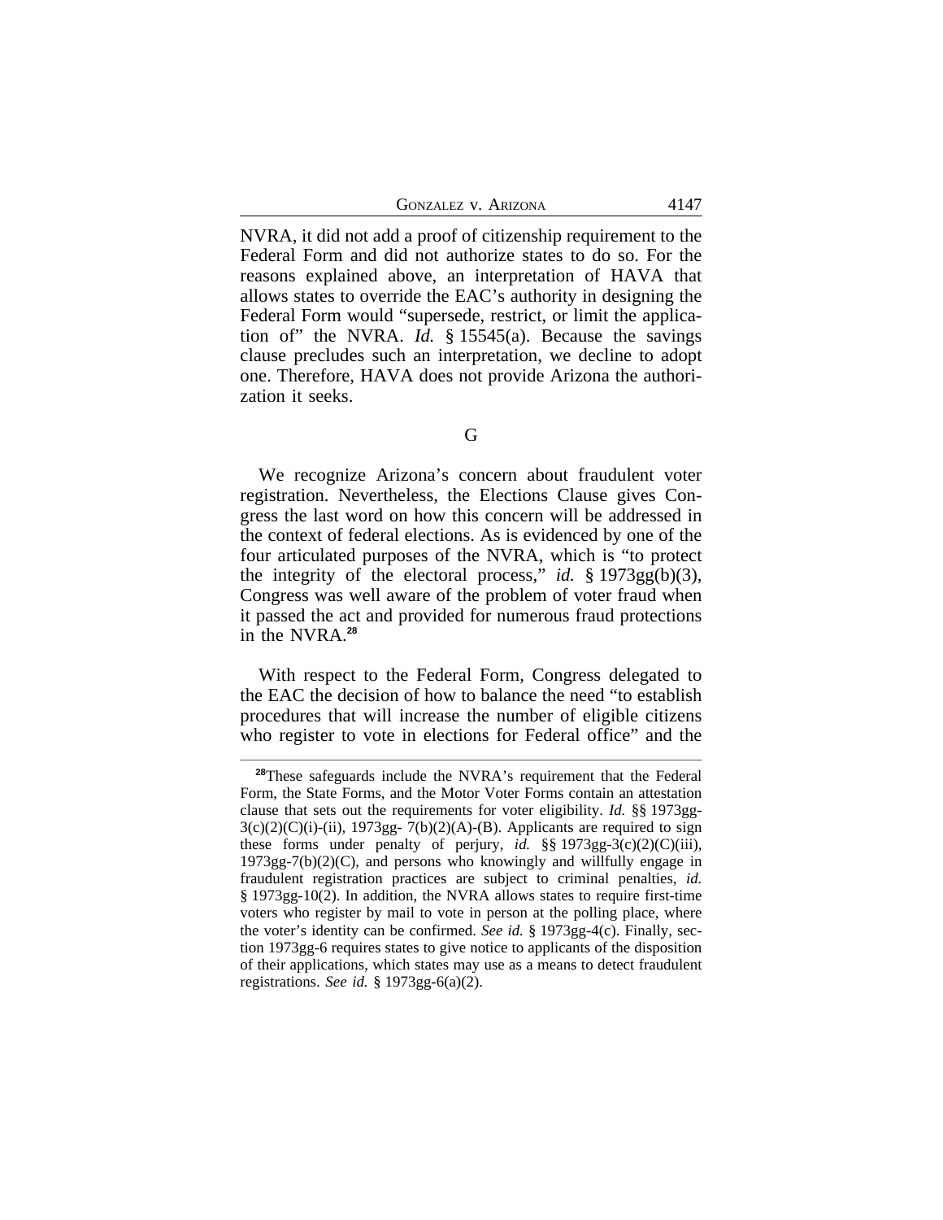NVRA, it did not add a proof of citizenship requirement to the Federal Form and did not authorize states to do so. For the reasons explained above, an interpretation of HAVA that allows states to override the EAC's authority in designing the Federal Form would "supersede, restrict, or limit the application of" the NVRA. *Id.* § 15545(a). Because the savings clause precludes such an interpretation, we decline to adopt one. Therefore, HAVA does not provide Arizona the authorization it seeks.

G

We recognize Arizona's concern about fraudulent voter registration. Nevertheless, the Elections Clause gives Congress the last word on how this concern will be addressed in the context of federal elections. As is evidenced by one of the four articulated purposes of the NVRA, which is "to protect the integrity of the electoral process," *id.* § 1973gg(b)(3), Congress was well aware of the problem of voter fraud when it passed the act and provided for numerous fraud protections in the NVRA.[28]

With respect to the Federal Form, Congress delegated to the EAC the decision of how to balance the need "to establish procedures that will increase the number of eligible citizens who register to vote in elections for Federal office" and the

---

[28]These safeguards include the NVRA's requirement that the Federal Form, the State Forms, and the Motor Voter Forms contain an attestation clause that sets out the requirements for voter eligibility. *Id.* §§ 1973gg-3(c)(2)(C)(i)-(ii), 1973gg- 7(b)(2)(A)-(B). Applicants are required to sign these forms under penalty of perjury, *id.* §§ 1973gg-3(c)(2)(C)(iii), 1973gg-7(b)(2)(C), and persons who knowingly and willfully engage in fraudulent registration practices are subject to criminal penalties, *id.* § 1973gg-10(2). In addition, the NVRA allows states to require first-time voters who register by mail to vote in person at the polling place, where the voter's identity can be confirmed. *See id.* § 1973gg-4(c). Finally, section 1973gg-6 requires states to give notice to applicants of the disposition of their applications, which states may use as a means to detect fraudulent registrations. *See id.* § 1973gg-6(a)(2).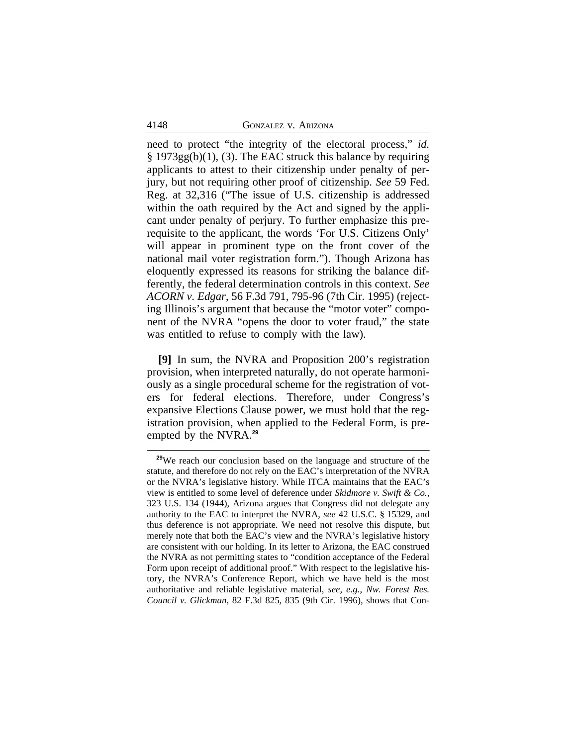need to protect "the integrity of the electoral process," *id.* § 1973gg(b)(1), (3). The EAC struck this balance by requiring applicants to attest to their citizenship under penalty of perjury, but not requiring other proof of citizenship. *See* 59 Fed. Reg. at 32,316 ("The issue of U.S. citizenship is addressed within the oath required by the Act and signed by the applicant under penalty of perjury. To further emphasize this prerequisite to the applicant, the words 'For U.S. Citizens Only' will appear in prominent type on the front cover of the national mail voter registration form."). Though Arizona has eloquently expressed its reasons for striking the balance differently, the federal determination controls in this context. *See ACORN v. Edgar*, 56 F.3d 791, 795-96 (7th Cir. 1995) (rejecting Illinois's argument that because the "motor voter" component of the NVRA "opens the door to voter fraud," the state was entitled to refuse to comply with the law).

**[9]** In sum, the NVRA and Proposition 200's registration provision, when interpreted naturally, do not operate harmoniously as a single procedural scheme for the registration of voters for federal elections. Therefore, under Congress's expansive Elections Clause power, we must hold that the registration provision, when applied to the Federal Form, is preempted by the NVRA.[29]

[29]We reach our conclusion based on the language and structure of the statute, and therefore do not rely on the EAC's interpretation of the NVRA or the NVRA's legislative history. While ITCA maintains that the EAC's view is entitled to some level of deference under *Skidmore v. Swift & Co.*, 323 U.S. 134 (1944), Arizona argues that Congress did not delegate any authority to the EAC to interpret the NVRA, *see* 42 U.S.C. § 15329, and thus deference is not appropriate. We need not resolve this dispute, but merely note that both the EAC's view and the NVRA's legislative history are consistent with our holding. In its letter to Arizona, the EAC construed the NVRA as not permitting states to "condition acceptance of the Federal Form upon receipt of additional proof." With respect to the legislative history, the NVRA's Conference Report, which we have held is the most authoritative and reliable legislative material, *see, e.g.*, *Nw. Forest Res. Council v. Glickman*, 82 F.3d 825, 835 (9th Cir. 1996), shows that Con-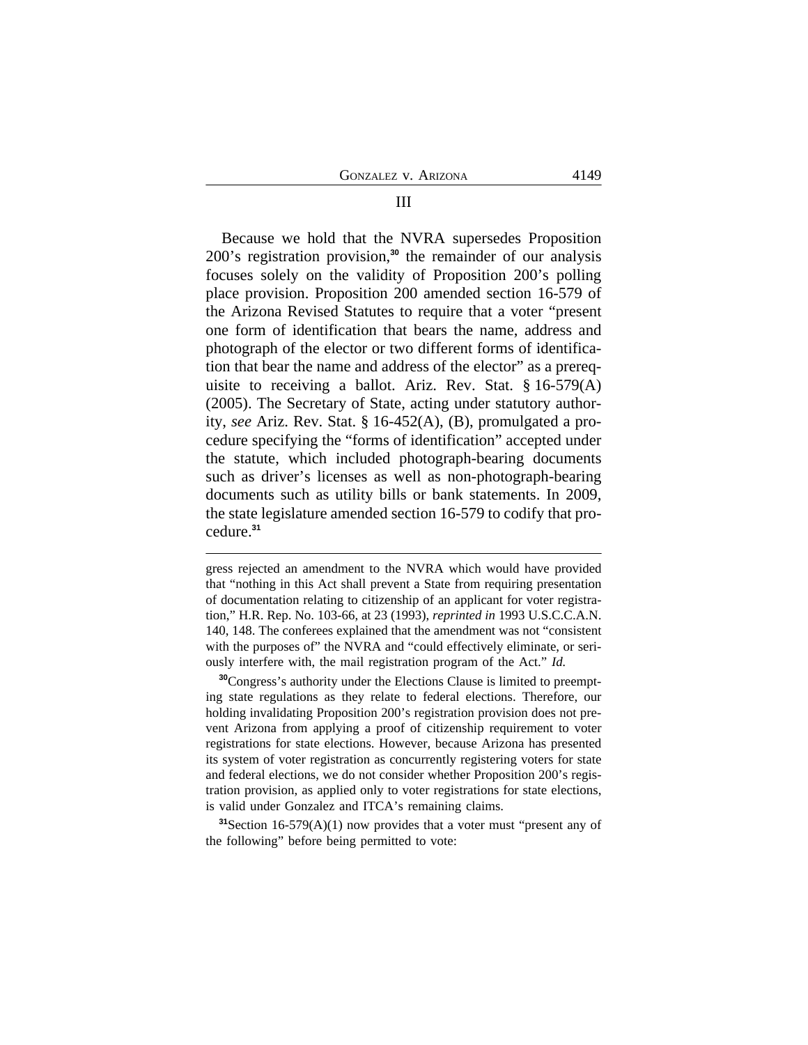### III

Because we hold that the NVRA supersedes Proposition 200's registration provision,[30] the remainder of our analysis focuses solely on the validity of Proposition 200's polling place provision. Proposition 200 amended section 16-579 of the Arizona Revised Statutes to require that a voter "present one form of identification that bears the name, address and photograph of the elector or two different forms of identification that bear the name and address of the elector" as a prerequisite to receiving a ballot. Ariz. Rev. Stat. § 16-579(A) (2005). The Secretary of State, acting under statutory authority, *see* Ariz. Rev. Stat. § 16-452(A), (B), promulgated a procedure specifying the "forms of identification" accepted under the statute, which included photograph-bearing documents such as driver's licenses as well as non-photograph-bearing documents such as utility bills or bank statements. In 2009, the state legislature amended section 16-579 to codify that procedure.[31]

---

gress rejected an amendment to the NVRA which would have provided that "nothing in this Act shall prevent a State from requiring presentation of documentation relating to citizenship of an applicant for voter registration," H.R. Rep. No. 103-66, at 23 (1993), *reprinted in* 1993 U.S.C.C.A.N. 140, 148. The conferees explained that the amendment was not "consistent with the purposes of" the NVRA and "could effectively eliminate, or seriously interfere with, the mail registration program of the Act." *Id.*

[30] Congress's authority under the Elections Clause is limited to preempting state regulations as they relate to federal elections. Therefore, our holding invalidating Proposition 200's registration provision does not prevent Arizona from applying a proof of citizenship requirement to voter registrations for state elections. However, because Arizona has presented its system of voter registration as concurrently registering voters for state and federal elections, we do not consider whether Proposition 200's registration provision, as applied only to voter registrations for state elections, is valid under Gonzalez and ITCA's remaining claims.

[31] Section 16-579(A)(1) now provides that a voter must "present any of the following" before being permitted to vote: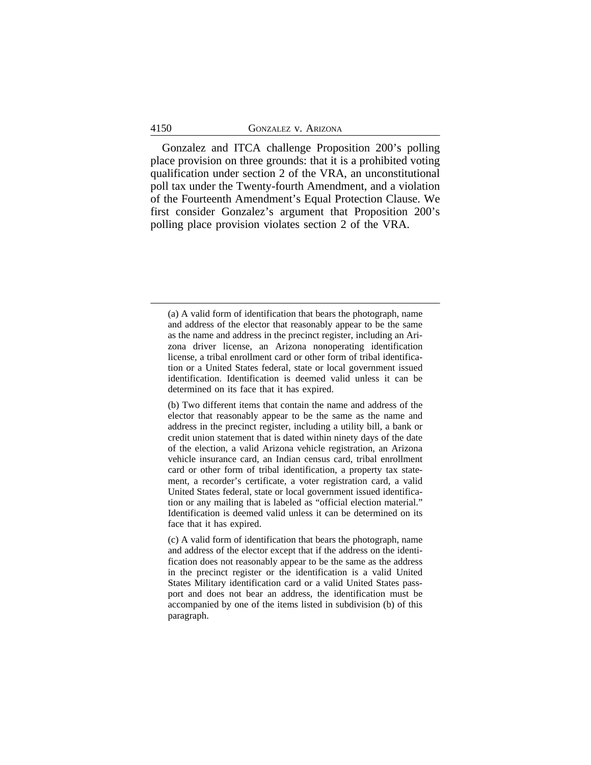Gonzalez and ITCA challenge Proposition 200's polling place provision on three grounds: that it is a prohibited voting qualification under section 2 of the VRA, an unconstitutional poll tax under the Twenty-fourth Amendment, and a violation of the Fourteenth Amendment's Equal Protection Clause. We first consider Gonzalez's argument that Proposition 200's polling place provision violates section 2 of the VRA.

---

(a) A valid form of identification that bears the photograph, name and address of the elector that reasonably appear to be the same as the name and address in the precinct register, including an Arizona driver license, an Arizona nonoperating identification license, a tribal enrollment card or other form of tribal identification or a United States federal, state or local government issued identification. Identification is deemed valid unless it can be determined on its face that it has expired.

(b) Two different items that contain the name and address of the elector that reasonably appear to be the same as the name and address in the precinct register, including a utility bill, a bank or credit union statement that is dated within ninety days of the date of the election, a valid Arizona vehicle registration, an Arizona vehicle insurance card, an Indian census card, tribal enrollment card or other form of tribal identification, a property tax statement, a recorder's certificate, a voter registration card, a valid United States federal, state or local government issued identification or any mailing that is labeled as "official election material." Identification is deemed valid unless it can be determined on its face that it has expired.

(c) A valid form of identification that bears the photograph, name and address of the elector except that if the address on the identification does not reasonably appear to be the same as the address in the precinct register or the identification is a valid United States Military identification card or a valid United States passport and does not bear an address, the identification must be accompanied by one of the items listed in subdivision (b) of this paragraph.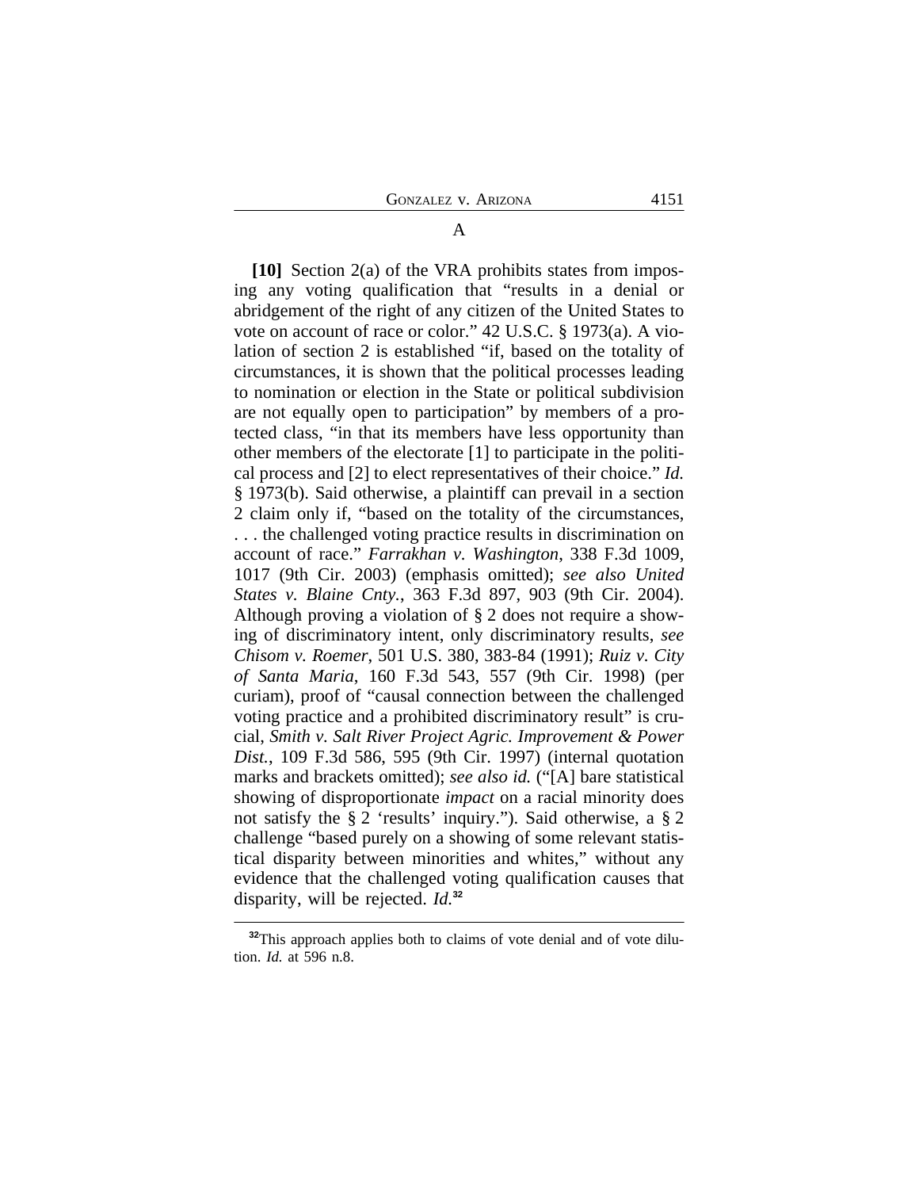A

**[10]** Section 2(a) of the VRA prohibits states from imposing any voting qualification that "results in a denial or abridgement of the right of any citizen of the United States to vote on account of race or color." 42 U.S.C. § 1973(a). A violation of section 2 is established "if, based on the totality of circumstances, it is shown that the political processes leading to nomination or election in the State or political subdivision are not equally open to participation" by members of a protected class, "in that its members have less opportunity than other members of the electorate [1] to participate in the political process and [2] to elect representatives of their choice." *Id.* § 1973(b). Said otherwise, a plaintiff can prevail in a section 2 claim only if, "based on the totality of the circumstances, . . . the challenged voting practice results in discrimination on account of race." *Farrakhan v. Washington*, 338 F.3d 1009, 1017 (9th Cir. 2003) (emphasis omitted); *see also United States v. Blaine Cnty.*, 363 F.3d 897, 903 (9th Cir. 2004). Although proving a violation of § 2 does not require a showing of discriminatory intent, only discriminatory results, *see Chisom v. Roemer*, 501 U.S. 380, 383-84 (1991); *Ruiz v. City of Santa Maria*, 160 F.3d 543, 557 (9th Cir. 1998) (per curiam), proof of "causal connection between the challenged voting practice and a prohibited discriminatory result" is crucial, *Smith v. Salt River Project Agric. Improvement & Power Dist.*, 109 F.3d 586, 595 (9th Cir. 1997) (internal quotation marks and brackets omitted); *see also id.* ("[A] bare statistical showing of disproportionate *impact* on a racial minority does not satisfy the § 2 'results' inquiry."). Said otherwise, a § 2 challenge "based purely on a showing of some relevant statistical disparity between minorities and whites," without any evidence that the challenged voting qualification causes that disparity, will be rejected. *Id.*[32]

[32]This approach applies both to claims of vote denial and of vote dilution. *Id.* at 596 n.8.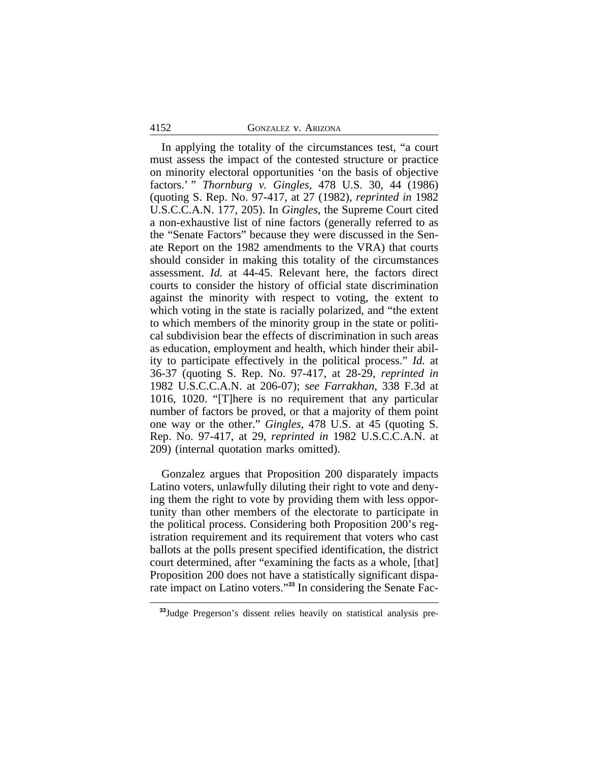In applying the totality of the circumstances test, "a court must assess the impact of the contested structure or practice on minority electoral opportunities 'on the basis of objective factors.' " *Thornburg v. Gingles*, 478 U.S. 30, 44 (1986) (quoting S. Rep. No. 97-417, at 27 (1982), *reprinted in* 1982 U.S.C.C.A.N. 177, 205). In *Gingles*, the Supreme Court cited a non-exhaustive list of nine factors (generally referred to as the "Senate Factors" because they were discussed in the Senate Report on the 1982 amendments to the VRA) that courts should consider in making this totality of the circumstances assessment. *Id.* at 44-45. Relevant here, the factors direct courts to consider the history of official state discrimination against the minority with respect to voting, the extent to which voting in the state is racially polarized, and "the extent to which members of the minority group in the state or political subdivision bear the effects of discrimination in such areas as education, employment and health, which hinder their ability to participate effectively in the political process." *Id.* at 36-37 (quoting S. Rep. No. 97-417, at 28-29, *reprinted in* 1982 U.S.C.C.A.N. at 206-07); *see Farrakhan*, 338 F.3d at 1016, 1020. "[T]here is no requirement that any particular number of factors be proved, or that a majority of them point one way or the other." *Gingles*, 478 U.S. at 45 (quoting S. Rep. No. 97-417, at 29, *reprinted in* 1982 U.S.C.C.A.N. at 209) (internal quotation marks omitted).

Gonzalez argues that Proposition 200 disparately impacts Latino voters, unlawfully diluting their right to vote and denying them the right to vote by providing them with less opportunity than other members of the electorate to participate in the political process. Considering both Proposition 200's registration requirement and its requirement that voters who cast ballots at the polls present specified identification, the district court determined, after "examining the facts as a whole, [that] Proposition 200 does not have a statistically significant disparate impact on Latino voters."[33] In considering the Senate Fac-

[33] Judge Pregerson's dissent relies heavily on statistical analysis pre-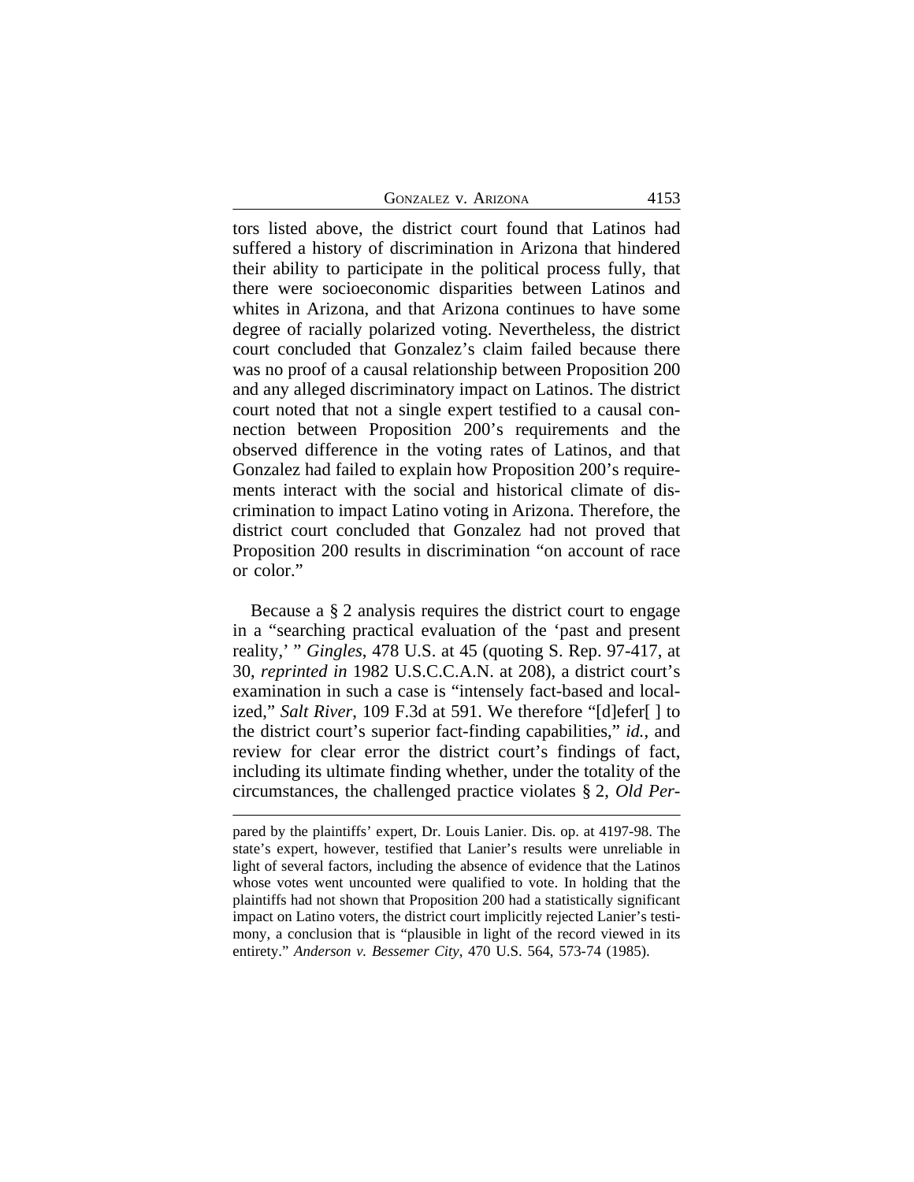tors listed above, the district court found that Latinos had suffered a history of discrimination in Arizona that hindered their ability to participate in the political process fully, that there were socioeconomic disparities between Latinos and whites in Arizona, and that Arizona continues to have some degree of racially polarized voting. Nevertheless, the district court concluded that Gonzalez's claim failed because there was no proof of a causal relationship between Proposition 200 and any alleged discriminatory impact on Latinos. The district court noted that not a single expert testified to a causal connection between Proposition 200's requirements and the observed difference in the voting rates of Latinos, and that Gonzalez had failed to explain how Proposition 200's requirements interact with the social and historical climate of discrimination to impact Latino voting in Arizona. Therefore, the district court concluded that Gonzalez had not proved that Proposition 200 results in discrimination "on account of race or color."

Because a § 2 analysis requires the district court to engage in a "searching practical evaluation of the 'past and present reality,' " *Gingles*, 478 U.S. at 45 (quoting S. Rep. 97-417, at 30, *reprinted in* 1982 U.S.C.C.A.N. at 208), a district court's examination in such a case is "intensely fact-based and localized," *Salt River*, 109 F.3d at 591. We therefore "[d]efer[ ] to the district court's superior fact-finding capabilities," *id.*, and review for clear error the district court's findings of fact, including its ultimate finding whether, under the totality of the circumstances, the challenged practice violates § 2, *Old Per-*

pared by the plaintiffs' expert, Dr. Louis Lanier. Dis. op. at 4197-98. The state's expert, however, testified that Lanier's results were unreliable in light of several factors, including the absence of evidence that the Latinos whose votes went uncounted were qualified to vote. In holding that the plaintiffs had not shown that Proposition 200 had a statistically significant impact on Latino voters, the district court implicitly rejected Lanier's testimony, a conclusion that is "plausible in light of the record viewed in its entirety." *Anderson v. Bessemer City*, 470 U.S. 564, 573-74 (1985).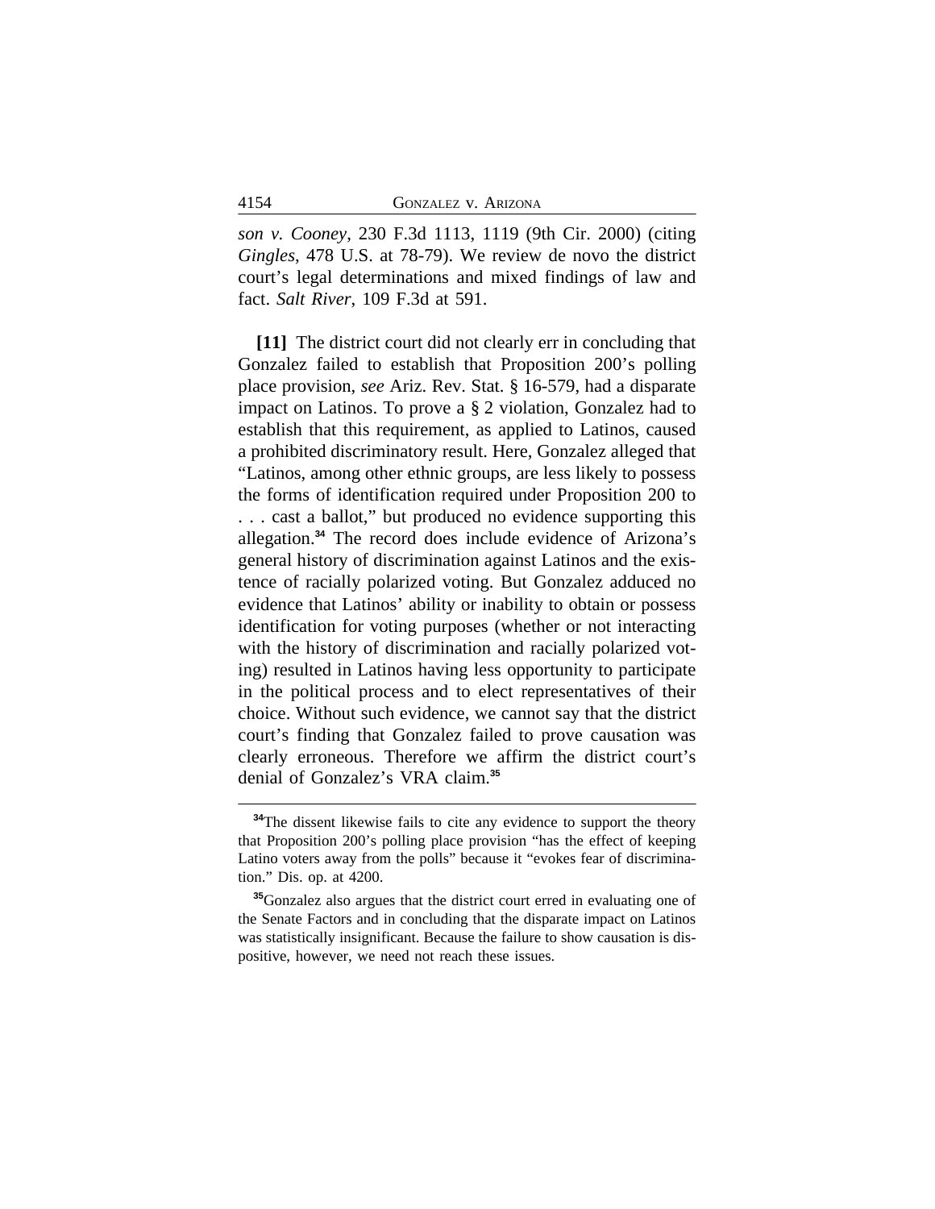*son v. Cooney*, 230 F.3d 1113, 1119 (9th Cir. 2000) (citing *Gingles*, 478 U.S. at 78-79). We review de novo the district court's legal determinations and mixed findings of law and fact. *Salt River*, 109 F.3d at 591.

**[11]** The district court did not clearly err in concluding that Gonzalez failed to establish that Proposition 200's polling place provision, *see* Ariz. Rev. Stat. § 16-579, had a disparate impact on Latinos. To prove a § 2 violation, Gonzalez had to establish that this requirement, as applied to Latinos, caused a prohibited discriminatory result. Here, Gonzalez alleged that "Latinos, among other ethnic groups, are less likely to possess the forms of identification required under Proposition 200 to . . . cast a ballot," but produced no evidence supporting this allegation.[34] The record does include evidence of Arizona's general history of discrimination against Latinos and the existence of racially polarized voting. But Gonzalez adduced no evidence that Latinos' ability or inability to obtain or possess identification for voting purposes (whether or not interacting with the history of discrimination and racially polarized voting) resulted in Latinos having less opportunity to participate in the political process and to elect representatives of their choice. Without such evidence, we cannot say that the district court's finding that Gonzalez failed to prove causation was clearly erroneous. Therefore we affirm the district court's denial of Gonzalez's VRA claim.[35]

---

[34]The dissent likewise fails to cite any evidence to support the theory that Proposition 200's polling place provision "has the effect of keeping Latino voters away from the polls" because it "evokes fear of discrimination." Dis. op. at 4200.

[35]Gonzalez also argues that the district court erred in evaluating one of the Senate Factors and in concluding that the disparate impact on Latinos was statistically insignificant. Because the failure to show causation is dispositive, however, we need not reach these issues.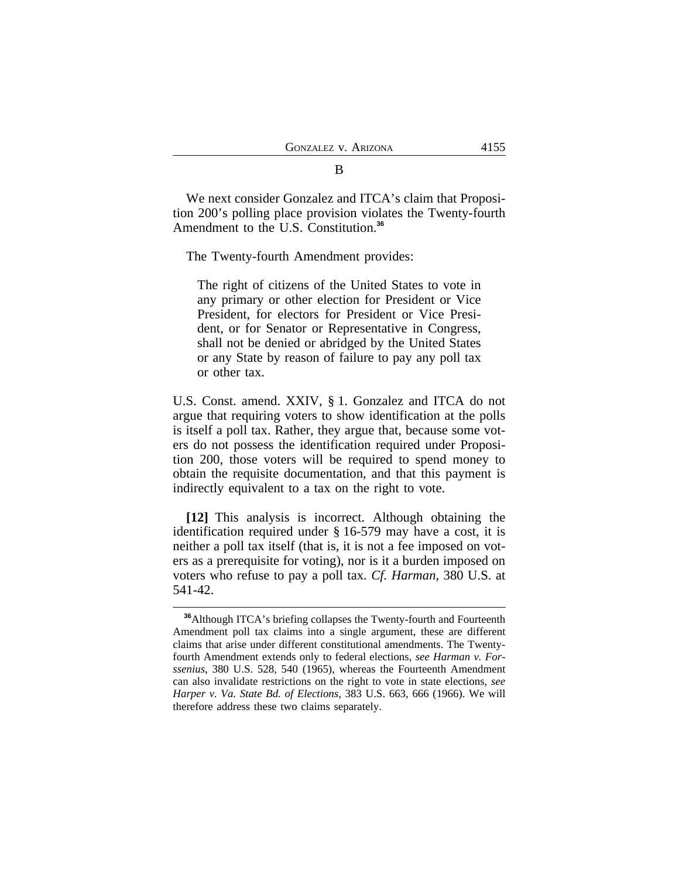### B

We next consider Gonzalez and ITCA's claim that Proposition 200's polling place provision violates the Twenty-fourth Amendment to the U.S. Constitution.[36]

The Twenty-fourth Amendment provides:

> The right of citizens of the United States to vote in any primary or other election for President or Vice President, for electors for President or Vice President, or for Senator or Representative in Congress, shall not be denied or abridged by the United States or any State by reason of failure to pay any poll tax or other tax.

U.S. Const. amend. XXIV, § 1. Gonzalez and ITCA do not argue that requiring voters to show identification at the polls is itself a poll tax. Rather, they argue that, because some voters do not possess the identification required under Proposition 200, those voters will be required to spend money to obtain the requisite documentation, and that this payment is indirectly equivalent to a tax on the right to vote.

**[12]** This analysis is incorrect. Although obtaining the identification required under § 16-579 may have a cost, it is neither a poll tax itself (that is, it is not a fee imposed on voters as a prerequisite for voting), nor is it a burden imposed on voters who refuse to pay a poll tax. *Cf. Harman*, 380 U.S. at 541-42.

---

[36]Although ITCA's briefing collapses the Twenty-fourth and Fourteenth Amendment poll tax claims into a single argument, these are different claims that arise under different constitutional amendments. The Twenty-fourth Amendment extends only to federal elections, *see Harman v. Forssenius*, 380 U.S. 528, 540 (1965), whereas the Fourteenth Amendment can also invalidate restrictions on the right to vote in state elections, *see Harper v. Va. State Bd. of Elections*, 383 U.S. 663, 666 (1966). We will therefore address these two claims separately.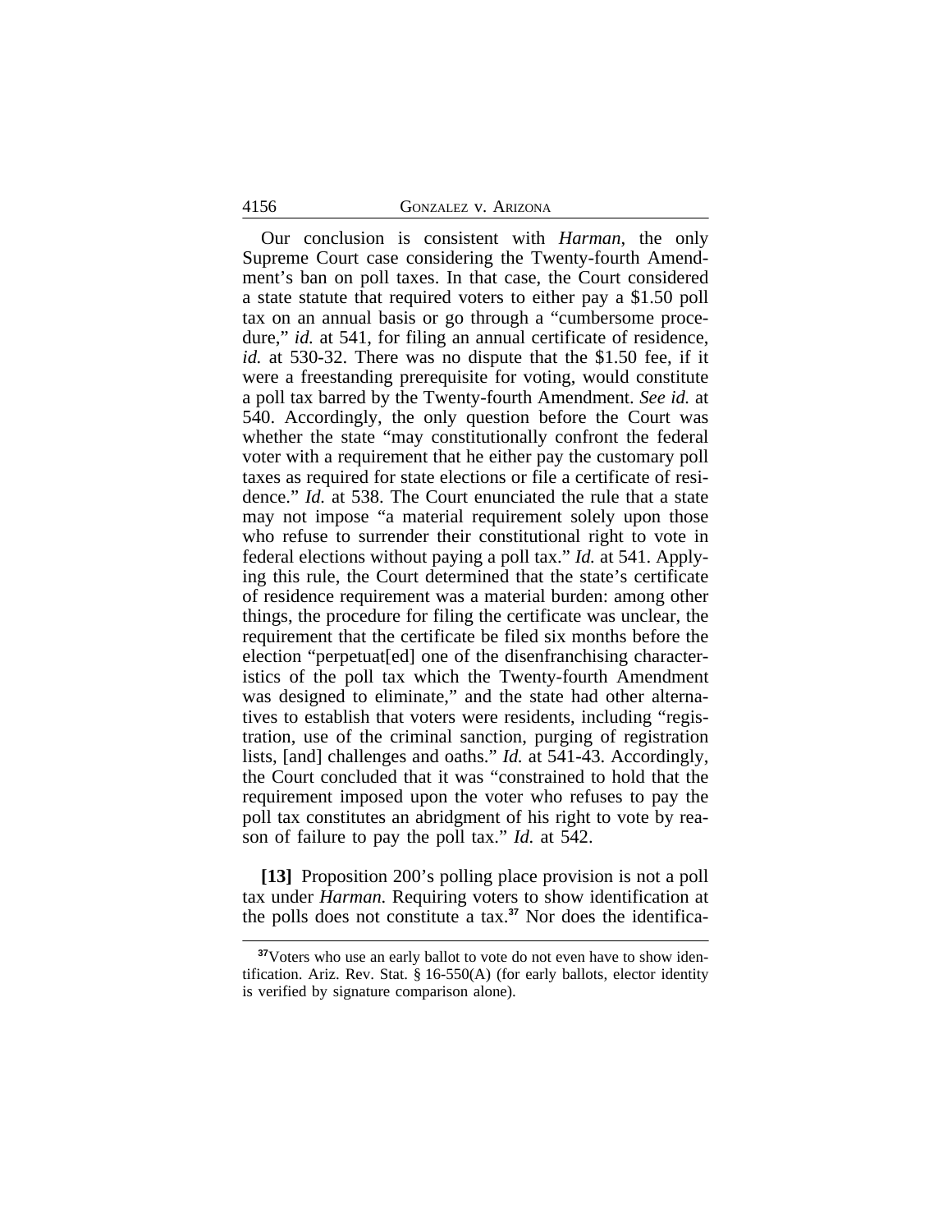Our conclusion is consistent with *Harman*, the only Supreme Court case considering the Twenty-fourth Amendment's ban on poll taxes. In that case, the Court considered a state statute that required voters to either pay a $1.50 poll tax on an annual basis or go through a "cumbersome procedure," *id.* at 541, for filing an annual certificate of residence, *id.* at 530-32. There was no dispute that the $1.50 fee, if it were a freestanding prerequisite for voting, would constitute a poll tax barred by the Twenty-fourth Amendment. *See id.* at 540. Accordingly, the only question before the Court was whether the state "may constitutionally confront the federal voter with a requirement that he either pay the customary poll taxes as required for state elections or file a certificate of residence." *Id.* at 538. The Court enunciated the rule that a state may not impose "a material requirement solely upon those who refuse to surrender their constitutional right to vote in federal elections without paying a poll tax." *Id.* at 541. Applying this rule, the Court determined that the state's certificate of residence requirement was a material burden: among other things, the procedure for filing the certificate was unclear, the requirement that the certificate be filed six months before the election "perpetuat[ed] one of the disenfranchising characteristics of the poll tax which the Twenty-fourth Amendment was designed to eliminate," and the state had other alternatives to establish that voters were residents, including "registration, use of the criminal sanction, purging of registration lists, [and] challenges and oaths." *Id.* at 541-43. Accordingly, the Court concluded that it was "constrained to hold that the requirement imposed upon the voter who refuses to pay the poll tax constitutes an abridgment of his right to vote by reason of failure to pay the poll tax." *Id.* at 542.

**[13]** Proposition 200's polling place provision is not a poll tax under *Harman.* Requiring voters to show identification at the polls does not constitute a tax.[37] Nor does the identifica-

[37] Voters who use an early ballot to vote do not even have to show identification. Ariz. Rev. Stat. § 16-550(A) (for early ballots, elector identity is verified by signature comparison alone).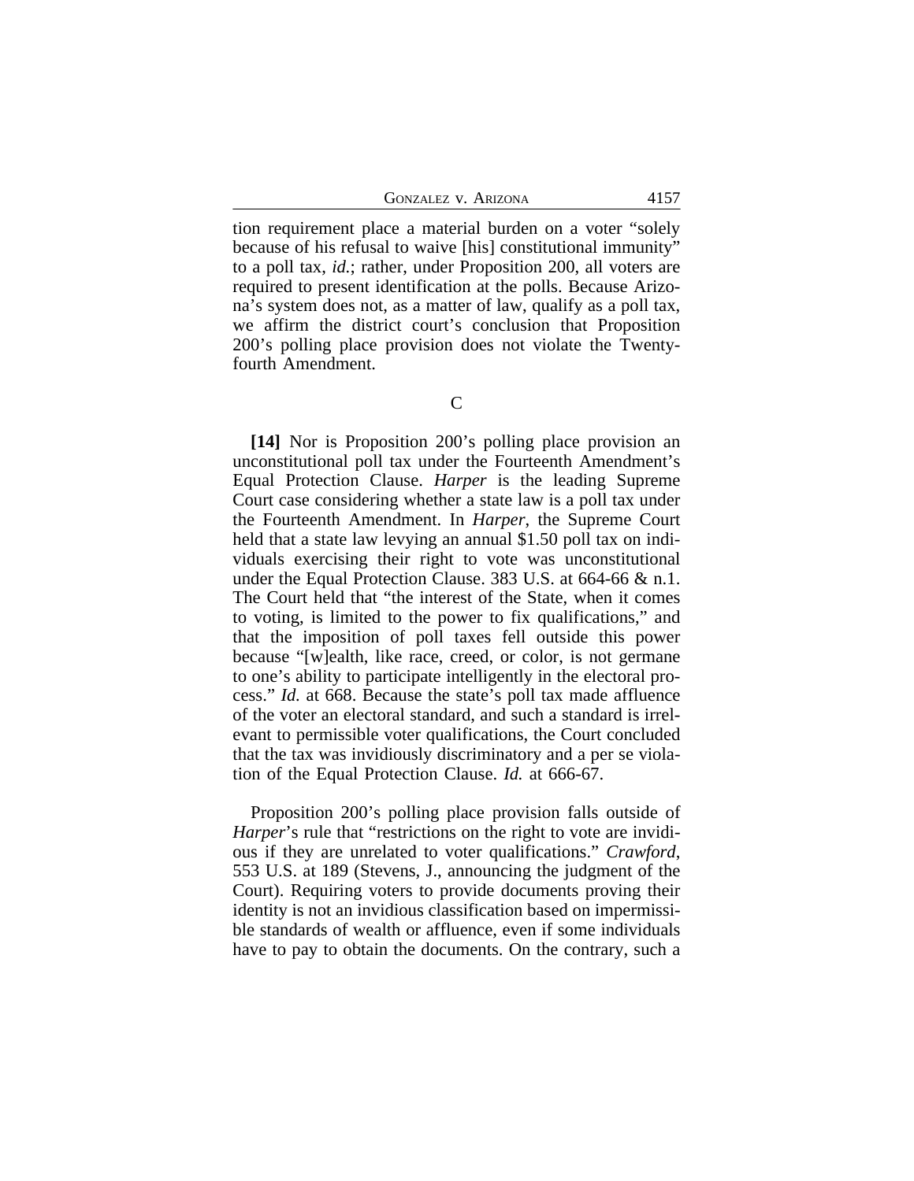tion requirement place a material burden on a voter "solely because of his refusal to waive [his] constitutional immunity" to a poll tax, *id.*; rather, under Proposition 200, all voters are required to present identification at the polls. Because Arizona's system does not, as a matter of law, qualify as a poll tax, we affirm the district court's conclusion that Proposition 200's polling place provision does not violate the Twenty-fourth Amendment.

C

**[14]** Nor is Proposition 200's polling place provision an unconstitutional poll tax under the Fourteenth Amendment's Equal Protection Clause. *Harper* is the leading Supreme Court case considering whether a state law is a poll tax under the Fourteenth Amendment. In *Harper*, the Supreme Court held that a state law levying an annual $1.50 poll tax on individuals exercising their right to vote was unconstitutional under the Equal Protection Clause. 383 U.S. at 664-66 & n.1. The Court held that "the interest of the State, when it comes to voting, is limited to the power to fix qualifications," and that the imposition of poll taxes fell outside this power because "[w]ealth, like race, creed, or color, is not germane to one's ability to participate intelligently in the electoral process." *Id.* at 668. Because the state's poll tax made affluence of the voter an electoral standard, and such a standard is irrelevant to permissible voter qualifications, the Court concluded that the tax was invidiously discriminatory and a per se violation of the Equal Protection Clause. *Id.* at 666-67.

Proposition 200's polling place provision falls outside of *Harper*'s rule that "restrictions on the right to vote are invidious if they are unrelated to voter qualifications." *Crawford*, 553 U.S. at 189 (Stevens, J., announcing the judgment of the Court). Requiring voters to provide documents proving their identity is not an invidious classification based on impermissible standards of wealth or affluence, even if some individuals have to pay to obtain the documents. On the contrary, such a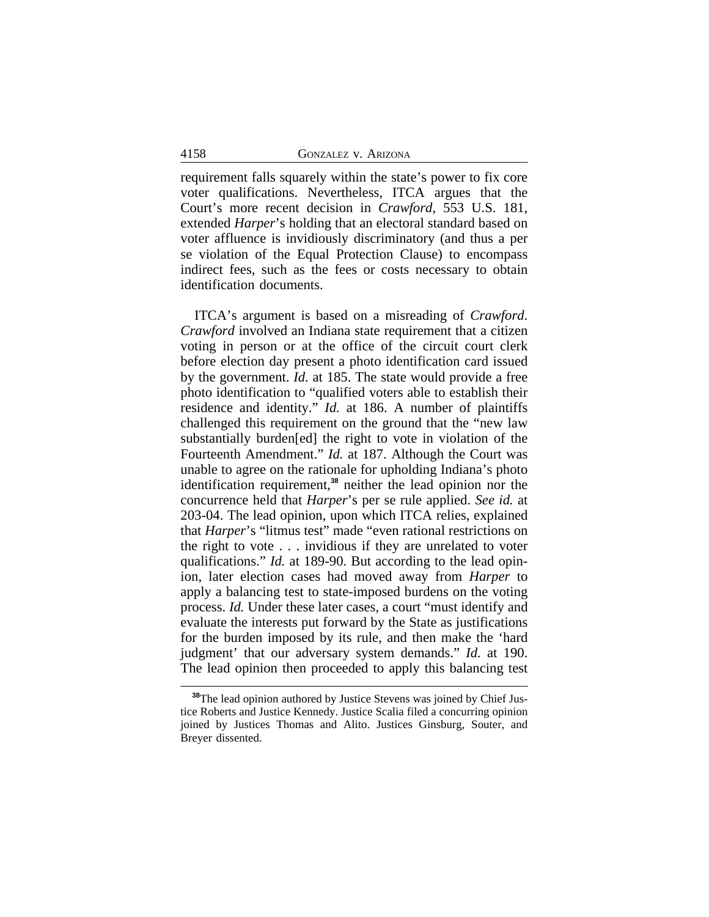requirement falls squarely within the state's power to fix core voter qualifications. Nevertheless, ITCA argues that the Court's more recent decision in *Crawford*, 553 U.S. 181, extended *Harper*'s holding that an electoral standard based on voter affluence is invidiously discriminatory (and thus a per se violation of the Equal Protection Clause) to encompass indirect fees, such as the fees or costs necessary to obtain identification documents.

ITCA's argument is based on a misreading of *Crawford*. *Crawford* involved an Indiana state requirement that a citizen voting in person or at the office of the circuit court clerk before election day present a photo identification card issued by the government. *Id.* at 185. The state would provide a free photo identification to "qualified voters able to establish their residence and identity." *Id.* at 186. A number of plaintiffs challenged this requirement on the ground that the "new law substantially burden[ed] the right to vote in violation of the Fourteenth Amendment." *Id.* at 187. Although the Court was unable to agree on the rationale for upholding Indiana's photo identification requirement,[38] neither the lead opinion nor the concurrence held that *Harper*'s per se rule applied. *See id.* at 203-04. The lead opinion, upon which ITCA relies, explained that *Harper*'s "litmus test" made "even rational restrictions on the right to vote . . . invidious if they are unrelated to voter qualifications." *Id.* at 189-90. But according to the lead opinion, later election cases had moved away from *Harper* to apply a balancing test to state-imposed burdens on the voting process. *Id.* Under these later cases, a court "must identify and evaluate the interests put forward by the State as justifications for the burden imposed by its rule, and then make the 'hard judgment' that our adversary system demands." *Id.* at 190. The lead opinion then proceeded to apply this balancing test

[38] The lead opinion authored by Justice Stevens was joined by Chief Justice Roberts and Justice Kennedy. Justice Scalia filed a concurring opinion joined by Justices Thomas and Alito. Justices Ginsburg, Souter, and Breyer dissented.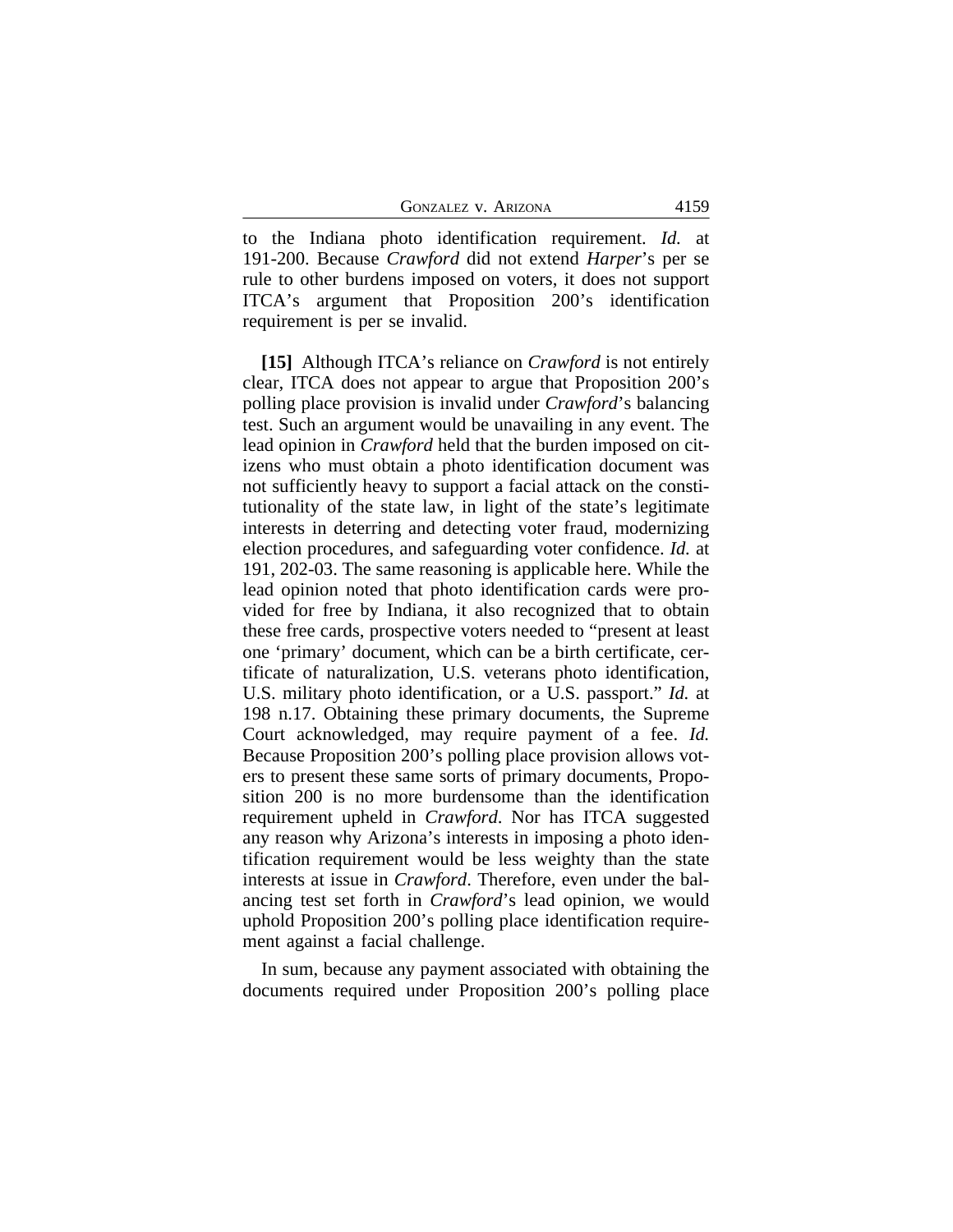to the Indiana photo identification requirement. *Id.* at 191-200. Because *Crawford* did not extend *Harper*'s per se rule to other burdens imposed on voters, it does not support ITCA's argument that Proposition 200's identification requirement is per se invalid.

**[15]** Although ITCA's reliance on *Crawford* is not entirely clear, ITCA does not appear to argue that Proposition 200's polling place provision is invalid under *Crawford*'s balancing test. Such an argument would be unavailing in any event. The lead opinion in *Crawford* held that the burden imposed on citizens who must obtain a photo identification document was not sufficiently heavy to support a facial attack on the constitutionality of the state law, in light of the state's legitimate interests in deterring and detecting voter fraud, modernizing election procedures, and safeguarding voter confidence. *Id.* at 191, 202-03. The same reasoning is applicable here. While the lead opinion noted that photo identification cards were provided for free by Indiana, it also recognized that to obtain these free cards, prospective voters needed to "present at least one 'primary' document, which can be a birth certificate, certificate of naturalization, U.S. veterans photo identification, U.S. military photo identification, or a U.S. passport." *Id.* at 198 n.17. Obtaining these primary documents, the Supreme Court acknowledged, may require payment of a fee. *Id.* Because Proposition 200's polling place provision allows voters to present these same sorts of primary documents, Proposition 200 is no more burdensome than the identification requirement upheld in *Crawford*. Nor has ITCA suggested any reason why Arizona's interests in imposing a photo identification requirement would be less weighty than the state interests at issue in *Crawford*. Therefore, even under the balancing test set forth in *Crawford*'s lead opinion, we would uphold Proposition 200's polling place identification requirement against a facial challenge.

In sum, because any payment associated with obtaining the documents required under Proposition 200's polling place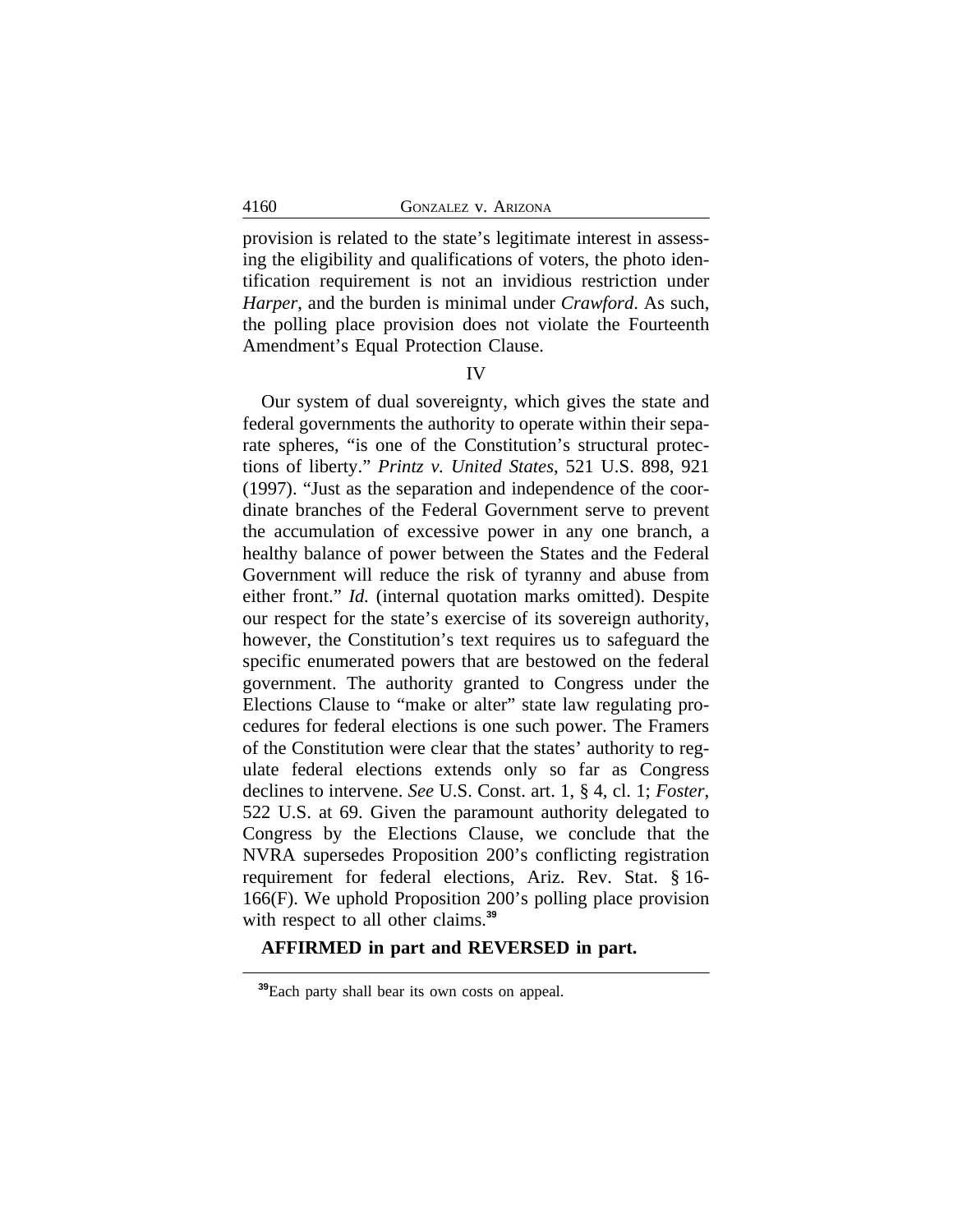provision is related to the state's legitimate interest in assessing the eligibility and qualifications of voters, the photo identification requirement is not an invidious restriction under *Harper*, and the burden is minimal under *Crawford*. As such, the polling place provision does not violate the Fourteenth Amendment's Equal Protection Clause.

IV

Our system of dual sovereignty, which gives the state and federal governments the authority to operate within their separate spheres, "is one of the Constitution's structural protections of liberty." *Printz v. United States*, 521 U.S. 898, 921 (1997). "Just as the separation and independence of the coordinate branches of the Federal Government serve to prevent the accumulation of excessive power in any one branch, a healthy balance of power between the States and the Federal Government will reduce the risk of tyranny and abuse from either front." *Id.* (internal quotation marks omitted). Despite our respect for the state's exercise of its sovereign authority, however, the Constitution's text requires us to safeguard the specific enumerated powers that are bestowed on the federal government. The authority granted to Congress under the Elections Clause to "make or alter" state law regulating procedures for federal elections is one such power. The Framers of the Constitution were clear that the states' authority to regulate federal elections extends only so far as Congress declines to intervene. *See* U.S. Const. art. 1, § 4, cl. 1; *Foster*, 522 U.S. at 69. Given the paramount authority delegated to Congress by the Elections Clause, we conclude that the NVRA supersedes Proposition 200's conflicting registration requirement for federal elections, Ariz. Rev. Stat. § 16-166(F). We uphold Proposition 200's polling place provision with respect to all other claims.[39]

**AFFIRMED in part and REVERSED in part.**

[39]Each party shall bear its own costs on appeal.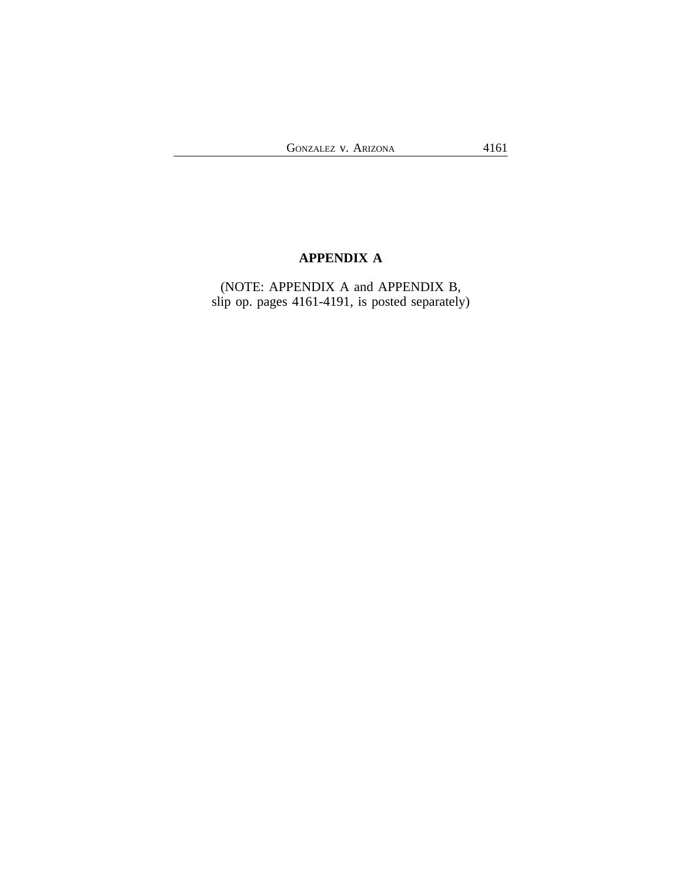## APPENDIX A

(NOTE: APPENDIX A and APPENDIX B,
slip op. pages 4161-4191, is posted separately)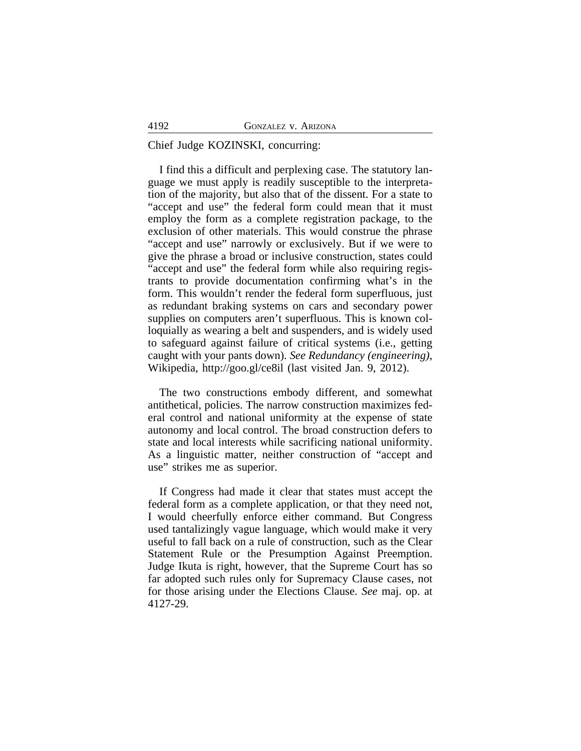Chief Judge KOZINSKI, concurring:

I find this a difficult and perplexing case. The statutory language we must apply is readily susceptible to the interpretation of the majority, but also that of the dissent. For a state to "accept and use" the federal form could mean that it must employ the form as a complete registration package, to the exclusion of other materials. This would construe the phrase "accept and use" narrowly or exclusively. But if we were to give the phrase a broad or inclusive construction, states could "accept and use" the federal form while also requiring registrants to provide documentation confirming what's in the form. This wouldn't render the federal form superfluous, just as redundant braking systems on cars and secondary power supplies on computers aren't superfluous. This is known colloquially as wearing a belt and suspenders, and is widely used to safeguard against failure of critical systems (i.e., getting caught with your pants down). *See Redundancy (engineering)*, Wikipedia, http://goo.gl/ce8il (last visited Jan. 9, 2012).

The two constructions embody different, and somewhat antithetical, policies. The narrow construction maximizes federal control and national uniformity at the expense of state autonomy and local control. The broad construction defers to state and local interests while sacrificing national uniformity. As a linguistic matter, neither construction of "accept and use" strikes me as superior.

If Congress had made it clear that states must accept the federal form as a complete application, or that they need not, I would cheerfully enforce either command. But Congress used tantalizingly vague language, which would make it very useful to fall back on a rule of construction, such as the Clear Statement Rule or the Presumption Against Preemption. Judge Ikuta is right, however, that the Supreme Court has so far adopted such rules only for Supremacy Clause cases, not for those arising under the Elections Clause. *See* maj. op. at 4127-29.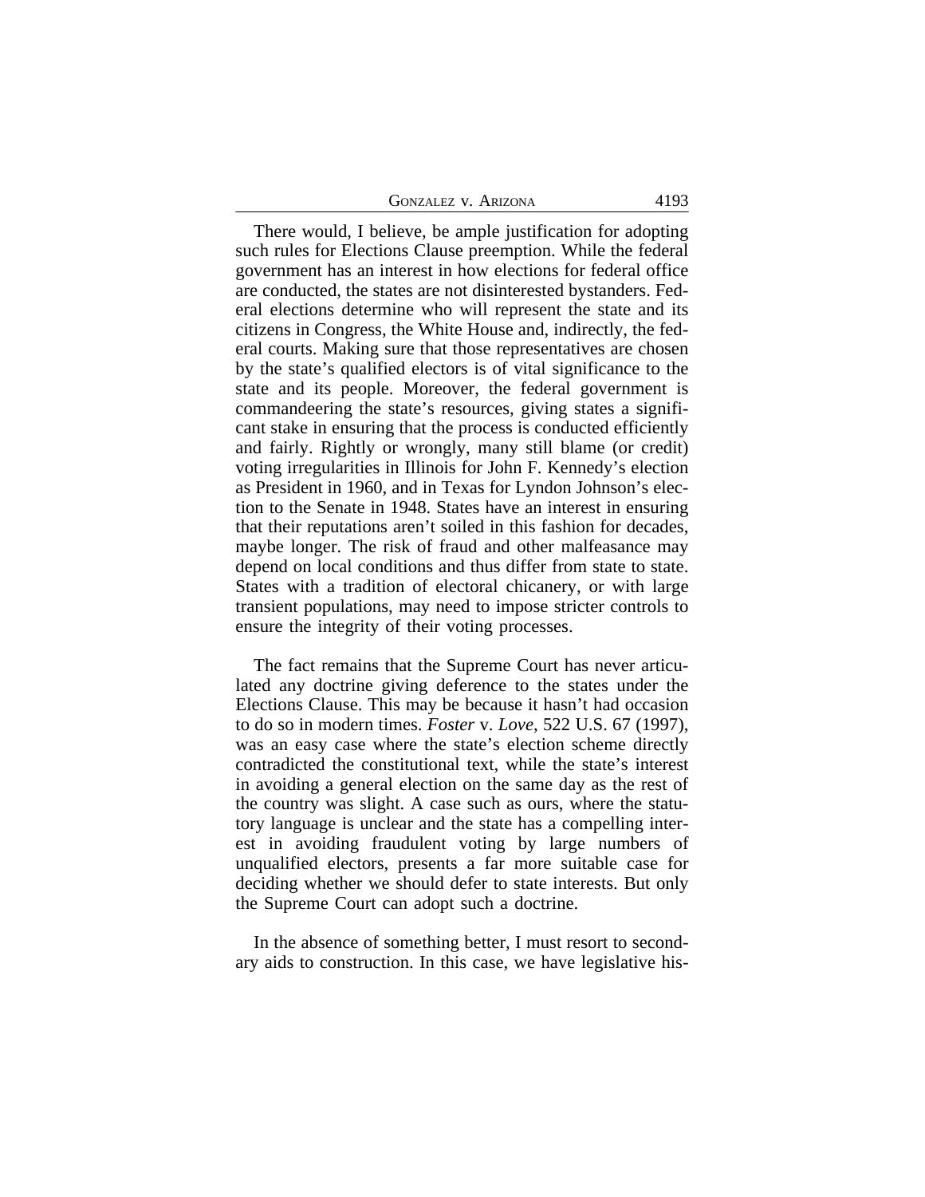There would, I believe, be ample justification for adopting such rules for Elections Clause preemption. While the federal government has an interest in how elections for federal office are conducted, the states are not disinterested bystanders. Federal elections determine who will represent the state and its citizens in Congress, the White House and, indirectly, the federal courts. Making sure that those representatives are chosen by the state's qualified electors is of vital significance to the state and its people. Moreover, the federal government is commandeering the state's resources, giving states a significant stake in ensuring that the process is conducted efficiently and fairly. Rightly or wrongly, many still blame (or credit) voting irregularities in Illinois for John F. Kennedy's election as President in 1960, and in Texas for Lyndon Johnson's election to the Senate in 1948. States have an interest in ensuring that their reputations aren't soiled in this fashion for decades, maybe longer. The risk of fraud and other malfeasance may depend on local conditions and thus differ from state to state. States with a tradition of electoral chicanery, or with large transient populations, may need to impose stricter controls to ensure the integrity of their voting processes.

The fact remains that the Supreme Court has never articulated any doctrine giving deference to the states under the Elections Clause. This may be because it hasn't had occasion to do so in modern times. *Foster* v. *Love*, 522 U.S. 67 (1997), was an easy case where the state's election scheme directly contradicted the constitutional text, while the state's interest in avoiding a general election on the same day as the rest of the country was slight. A case such as ours, where the statutory language is unclear and the state has a compelling interest in avoiding fraudulent voting by large numbers of unqualified electors, presents a far more suitable case for deciding whether we should defer to state interests. But only the Supreme Court can adopt such a doctrine.

In the absence of something better, I must resort to secondary aids to construction. In this case, we have legislative his-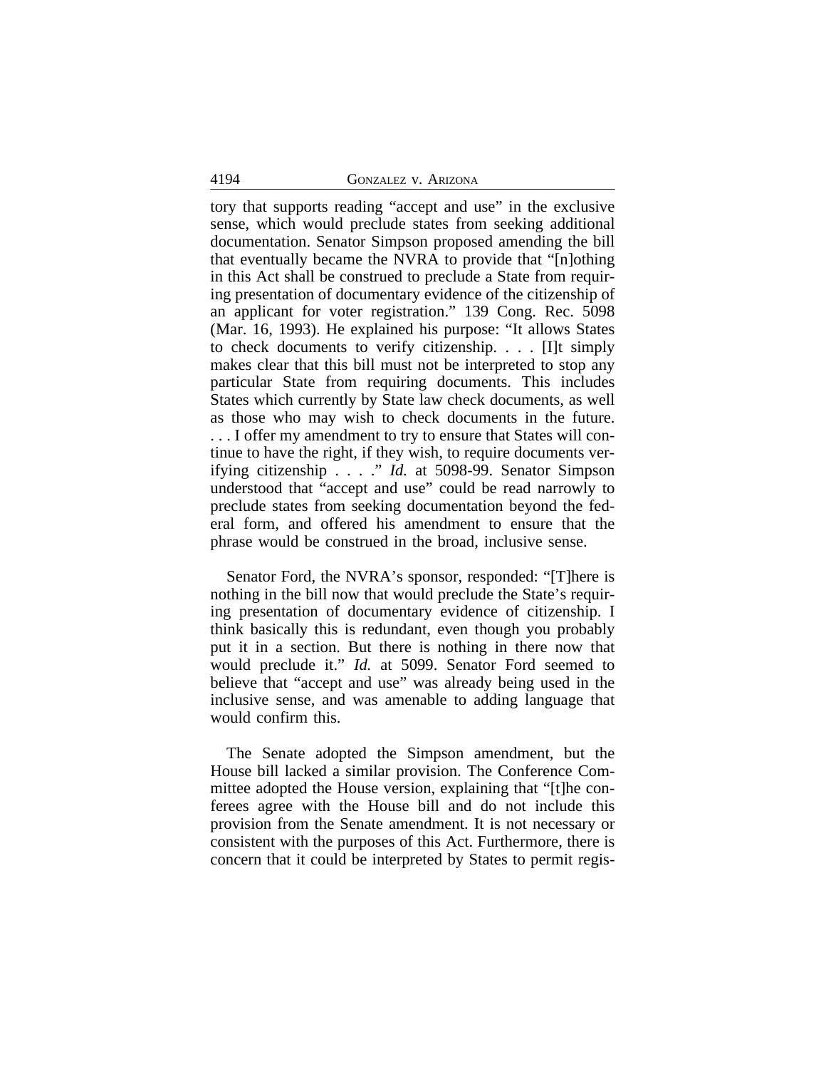tory that supports reading "accept and use" in the exclusive sense, which would preclude states from seeking additional documentation. Senator Simpson proposed amending the bill that eventually became the NVRA to provide that "[n]othing in this Act shall be construed to preclude a State from requiring presentation of documentary evidence of the citizenship of an applicant for voter registration." 139 Cong. Rec. 5098 (Mar. 16, 1993). He explained his purpose: "It allows States to check documents to verify citizenship. . . . [I]t simply makes clear that this bill must not be interpreted to stop any particular State from requiring documents. This includes States which currently by State law check documents, as well as those who may wish to check documents in the future. . . . I offer my amendment to try to ensure that States will continue to have the right, if they wish, to require documents verifying citizenship . . . ." *Id.* at 5098-99. Senator Simpson understood that "accept and use" could be read narrowly to preclude states from seeking documentation beyond the federal form, and offered his amendment to ensure that the phrase would be construed in the broad, inclusive sense.

Senator Ford, the NVRA's sponsor, responded: "[T]here is nothing in the bill now that would preclude the State's requiring presentation of documentary evidence of citizenship. I think basically this is redundant, even though you probably put it in a section. But there is nothing in there now that would preclude it." *Id.* at 5099. Senator Ford seemed to believe that "accept and use" was already being used in the inclusive sense, and was amenable to adding language that would confirm this.

The Senate adopted the Simpson amendment, but the House bill lacked a similar provision. The Conference Committee adopted the House version, explaining that "[t]he conferees agree with the House bill and do not include this provision from the Senate amendment. It is not necessary or consistent with the purposes of this Act. Furthermore, there is concern that it could be interpreted by States to permit regis-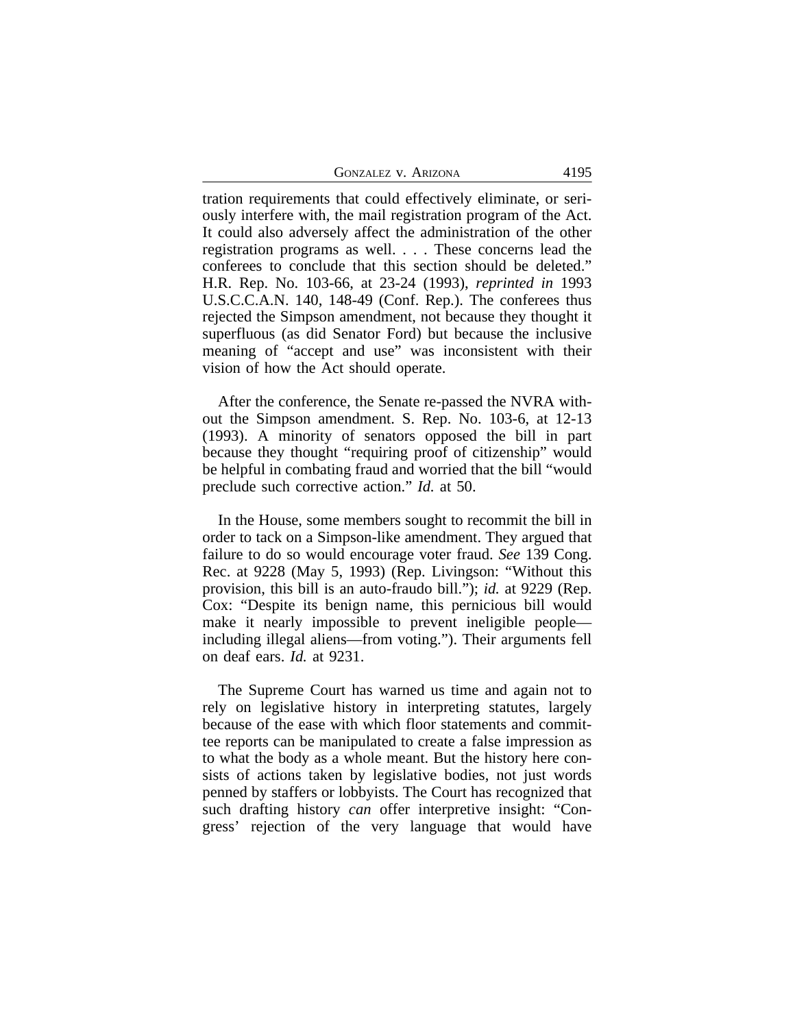tration requirements that could effectively eliminate, or seriously interfere with, the mail registration program of the Act. It could also adversely affect the administration of the other registration programs as well. . . . These concerns lead the conferees to conclude that this section should be deleted." H.R. Rep. No. 103-66, at 23-24 (1993), *reprinted in* 1993 U.S.C.C.A.N. 140, 148-49 (Conf. Rep.). The conferees thus rejected the Simpson amendment, not because they thought it superfluous (as did Senator Ford) but because the inclusive meaning of "accept and use" was inconsistent with their vision of how the Act should operate.

After the conference, the Senate re-passed the NVRA without the Simpson amendment. S. Rep. No. 103-6, at 12-13 (1993). A minority of senators opposed the bill in part because they thought "requiring proof of citizenship" would be helpful in combating fraud and worried that the bill "would preclude such corrective action." *Id.* at 50.

In the House, some members sought to recommit the bill in order to tack on a Simpson-like amendment. They argued that failure to do so would encourage voter fraud. *See* 139 Cong. Rec. at 9228 (May 5, 1993) (Rep. Livingson: "Without this provision, this bill is an auto-fraudo bill."); *id.* at 9229 (Rep. Cox: "Despite its benign name, this pernicious bill would make it nearly impossible to prevent ineligible people—including illegal aliens—from voting."). Their arguments fell on deaf ears. *Id.* at 9231.

The Supreme Court has warned us time and again not to rely on legislative history in interpreting statutes, largely because of the ease with which floor statements and committee reports can be manipulated to create a false impression as to what the body as a whole meant. But the history here consists of actions taken by legislative bodies, not just words penned by staffers or lobbyists. The Court has recognized that such drafting history *can* offer interpretive insight: "Congress' rejection of the very language that would have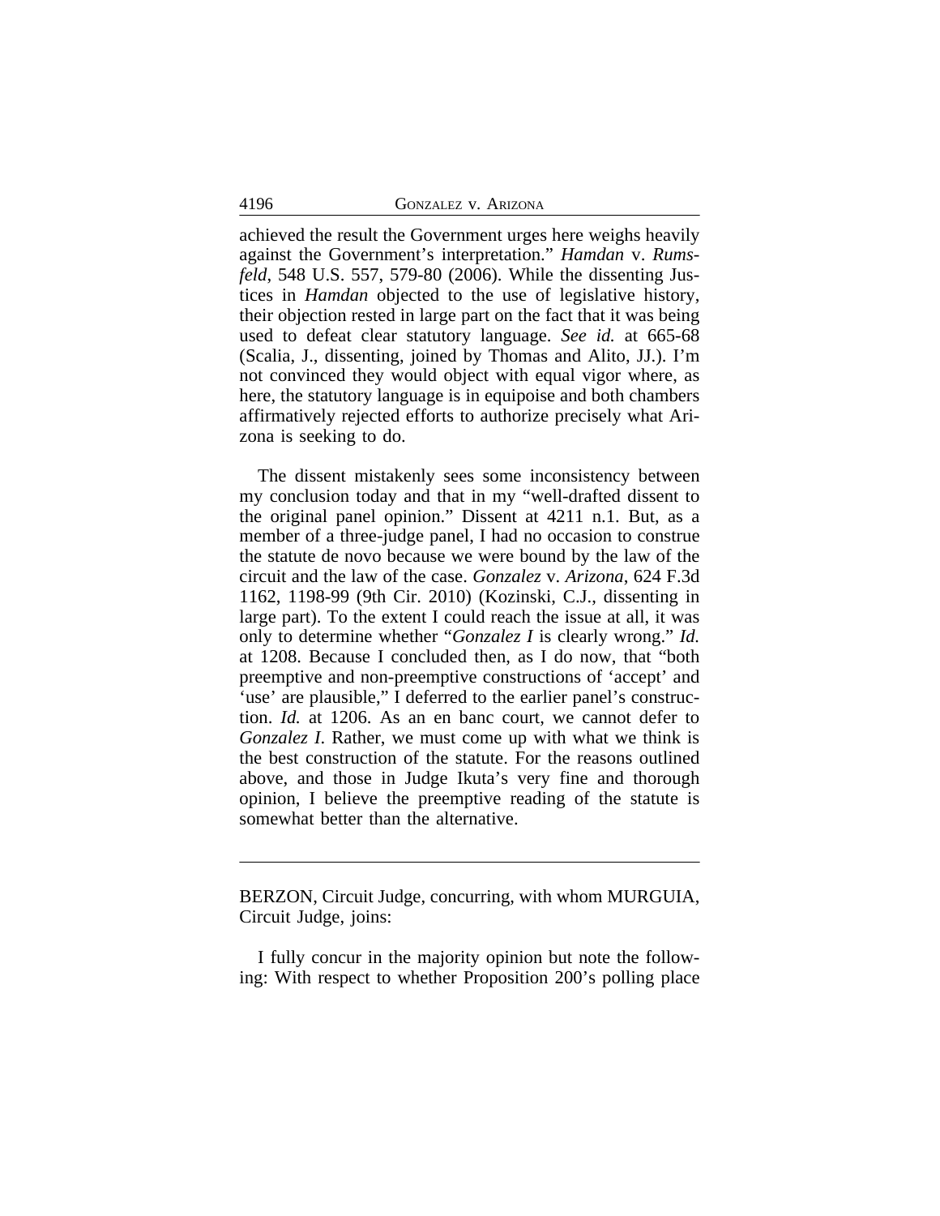achieved the result the Government urges here weighs heavily against the Government's interpretation." *Hamdan* v. *Rumsfeld*, 548 U.S. 557, 579-80 (2006). While the dissenting Justices in *Hamdan* objected to the use of legislative history, their objection rested in large part on the fact that it was being used to defeat clear statutory language. *See id.* at 665-68 (Scalia, J., dissenting, joined by Thomas and Alito, JJ.). I'm not convinced they would object with equal vigor where, as here, the statutory language is in equipoise and both chambers affirmatively rejected efforts to authorize precisely what Arizona is seeking to do.

The dissent mistakenly sees some inconsistency between my conclusion today and that in my "well-drafted dissent to the original panel opinion." Dissent at 4211 n.1. But, as a member of a three-judge panel, I had no occasion to construe the statute de novo because we were bound by the law of the circuit and the law of the case. *Gonzalez* v. *Arizona*, 624 F.3d 1162, 1198-99 (9th Cir. 2010) (Kozinski, C.J., dissenting in large part). To the extent I could reach the issue at all, it was only to determine whether "*Gonzalez I* is clearly wrong." *Id.* at 1208. Because I concluded then, as I do now, that "both preemptive and non-preemptive constructions of 'accept' and 'use' are plausible," I deferred to the earlier panel's construction. *Id.* at 1206. As an en banc court, we cannot defer to *Gonzalez I*. Rather, we must come up with what we think is the best construction of the statute. For the reasons outlined above, and those in Judge Ikuta's very fine and thorough opinion, I believe the preemptive reading of the statute is somewhat better than the alternative.

---

BERZON, Circuit Judge, concurring, with whom MURGUIA, Circuit Judge, joins:

I fully concur in the majority opinion but note the following: With respect to whether Proposition 200's polling place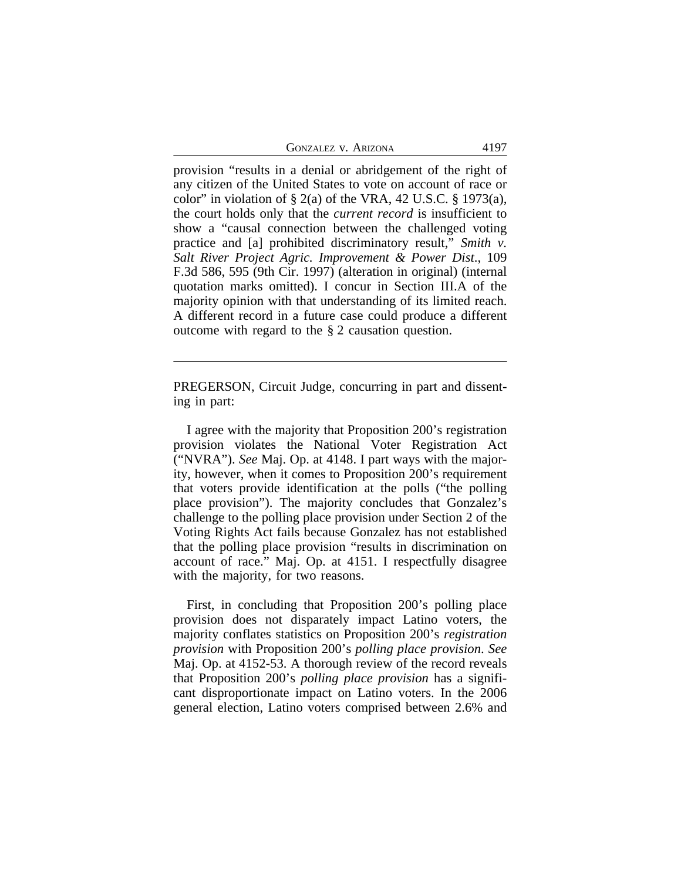provision "results in a denial or abridgement of the right of any citizen of the United States to vote on account of race or color" in violation of § 2(a) of the VRA, 42 U.S.C. § 1973(a), the court holds only that the *current record* is insufficient to show a "causal connection between the challenged voting practice and [a] prohibited discriminatory result," *Smith v. Salt River Project Agric. Improvement & Power Dist*., 109 F.3d 586, 595 (9th Cir. 1997) (alteration in original) (internal quotation marks omitted). I concur in Section III.A of the majority opinion with that understanding of its limited reach. A different record in a future case could produce a different outcome with regard to the § 2 causation question.

---

PREGERSON, Circuit Judge, concurring in part and dissenting in part:

I agree with the majority that Proposition 200's registration provision violates the National Voter Registration Act ("NVRA"). *See* Maj. Op. at 4148. I part ways with the majority, however, when it comes to Proposition 200's requirement that voters provide identification at the polls ("the polling place provision"). The majority concludes that Gonzalez's challenge to the polling place provision under Section 2 of the Voting Rights Act fails because Gonzalez has not established that the polling place provision "results in discrimination on account of race." Maj. Op. at 4151. I respectfully disagree with the majority, for two reasons.

First, in concluding that Proposition 200's polling place provision does not disparately impact Latino voters, the majority conflates statistics on Proposition 200's *registration provision* with Proposition 200's *polling place provision*. *See* Maj. Op. at 4152-53. A thorough review of the record reveals that Proposition 200's *polling place provision* has a significant disproportionate impact on Latino voters. In the 2006 general election, Latino voters comprised between 2.6% and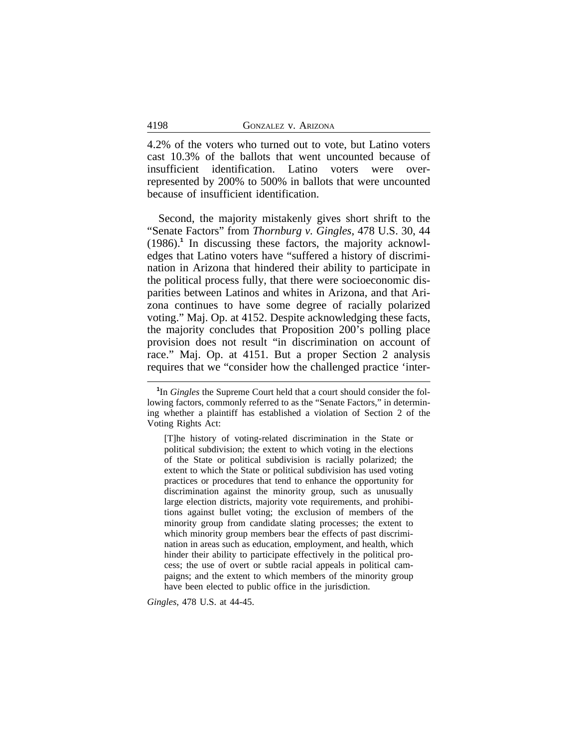4.2% of the voters who turned out to vote, but Latino voters cast 10.3% of the ballots that went uncounted because of insufficient identification. Latino voters were over-represented by 200% to 500% in ballots that were uncounted because of insufficient identification.

Second, the majority mistakenly gives short shrift to the "Senate Factors" from *Thornburg v. Gingles*, 478 U.S. 30, 44 (1986).[1] In discussing these factors, the majority acknowledges that Latino voters have "suffered a history of discrimination in Arizona that hindered their ability to participate in the political process fully, that there were socioeconomic disparities between Latinos and whites in Arizona, and that Arizona continues to have some degree of racially polarized voting." Maj. Op. at 4152. Despite acknowledging these facts, the majority concludes that Proposition 200's polling place provision does not result "in discrimination on account of race." Maj. Op. at 4151. But a proper Section 2 analysis requires that we "consider how the challenged practice 'inter-

---

[1]In *Gingles* the Supreme Court held that a court should consider the following factors, commonly referred to as the "Senate Factors," in determining whether a plaintiff has established a violation of Section 2 of the Voting Rights Act:

> [T]he history of voting-related discrimination in the State or political subdivision; the extent to which voting in the elections of the State or political subdivision is racially polarized; the extent to which the State or political subdivision has used voting practices or procedures that tend to enhance the opportunity for discrimination against the minority group, such as unusually large election districts, majority vote requirements, and prohibitions against bullet voting; the exclusion of members of the minority group from candidate slating processes; the extent to which minority group members bear the effects of past discrimination in areas such as education, employment, and health, which hinder their ability to participate effectively in the political process; the use of overt or subtle racial appeals in political campaigns; and the extent to which members of the minority group have been elected to public office in the jurisdiction.

*Gingles*, 478 U.S. at 44-45.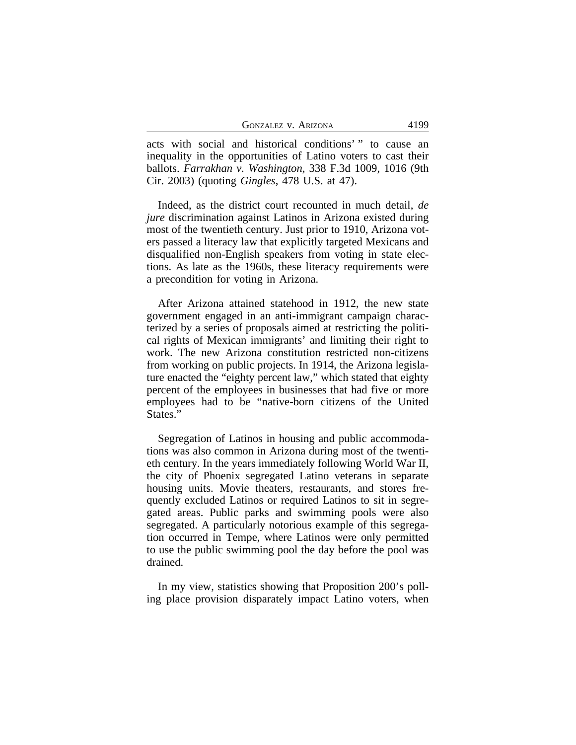acts with social and historical conditions' " to cause an inequality in the opportunities of Latino voters to cast their ballots. *Farrakhan v. Washington*, 338 F.3d 1009, 1016 (9th Cir. 2003) (quoting *Gingles*, 478 U.S. at 47).

Indeed, as the district court recounted in much detail, *de jure* discrimination against Latinos in Arizona existed during most of the twentieth century. Just prior to 1910, Arizona voters passed a literacy law that explicitly targeted Mexicans and disqualified non-English speakers from voting in state elections. As late as the 1960s, these literacy requirements were a precondition for voting in Arizona.

After Arizona attained statehood in 1912, the new state government engaged in an anti-immigrant campaign characterized by a series of proposals aimed at restricting the political rights of Mexican immigrants' and limiting their right to work. The new Arizona constitution restricted non-citizens from working on public projects. In 1914, the Arizona legislature enacted the "eighty percent law," which stated that eighty percent of the employees in businesses that had five or more employees had to be "native-born citizens of the United States."

Segregation of Latinos in housing and public accommodations was also common in Arizona during most of the twentieth century. In the years immediately following World War II, the city of Phoenix segregated Latino veterans in separate housing units. Movie theaters, restaurants, and stores frequently excluded Latinos or required Latinos to sit in segregated areas. Public parks and swimming pools were also segregated. A particularly notorious example of this segregation occurred in Tempe, where Latinos were only permitted to use the public swimming pool the day before the pool was drained.

In my view, statistics showing that Proposition 200's polling place provision disparately impact Latino voters, when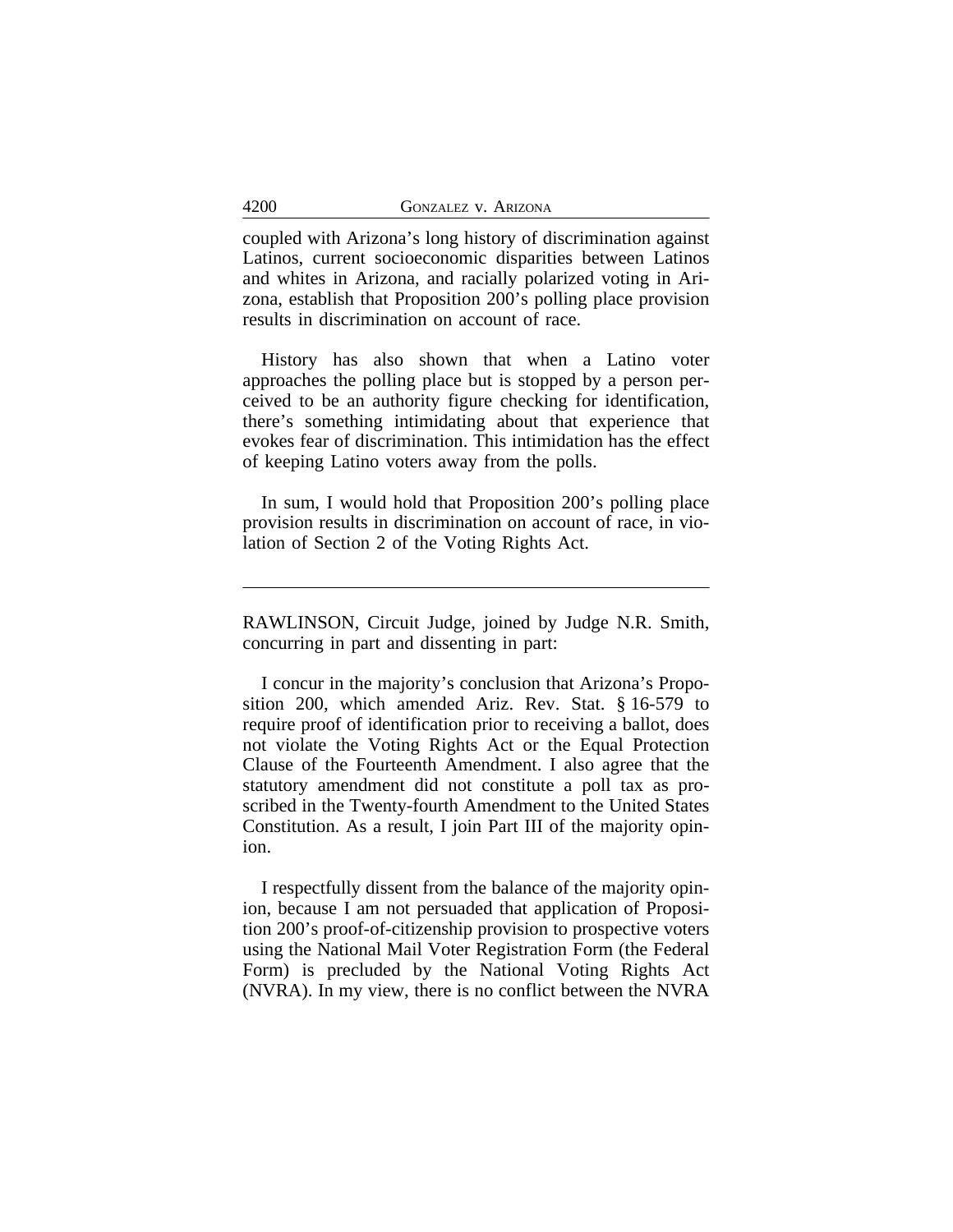coupled with Arizona's long history of discrimination against Latinos, current socioeconomic disparities between Latinos and whites in Arizona, and racially polarized voting in Arizona, establish that Proposition 200's polling place provision results in discrimination on account of race.

History has also shown that when a Latino voter approaches the polling place but is stopped by a person perceived to be an authority figure checking for identification, there's something intimidating about that experience that evokes fear of discrimination. This intimidation has the effect of keeping Latino voters away from the polls.

In sum, I would hold that Proposition 200's polling place provision results in discrimination on account of race, in violation of Section 2 of the Voting Rights Act.

---

RAWLINSON, Circuit Judge, joined by Judge N.R. Smith, concurring in part and dissenting in part:

I concur in the majority's conclusion that Arizona's Proposition 200, which amended Ariz. Rev. Stat. § 16-579 to require proof of identification prior to receiving a ballot, does not violate the Voting Rights Act or the Equal Protection Clause of the Fourteenth Amendment. I also agree that the statutory amendment did not constitute a poll tax as proscribed in the Twenty-fourth Amendment to the United States Constitution. As a result, I join Part III of the majority opinion.

I respectfully dissent from the balance of the majority opinion, because I am not persuaded that application of Proposition 200's proof-of-citizenship provision to prospective voters using the National Mail Voter Registration Form (the Federal Form) is precluded by the National Voting Rights Act (NVRA). In my view, there is no conflict between the NVRA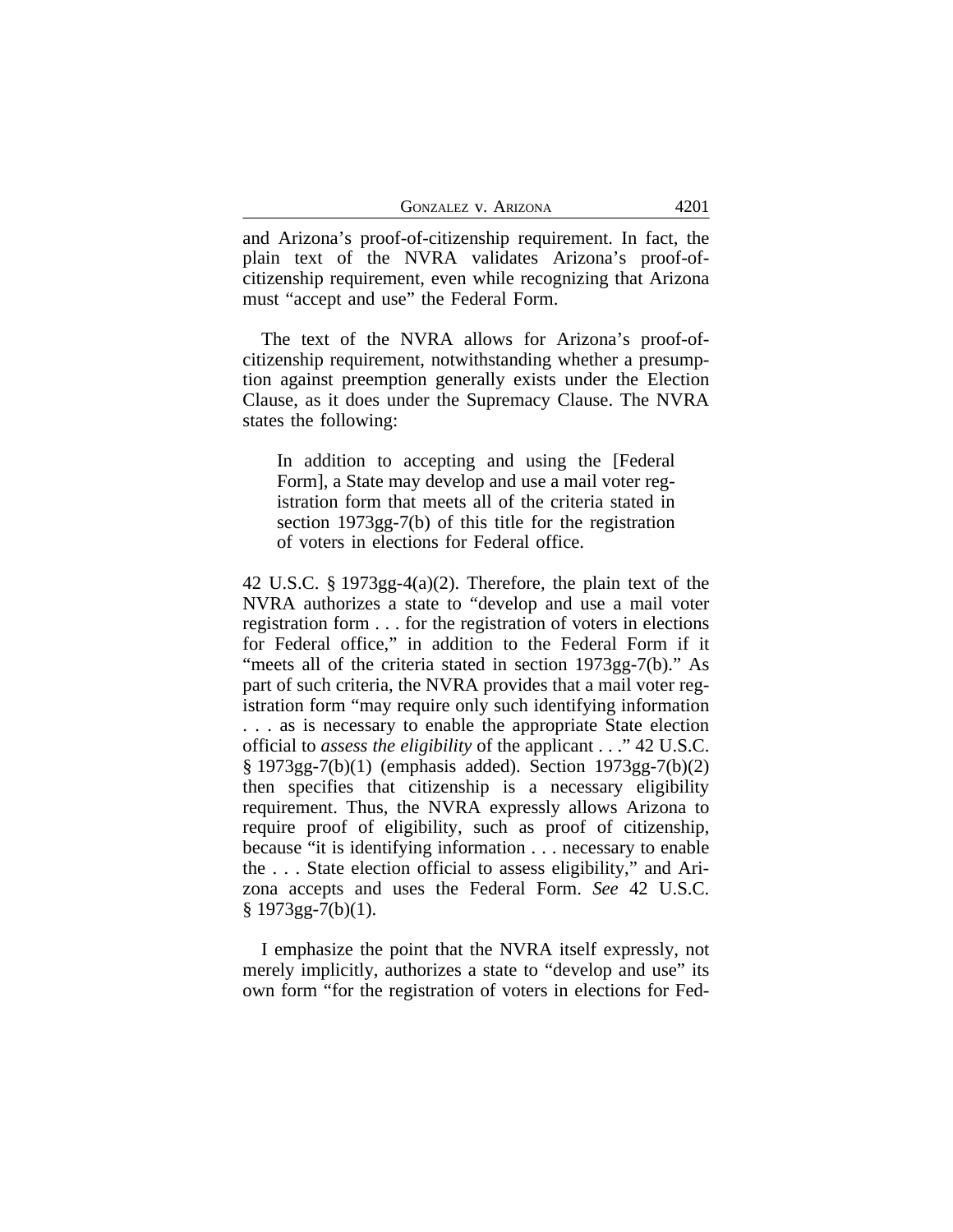and Arizona's proof-of-citizenship requirement. In fact, the plain text of the NVRA validates Arizona's proof-of-citizenship requirement, even while recognizing that Arizona must "accept and use" the Federal Form.

The text of the NVRA allows for Arizona's proof-of-citizenship requirement, notwithstanding whether a presumption against preemption generally exists under the Election Clause, as it does under the Supremacy Clause. The NVRA states the following:

> In addition to accepting and using the [Federal Form], a State may develop and use a mail voter registration form that meets all of the criteria stated in section 1973gg-7(b) of this title for the registration of voters in elections for Federal office.

42 U.S.C. § 1973gg-4(a)(2). Therefore, the plain text of the NVRA authorizes a state to "develop and use a mail voter registration form . . . for the registration of voters in elections for Federal office," in addition to the Federal Form if it "meets all of the criteria stated in section 1973gg-7(b)." As part of such criteria, the NVRA provides that a mail voter registration form "may require only such identifying information . . . as is necessary to enable the appropriate State election official to *assess the eligibility* of the applicant . . ." 42 U.S.C. § 1973gg-7(b)(1) (emphasis added). Section 1973gg-7(b)(2) then specifies that citizenship is a necessary eligibility requirement. Thus, the NVRA expressly allows Arizona to require proof of eligibility, such as proof of citizenship, because "it is identifying information . . . necessary to enable the . . . State election official to assess eligibility," and Arizona accepts and uses the Federal Form. *See* 42 U.S.C. § 1973gg-7(b)(1).

I emphasize the point that the NVRA itself expressly, not merely implicitly, authorizes a state to "develop and use" its own form "for the registration of voters in elections for Fed-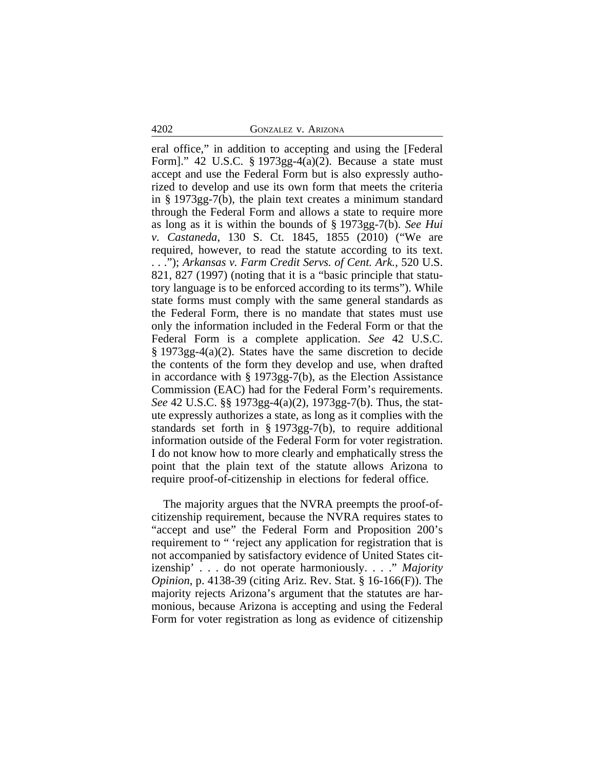eral office," in addition to accepting and using the [Federal Form]." 42 U.S.C. § 1973gg-4(a)(2). Because a state must accept and use the Federal Form but is also expressly authorized to develop and use its own form that meets the criteria in § 1973gg-7(b), the plain text creates a minimum standard through the Federal Form and allows a state to require more as long as it is within the bounds of § 1973gg-7(b). *See Hui v. Castaneda*, 130 S. Ct. 1845, 1855 (2010) ("We are required, however, to read the statute according to its text. . . ."); *Arkansas v. Farm Credit Servs. of Cent. Ark.*, 520 U.S. 821, 827 (1997) (noting that it is a "basic principle that statutory language is to be enforced according to its terms"). While state forms must comply with the same general standards as the Federal Form, there is no mandate that states must use only the information included in the Federal Form or that the Federal Form is a complete application. *See* 42 U.S.C. § 1973gg-4(a)(2). States have the same discretion to decide the contents of the form they develop and use, when drafted in accordance with § 1973gg-7(b), as the Election Assistance Commission (EAC) had for the Federal Form's requirements. *See* 42 U.S.C. §§ 1973gg-4(a)(2), 1973gg-7(b). Thus, the statute expressly authorizes a state, as long as it complies with the standards set forth in § 1973gg-7(b), to require additional information outside of the Federal Form for voter registration. I do not know how to more clearly and emphatically stress the point that the plain text of the statute allows Arizona to require proof-of-citizenship in elections for federal office.

The majority argues that the NVRA preempts the proof-of-citizenship requirement, because the NVRA requires states to "accept and use" the Federal Form and Proposition 200's requirement to " 'reject any application for registration that is not accompanied by satisfactory evidence of United States citizenship' . . . do not operate harmoniously. . . ." *Majority Opinion*, p. 4138-39 (citing Ariz. Rev. Stat. § 16-166(F)). The majority rejects Arizona's argument that the statutes are harmonious, because Arizona is accepting and using the Federal Form for voter registration as long as evidence of citizenship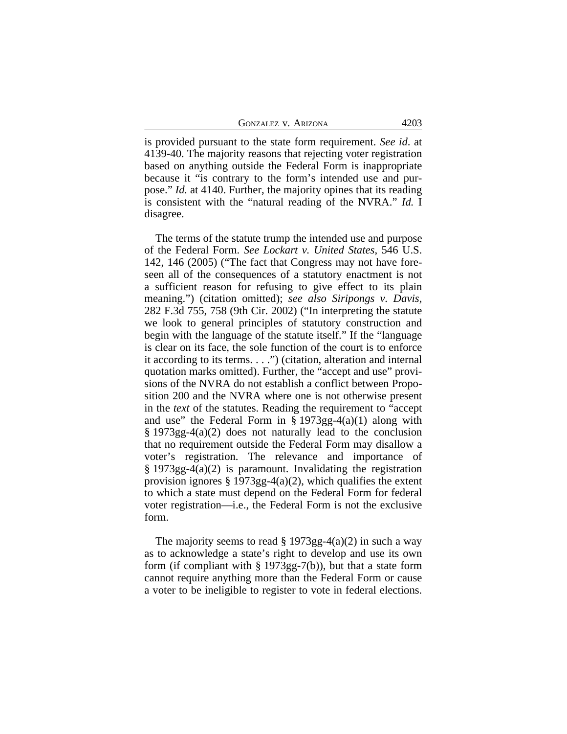is provided pursuant to the state form requirement. *See id*. at 4139-40. The majority reasons that rejecting voter registration based on anything outside the Federal Form is inappropriate because it "is contrary to the form's intended use and purpose." *Id.* at 4140. Further, the majority opines that its reading is consistent with the "natural reading of the NVRA." *Id.* I disagree.

The terms of the statute trump the intended use and purpose of the Federal Form. *See Lockart v. United States*, 546 U.S. 142, 146 (2005) ("The fact that Congress may not have foreseen all of the consequences of a statutory enactment is not a sufficient reason for refusing to give effect to its plain meaning.") (citation omitted); *see also Siripongs v. Davis*, 282 F.3d 755, 758 (9th Cir. 2002) ("In interpreting the statute we look to general principles of statutory construction and begin with the language of the statute itself." If the "language is clear on its face, the sole function of the court is to enforce it according to its terms. . . .") (citation, alteration and internal quotation marks omitted). Further, the "accept and use" provisions of the NVRA do not establish a conflict between Proposition 200 and the NVRA where one is not otherwise present in the *text* of the statutes. Reading the requirement to "accept and use" the Federal Form in § 1973gg-4(a)(1) along with § 1973gg-4(a)(2) does not naturally lead to the conclusion that no requirement outside the Federal Form may disallow a voter's registration. The relevance and importance of § 1973gg-4(a)(2) is paramount. Invalidating the registration provision ignores § 1973gg-4(a)(2), which qualifies the extent to which a state must depend on the Federal Form for federal voter registration—i.e., the Federal Form is not the exclusive form.

The majority seems to read § 1973gg-4(a)(2) in such a way as to acknowledge a state's right to develop and use its own form (if compliant with § 1973gg-7(b)), but that a state form cannot require anything more than the Federal Form or cause a voter to be ineligible to register to vote in federal elections.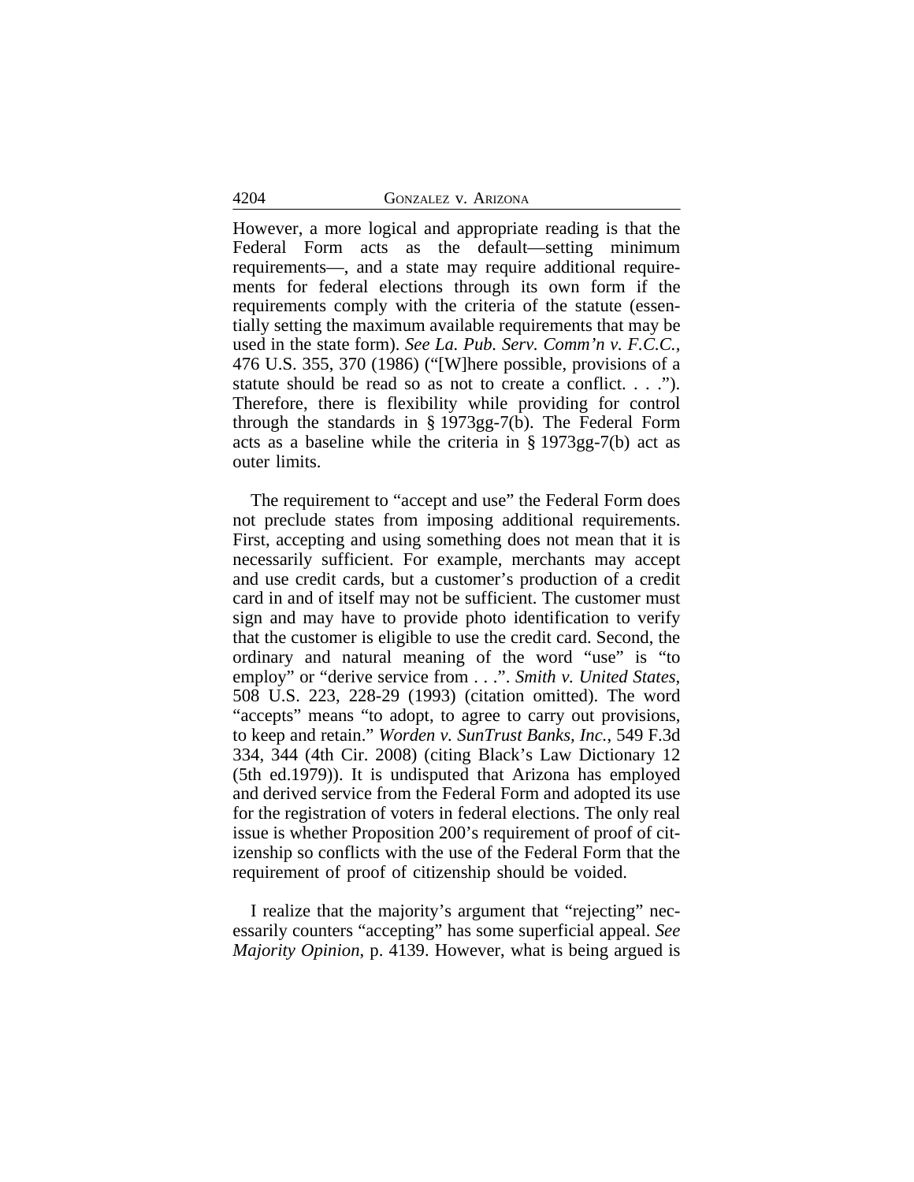However, a more logical and appropriate reading is that the Federal Form acts as the default—setting minimum requirements—, and a state may require additional requirements for federal elections through its own form if the requirements comply with the criteria of the statute (essentially setting the maximum available requirements that may be used in the state form). *See La. Pub. Serv. Comm'n v. F.C.C.*, 476 U.S. 355, 370 (1986) ("[W]here possible, provisions of a statute should be read so as not to create a conflict. . . ."). Therefore, there is flexibility while providing for control through the standards in § 1973gg-7(b). The Federal Form acts as a baseline while the criteria in § 1973gg-7(b) act as outer limits.

The requirement to "accept and use" the Federal Form does not preclude states from imposing additional requirements. First, accepting and using something does not mean that it is necessarily sufficient. For example, merchants may accept and use credit cards, but a customer's production of a credit card in and of itself may not be sufficient. The customer must sign and may have to provide photo identification to verify that the customer is eligible to use the credit card. Second, the ordinary and natural meaning of the word "use" is "to employ" or "derive service from . . .". *Smith v. United States*, 508 U.S. 223, 228-29 (1993) (citation omitted). The word "accepts" means "to adopt, to agree to carry out provisions, to keep and retain." *Worden v. SunTrust Banks, Inc.*, 549 F.3d 334, 344 (4th Cir. 2008) (citing Black's Law Dictionary 12 (5th ed.1979)). It is undisputed that Arizona has employed and derived service from the Federal Form and adopted its use for the registration of voters in federal elections. The only real issue is whether Proposition 200's requirement of proof of citizenship so conflicts with the use of the Federal Form that the requirement of proof of citizenship should be voided.

I realize that the majority's argument that "rejecting" necessarily counters "accepting" has some superficial appeal. *See Majority Opinion*, p. 4139. However, what is being argued is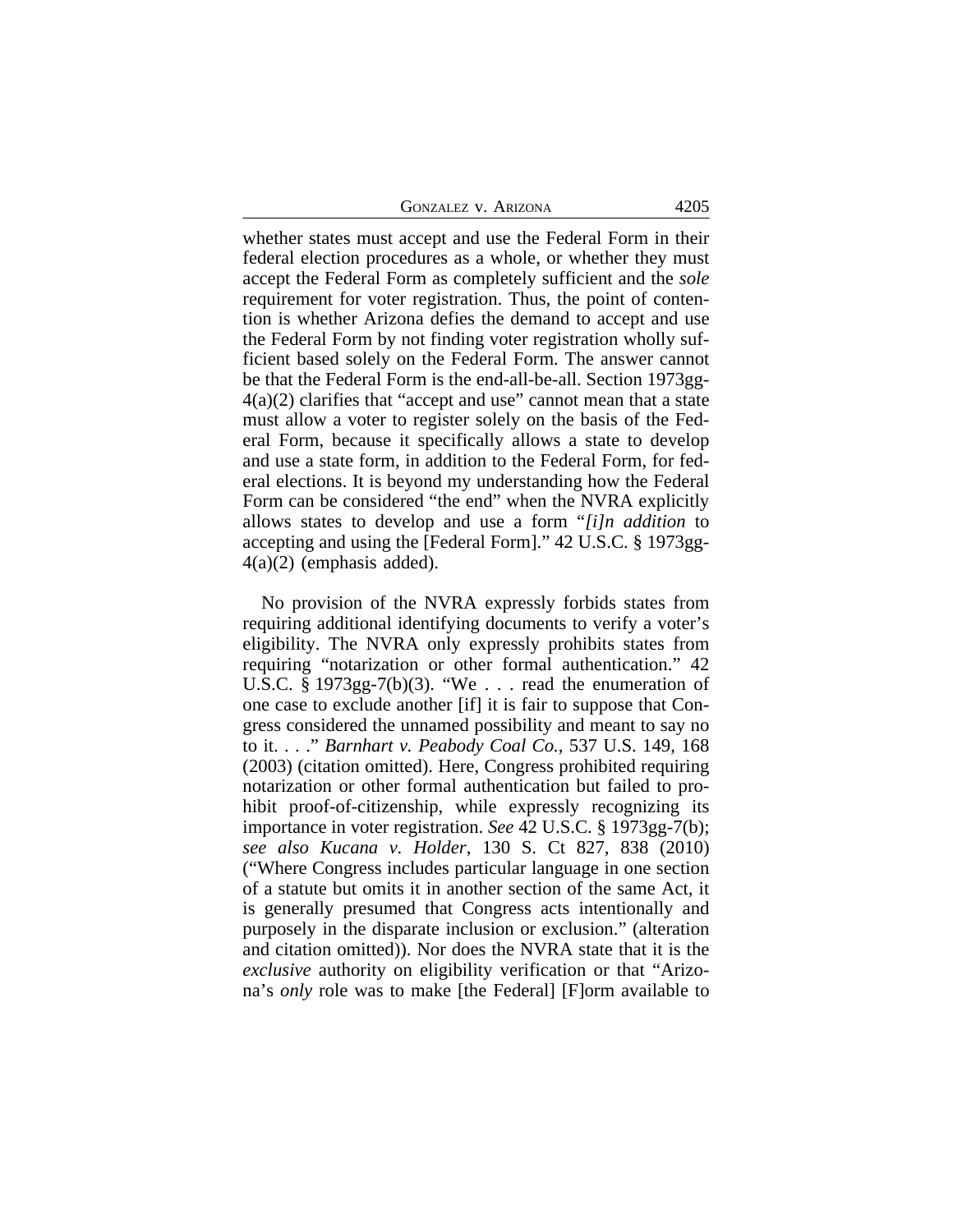whether states must accept and use the Federal Form in their federal election procedures as a whole, or whether they must accept the Federal Form as completely sufficient and the *sole* requirement for voter registration. Thus, the point of contention is whether Arizona defies the demand to accept and use the Federal Form by not finding voter registration wholly sufficient based solely on the Federal Form. The answer cannot be that the Federal Form is the end-all-be-all. Section 1973gg-4(a)(2) clarifies that "accept and use" cannot mean that a state must allow a voter to register solely on the basis of the Federal Form, because it specifically allows a state to develop and use a state form, in addition to the Federal Form, for federal elections. It is beyond my understanding how the Federal Form can be considered "the end" when the NVRA explicitly allows states to develop and use a form "*[i]n addition* to accepting and using the [Federal Form]." 42 U.S.C. § 1973gg-4(a)(2) (emphasis added).

No provision of the NVRA expressly forbids states from requiring additional identifying documents to verify a voter's eligibility. The NVRA only expressly prohibits states from requiring "notarization or other formal authentication." 42 U.S.C. § 1973gg-7(b)(3). "We . . . read the enumeration of one case to exclude another [if] it is fair to suppose that Congress considered the unnamed possibility and meant to say no to it. . . ." *Barnhart v. Peabody Coal Co.*, 537 U.S. 149, 168 (2003) (citation omitted). Here, Congress prohibited requiring notarization or other formal authentication but failed to prohibit proof-of-citizenship, while expressly recognizing its importance in voter registration. *See* 42 U.S.C. § 1973gg-7(b); *see also Kucana v. Holder*, 130 S. Ct 827, 838 (2010) ("Where Congress includes particular language in one section of a statute but omits it in another section of the same Act, it is generally presumed that Congress acts intentionally and purposely in the disparate inclusion or exclusion." (alteration and citation omitted)). Nor does the NVRA state that it is the *exclusive* authority on eligibility verification or that "Arizona's *only* role was to make [the Federal] [F]orm available to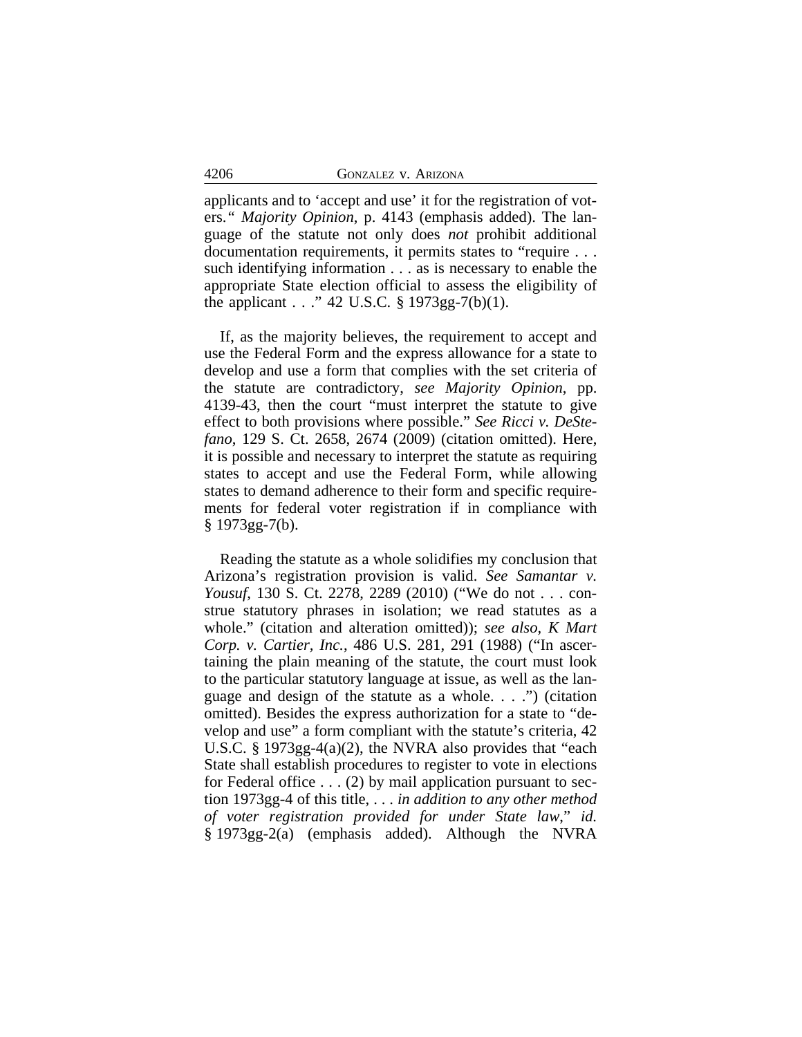applicants and to 'accept and use' it for the registration of voters." *Majority Opinion*, p. 4143 (emphasis added). The language of the statute not only does *not* prohibit additional documentation requirements, it permits states to "require . . . such identifying information . . . as is necessary to enable the appropriate State election official to assess the eligibility of the applicant . . ." 42 U.S.C. § 1973gg-7(b)(1).

If, as the majority believes, the requirement to accept and use the Federal Form and the express allowance for a state to develop and use a form that complies with the set criteria of the statute are contradictory, *see Majority Opinion*, pp. 4139-43, then the court "must interpret the statute to give effect to both provisions where possible." *See Ricci v. DeStefano*, 129 S. Ct. 2658, 2674 (2009) (citation omitted). Here, it is possible and necessary to interpret the statute as requiring states to accept and use the Federal Form, while allowing states to demand adherence to their form and specific requirements for federal voter registration if in compliance with § 1973gg-7(b).

Reading the statute as a whole solidifies my conclusion that Arizona's registration provision is valid. *See Samantar v. Yousuf*, 130 S. Ct. 2278, 2289 (2010) ("We do not . . . construe statutory phrases in isolation; we read statutes as a whole." (citation and alteration omitted)); *see also, K Mart Corp. v. Cartier, Inc.*, 486 U.S. 281, 291 (1988) ("In ascertaining the plain meaning of the statute, the court must look to the particular statutory language at issue, as well as the language and design of the statute as a whole. . . .") (citation omitted). Besides the express authorization for a state to "develop and use" a form compliant with the statute's criteria, 42 U.S.C. § 1973gg-4(a)(2), the NVRA also provides that "each State shall establish procedures to register to vote in elections for Federal office . . . (2) by mail application pursuant to section 1973gg-4 of this title, . . . *in addition to any other method of voter registration provided for under State law*," *id.* § 1973gg-2(a) (emphasis added). Although the NVRA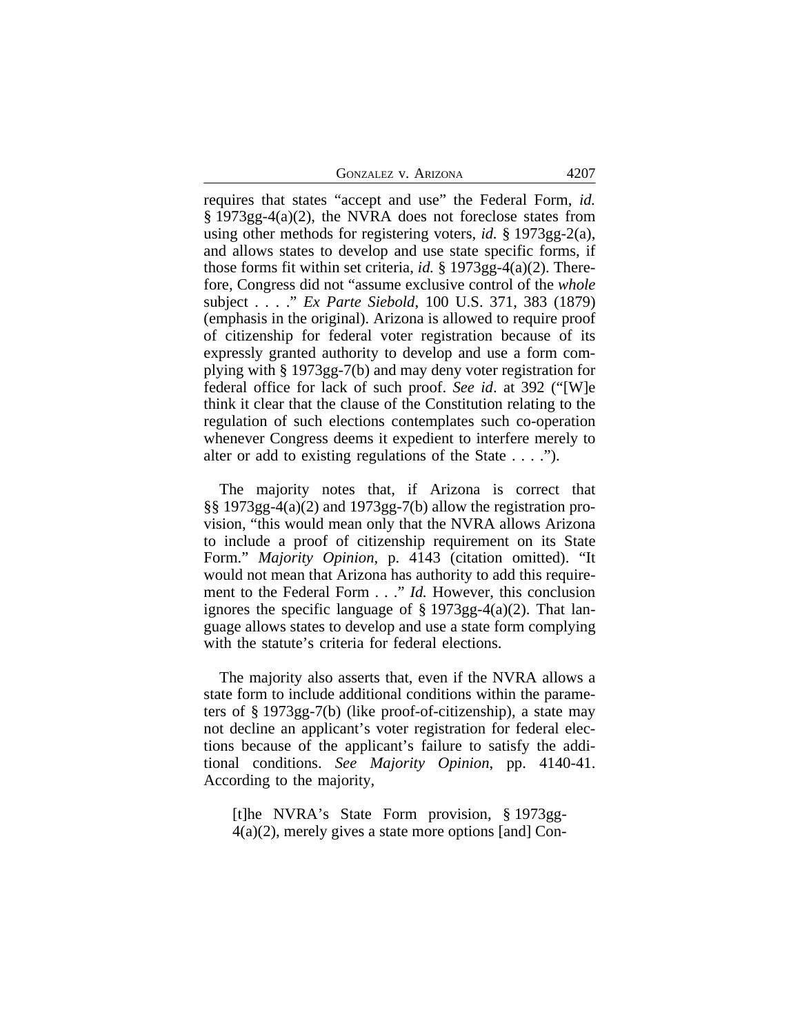requires that states "accept and use" the Federal Form, *id.* § 1973gg-4(a)(2), the NVRA does not foreclose states from using other methods for registering voters, *id.* § 1973gg-2(a), and allows states to develop and use state specific forms, if those forms fit within set criteria, *id.* § 1973gg-4(a)(2). Therefore, Congress did not "assume exclusive control of the *whole* subject . . . ." *Ex Parte Siebold*, 100 U.S. 371, 383 (1879) (emphasis in the original). Arizona is allowed to require proof of citizenship for federal voter registration because of its expressly granted authority to develop and use a form complying with § 1973gg-7(b) and may deny voter registration for federal office for lack of such proof. *See id*. at 392 ("[W]e think it clear that the clause of the Constitution relating to the regulation of such elections contemplates such co-operation whenever Congress deems it expedient to interfere merely to alter or add to existing regulations of the State . . . .").

The majority notes that, if Arizona is correct that §§ 1973gg-4(a)(2) and 1973gg-7(b) allow the registration provision, "this would mean only that the NVRA allows Arizona to include a proof of citizenship requirement on its State Form." *Majority Opinion*, p. 4143 (citation omitted). "It would not mean that Arizona has authority to add this requirement to the Federal Form . . ." *Id.* However, this conclusion ignores the specific language of § 1973gg-4(a)(2). That language allows states to develop and use a state form complying with the statute's criteria for federal elections.

The majority also asserts that, even if the NVRA allows a state form to include additional conditions within the parameters of § 1973gg-7(b) (like proof-of-citizenship), a state may not decline an applicant's voter registration for federal elections because of the applicant's failure to satisfy the additional conditions. *See Majority Opinion*, pp. 4140-41. According to the majority,

> [t]he NVRA's State Form provision, § 1973gg-4(a)(2), merely gives a state more options [and] Con-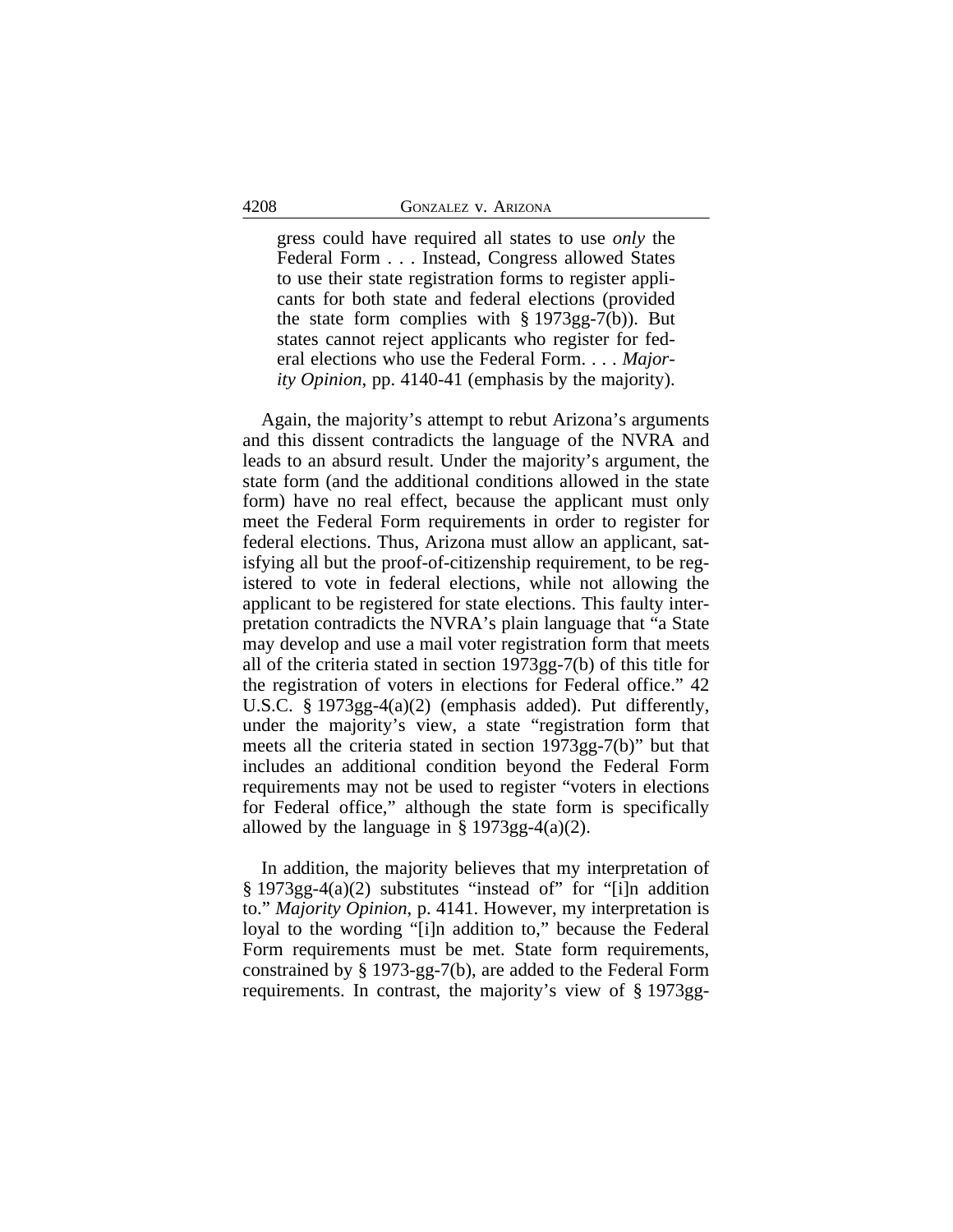> gress could have required all states to use *only* the Federal Form . . . Instead, Congress allowed States to use their state registration forms to register applicants for both state and federal elections (provided the state form complies with § 1973gg-7(b)). But states cannot reject applicants who register for federal elections who use the Federal Form. . . . *Majority Opinion*, pp. 4140-41 (emphasis by the majority).

Again, the majority's attempt to rebut Arizona's arguments and this dissent contradicts the language of the NVRA and leads to an absurd result. Under the majority's argument, the state form (and the additional conditions allowed in the state form) have no real effect, because the applicant must only meet the Federal Form requirements in order to register for federal elections. Thus, Arizona must allow an applicant, satisfying all but the proof-of-citizenship requirement, to be registered to vote in federal elections, while not allowing the applicant to be registered for state elections. This faulty interpretation contradicts the NVRA's plain language that "a State may develop and use a mail voter registration form that meets all of the criteria stated in section 1973gg-7(b) of this title for the registration of voters in elections for Federal office." 42 U.S.C. § 1973gg-4(a)(2) (emphasis added). Put differently, under the majority's view, a state "registration form that meets all the criteria stated in section 1973gg-7(b)" but that includes an additional condition beyond the Federal Form requirements may not be used to register "voters in elections for Federal office," although the state form is specifically allowed by the language in § 1973gg-4(a)(2).

In addition, the majority believes that my interpretation of § 1973gg-4(a)(2) substitutes "instead of" for "[i]n addition to." *Majority Opinion*, p. 4141. However, my interpretation is loyal to the wording "[i]n addition to," because the Federal Form requirements must be met. State form requirements, constrained by § 1973-gg-7(b), are added to the Federal Form requirements. In contrast, the majority's view of § 1973gg-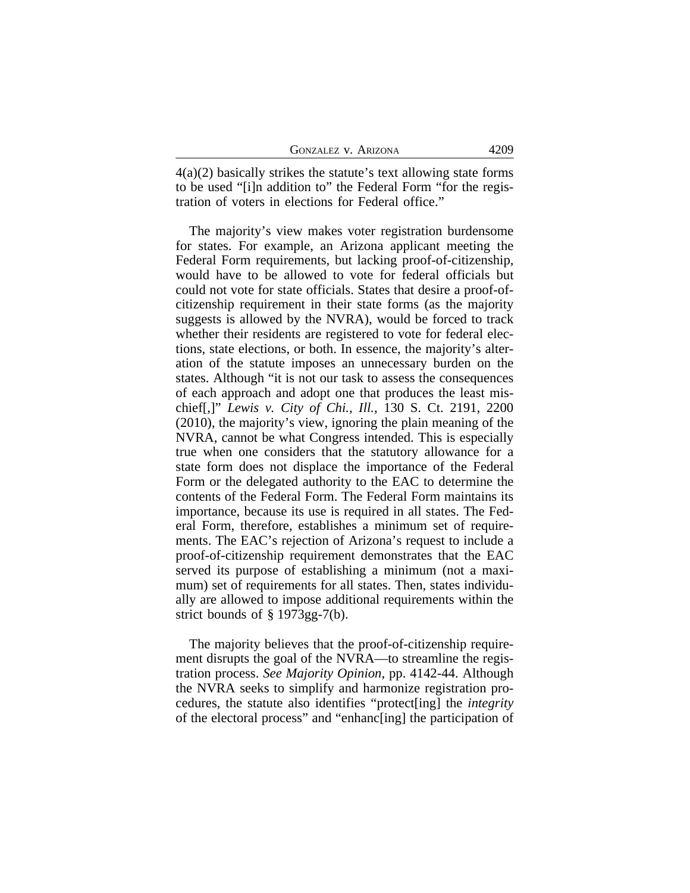4(a)(2) basically strikes the statute's text allowing state forms to be used "[i]n addition to" the Federal Form "for the registration of voters in elections for Federal office."

The majority's view makes voter registration burdensome for states. For example, an Arizona applicant meeting the Federal Form requirements, but lacking proof-of-citizenship, would have to be allowed to vote for federal officials but could not vote for state officials. States that desire a proof-of-citizenship requirement in their state forms (as the majority suggests is allowed by the NVRA), would be forced to track whether their residents are registered to vote for federal elections, state elections, or both. In essence, the majority's alteration of the statute imposes an unnecessary burden on the states. Although "it is not our task to assess the consequences of each approach and adopt one that produces the least mischief[,]" *Lewis v. City of Chi., Ill.*, 130 S. Ct. 2191, 2200 (2010), the majority's view, ignoring the plain meaning of the NVRA, cannot be what Congress intended. This is especially true when one considers that the statutory allowance for a state form does not displace the importance of the Federal Form or the delegated authority to the EAC to determine the contents of the Federal Form. The Federal Form maintains its importance, because its use is required in all states. The Federal Form, therefore, establishes a minimum set of requirements. The EAC's rejection of Arizona's request to include a proof-of-citizenship requirement demonstrates that the EAC served its purpose of establishing a minimum (not a maximum) set of requirements for all states. Then, states individually are allowed to impose additional requirements within the strict bounds of § 1973gg-7(b).

The majority believes that the proof-of-citizenship requirement disrupts the goal of the NVRA—to streamline the registration process. *See Majority Opinion*, pp. 4142-44. Although the NVRA seeks to simplify and harmonize registration procedures, the statute also identifies "protect[ing] the *integrity* of the electoral process" and "enhanc[ing] the participation of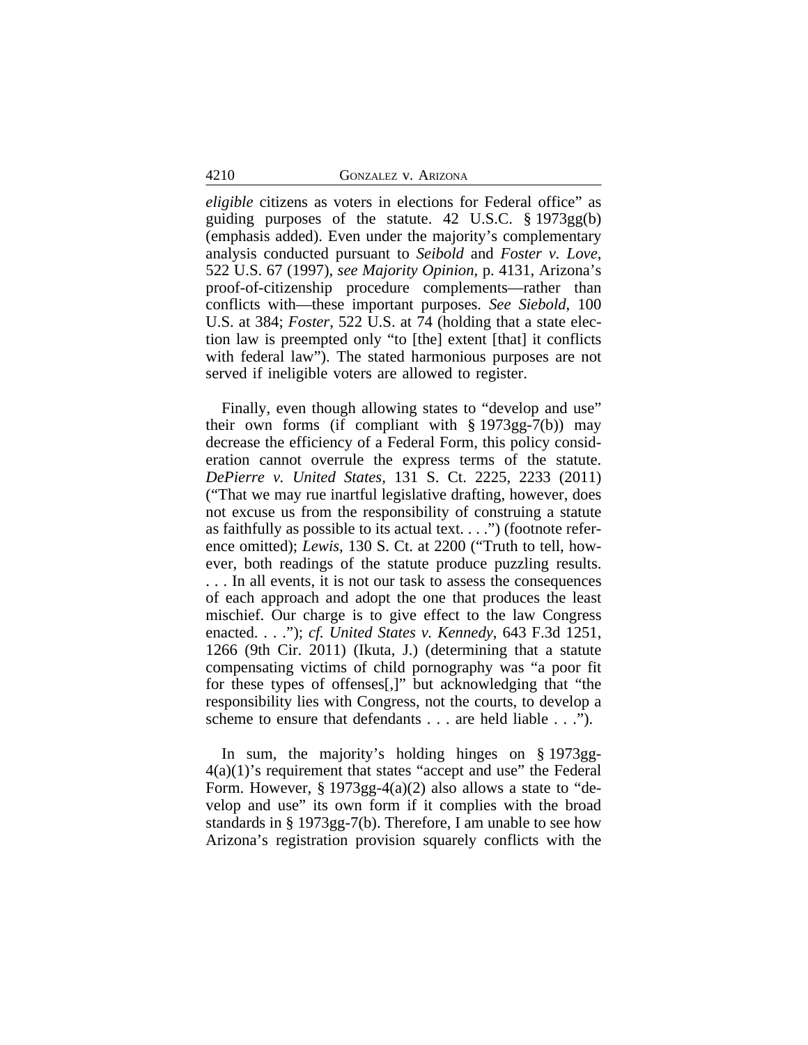*eligible* citizens as voters in elections for Federal office" as guiding purposes of the statute. 42 U.S.C. § 1973gg(b) (emphasis added). Even under the majority's complementary analysis conducted pursuant to *Seibold* and *Foster v. Love*, 522 U.S. 67 (1997), *see Majority Opinion*, p. 4131, Arizona's proof-of-citizenship procedure complements—rather than conflicts with—these important purposes. *See Siebold*, 100 U.S. at 384; *Foster*, 522 U.S. at 74 (holding that a state election law is preempted only "to [the] extent [that] it conflicts with federal law"). The stated harmonious purposes are not served if ineligible voters are allowed to register.

Finally, even though allowing states to "develop and use" their own forms (if compliant with § 1973gg-7(b)) may decrease the efficiency of a Federal Form, this policy consideration cannot overrule the express terms of the statute. *DePierre v. United States*, 131 S. Ct. 2225, 2233 (2011) ("That we may rue inartful legislative drafting, however, does not excuse us from the responsibility of construing a statute as faithfully as possible to its actual text. . . .") (footnote reference omitted); *Lewis*, 130 S. Ct. at 2200 ("Truth to tell, however, both readings of the statute produce puzzling results. . . . In all events, it is not our task to assess the consequences of each approach and adopt the one that produces the least mischief. Our charge is to give effect to the law Congress enacted. . . ."); *cf. United States v. Kennedy*, 643 F.3d 1251, 1266 (9th Cir. 2011) (Ikuta, J.) (determining that a statute compensating victims of child pornography was "a poor fit for these types of offenses[,]" but acknowledging that "the responsibility lies with Congress, not the courts, to develop a scheme to ensure that defendants . . . are held liable . . .").

In sum, the majority's holding hinges on § 1973gg-4(a)(1)'s requirement that states "accept and use" the Federal Form. However, § 1973gg-4(a)(2) also allows a state to "develop and use" its own form if it complies with the broad standards in § 1973gg-7(b). Therefore, I am unable to see how Arizona's registration provision squarely conflicts with the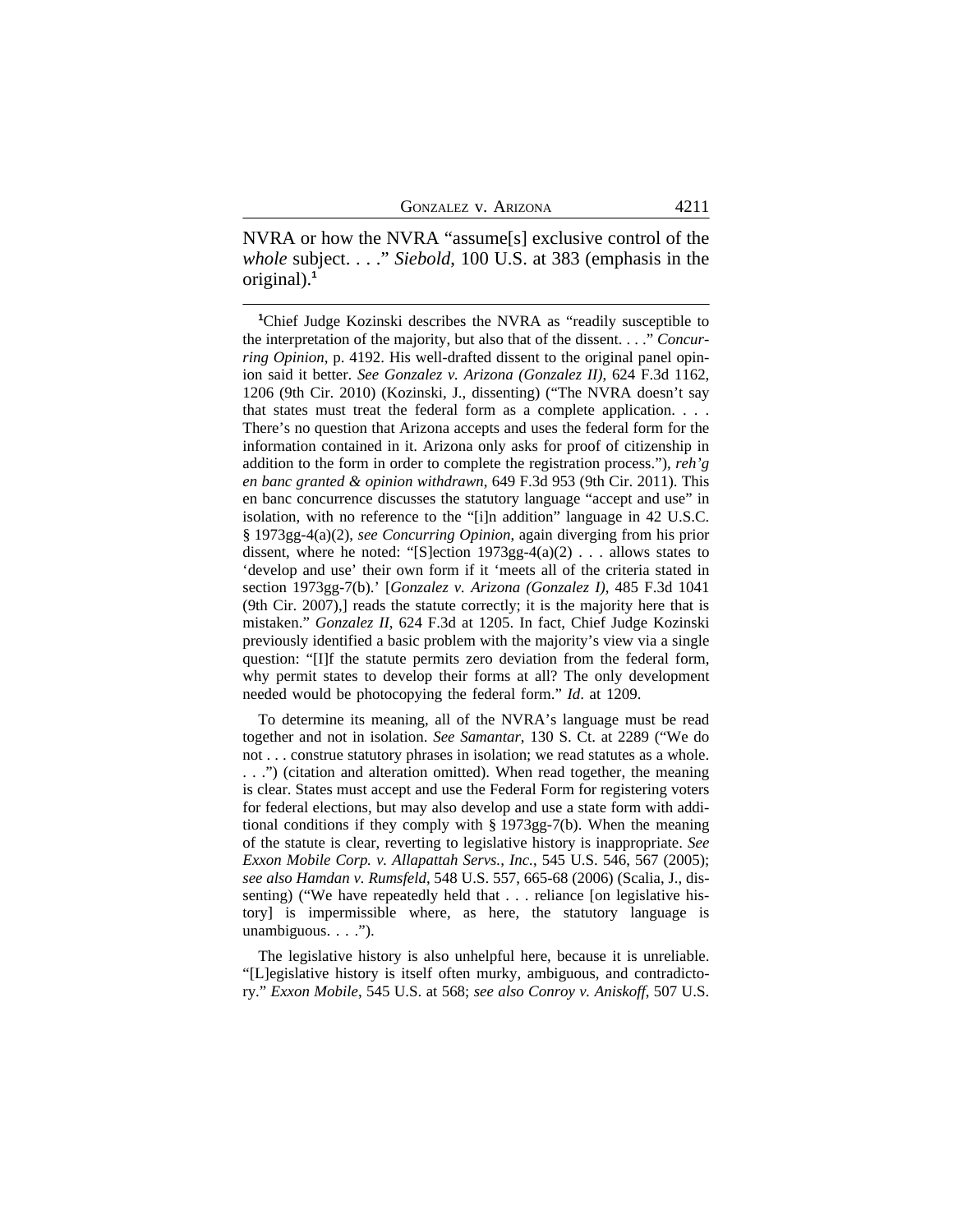NVRA or how the NVRA "assume[s] exclusive control of the *whole* subject. . . ." *Siebold*, 100 U.S. at 383 (emphasis in the original).[1]

[1]Chief Judge Kozinski describes the NVRA as "readily susceptible to the interpretation of the majority, but also that of the dissent. . . ." *Concurring Opinion*, p. 4192. His well-drafted dissent to the original panel opinion said it better. *See Gonzalez v. Arizona (Gonzalez II)*, 624 F.3d 1162, 1206 (9th Cir. 2010) (Kozinski, J., dissenting) ("The NVRA doesn't say that states must treat the federal form as a complete application. . . . There's no question that Arizona accepts and uses the federal form for the information contained in it. Arizona only asks for proof of citizenship in addition to the form in order to complete the registration process."), *reh'g en banc granted & opinion withdrawn*, 649 F.3d 953 (9th Cir. 2011). This en banc concurrence discusses the statutory language "accept and use" in isolation, with no reference to the "[i]n addition" language in 42 U.S.C. § 1973gg-4(a)(2), *see Concurring Opinion*, again diverging from his prior dissent, where he noted: "[S]ection 1973gg-4(a)(2) . . . allows states to 'develop and use' their own form if it 'meets all of the criteria stated in section 1973gg-7(b).' [*Gonzalez v. Arizona (Gonzalez I)*, 485 F.3d 1041 (9th Cir. 2007),] reads the statute correctly; it is the majority here that is mistaken." *Gonzalez II*, 624 F.3d at 1205. In fact, Chief Judge Kozinski previously identified a basic problem with the majority's view via a single question: "[I]f the statute permits zero deviation from the federal form, why permit states to develop their forms at all? The only development needed would be photocopying the federal form." *Id*. at 1209.

To determine its meaning, all of the NVRA's language must be read together and not in isolation. *See Samantar*, 130 S. Ct. at 2289 ("We do not . . . construe statutory phrases in isolation; we read statutes as a whole. . . .") (citation and alteration omitted). When read together, the meaning is clear. States must accept and use the Federal Form for registering voters for federal elections, but may also develop and use a state form with additional conditions if they comply with § 1973gg-7(b). When the meaning of the statute is clear, reverting to legislative history is inappropriate. *See Exxon Mobile Corp. v. Allapattah Servs., Inc.*, 545 U.S. 546, 567 (2005); *see also Hamdan v. Rumsfeld*, 548 U.S. 557, 665-68 (2006) (Scalia, J., dissenting) ("We have repeatedly held that . . . reliance [on legislative history] is impermissible where, as here, the statutory language is unambiguous. . . .").

The legislative history is also unhelpful here, because it is unreliable. "[L]egislative history is itself often murky, ambiguous, and contradictory." *Exxon Mobile*, 545 U.S. at 568; *see also Conroy v. Aniskoff*, 507 U.S.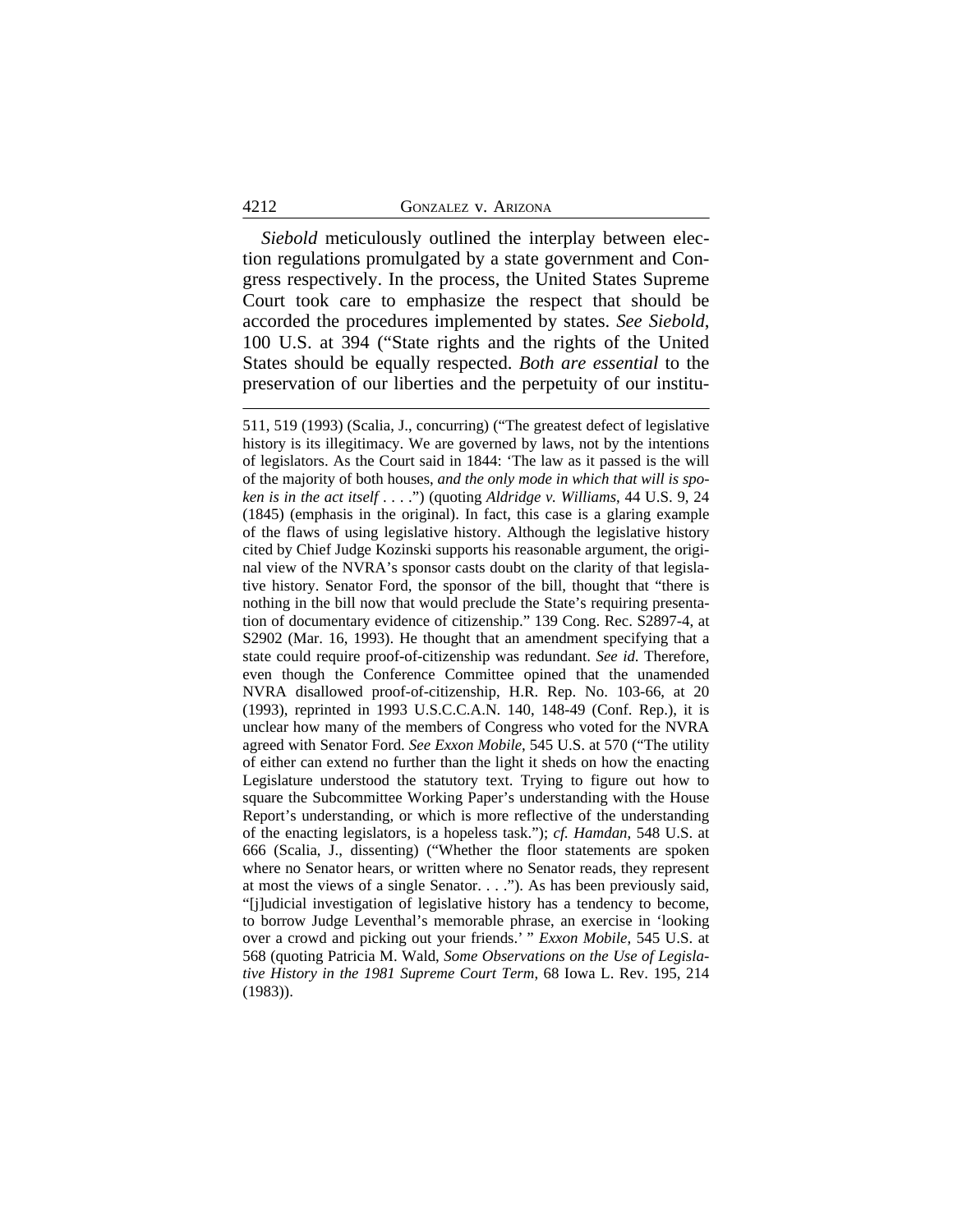*Siebold* meticulously outlined the interplay between election regulations promulgated by a state government and Congress respectively. In the process, the United States Supreme Court took care to emphasize the respect that should be accorded the procedures implemented by states. *See Siebold*, 100 U.S. at 394 ("State rights and the rights of the United States should be equally respected. *Both are essential* to the preservation of our liberties and the perpetuity of our institu-

---

511, 519 (1993) (Scalia, J., concurring) ("The greatest defect of legislative history is its illegitimacy. We are governed by laws, not by the intentions of legislators. As the Court said in 1844: 'The law as it passed is the will of the majority of both houses, *and the only mode in which that will is spoken is in the act itself* . . . .") (quoting *Aldridge v. Williams*, 44 U.S. 9, 24 (1845) (emphasis in the original). In fact, this case is a glaring example of the flaws of using legislative history. Although the legislative history cited by Chief Judge Kozinski supports his reasonable argument, the original view of the NVRA's sponsor casts doubt on the clarity of that legislative history. Senator Ford, the sponsor of the bill, thought that "there is nothing in the bill now that would preclude the State's requiring presentation of documentary evidence of citizenship." 139 Cong. Rec. S2897-4, at S2902 (Mar. 16, 1993). He thought that an amendment specifying that a state could require proof-of-citizenship was redundant. *See id.* Therefore, even though the Conference Committee opined that the unamended NVRA disallowed proof-of-citizenship, H.R. Rep. No. 103-66, at 20 (1993), reprinted in 1993 U.S.C.C.A.N. 140, 148-49 (Conf. Rep.), it is unclear how many of the members of Congress who voted for the NVRA agreed with Senator Ford. *See Exxon Mobile*, 545 U.S. at 570 ("The utility of either can extend no further than the light it sheds on how the enacting Legislature understood the statutory text. Trying to figure out how to square the Subcommittee Working Paper's understanding with the House Report's understanding, or which is more reflective of the understanding of the enacting legislators, is a hopeless task."); *cf. Hamdan*, 548 U.S. at 666 (Scalia, J., dissenting) ("Whether the floor statements are spoken where no Senator hears, or written where no Senator reads, they represent at most the views of a single Senator. . . ."). As has been previously said, "[j]udicial investigation of legislative history has a tendency to become, to borrow Judge Leventhal's memorable phrase, an exercise in 'looking over a crowd and picking out your friends.' " *Exxon Mobile*, 545 U.S. at 568 (quoting Patricia M. Wald, *Some Observations on the Use of Legislative History in the 1981 Supreme Court Term*, 68 Iowa L. Rev. 195, 214 (1983)).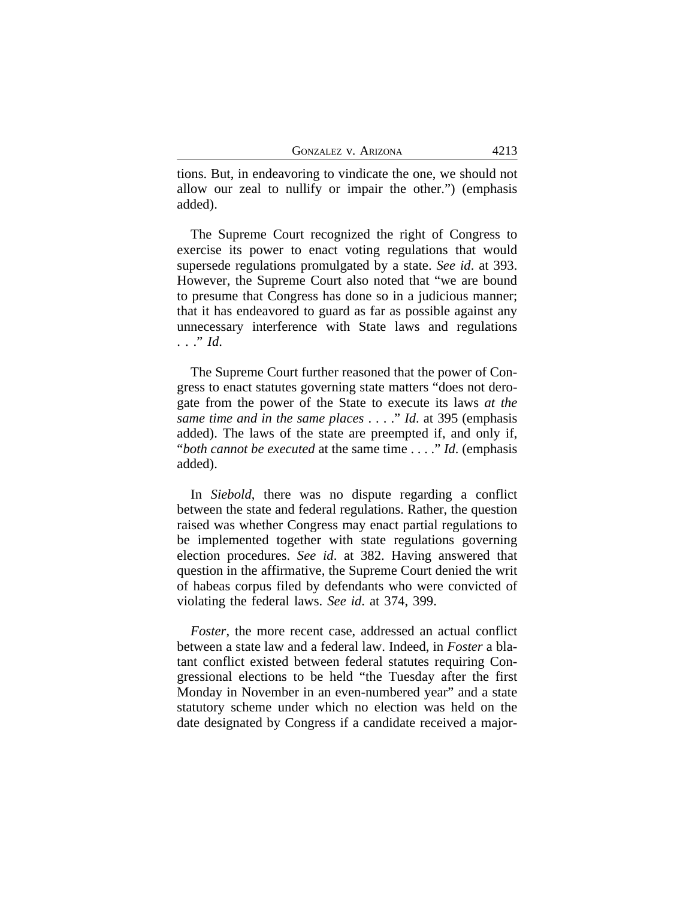tions. But, in endeavoring to vindicate the one, we should not allow our zeal to nullify or impair the other.") (emphasis added).

The Supreme Court recognized the right of Congress to exercise its power to enact voting regulations that would supersede regulations promulgated by a state. *See id*. at 393. However, the Supreme Court also noted that "we are bound to presume that Congress has done so in a judicious manner; that it has endeavored to guard as far as possible against any unnecessary interference with State laws and regulations . . ." *Id*.

The Supreme Court further reasoned that the power of Congress to enact statutes governing state matters "does not derogate from the power of the State to execute its laws *at the same time and in the same places* . . . ." *Id*. at 395 (emphasis added). The laws of the state are preempted if, and only if, "*both cannot be executed* at the same time . . . ." *Id*. (emphasis added).

In *Siebold*, there was no dispute regarding a conflict between the state and federal regulations. Rather, the question raised was whether Congress may enact partial regulations to be implemented together with state regulations governing election procedures. *See id*. at 382. Having answered that question in the affirmative, the Supreme Court denied the writ of habeas corpus filed by defendants who were convicted of violating the federal laws. *See id*. at 374, 399.

*Foster*, the more recent case, addressed an actual conflict between a state law and a federal law. Indeed, in *Foster* a blatant conflict existed between federal statutes requiring Congressional elections to be held "the Tuesday after the first Monday in November in an even-numbered year" and a state statutory scheme under which no election was held on the date designated by Congress if a candidate received a major-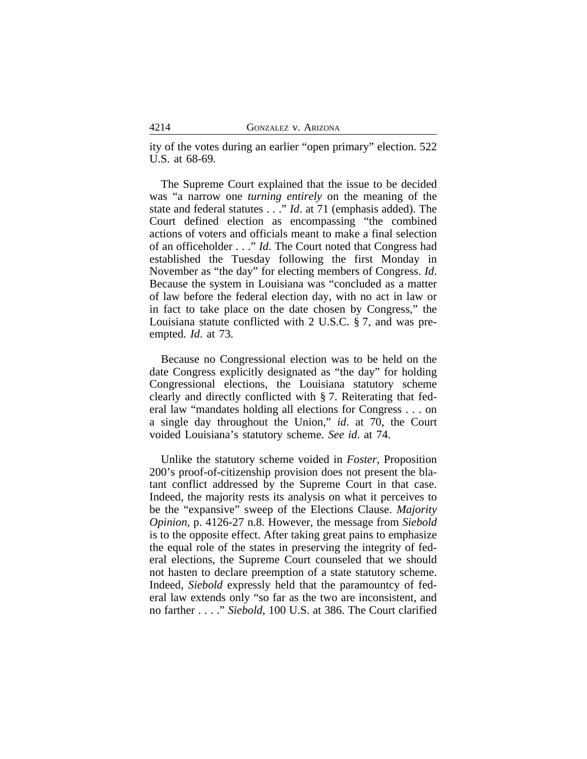ity of the votes during an earlier "open primary" election. 522 U.S. at 68-69.

The Supreme Court explained that the issue to be decided was "a narrow one *turning entirely* on the meaning of the state and federal statutes . . ." *Id*. at 71 (emphasis added). The Court defined election as encompassing "the combined actions of voters and officials meant to make a final selection of an officeholder . . ." *Id*. The Court noted that Congress had established the Tuesday following the first Monday in November as "the day" for electing members of Congress. *Id*. Because the system in Louisiana was "concluded as a matter of law before the federal election day, with no act in law or in fact to take place on the date chosen by Congress," the Louisiana statute conflicted with 2 U.S.C. § 7, and was preempted. *Id*. at 73.

Because no Congressional election was to be held on the date Congress explicitly designated as "the day" for holding Congressional elections, the Louisiana statutory scheme clearly and directly conflicted with § 7. Reiterating that federal law "mandates holding all elections for Congress . . . on a single day throughout the Union," *id*. at 70, the Court voided Louisiana's statutory scheme. *See id*. at 74.

Unlike the statutory scheme voided in *Foster*, Proposition 200's proof-of-citizenship provision does not present the blatant conflict addressed by the Supreme Court in that case. Indeed, the majority rests its analysis on what it perceives to be the "expansive" sweep of the Elections Clause. *Majority Opinion*, p. 4126-27 n.8. However, the message from *Siebold* is to the opposite effect. After taking great pains to emphasize the equal role of the states in preserving the integrity of federal elections, the Supreme Court counseled that we should not hasten to declare preemption of a state statutory scheme. Indeed, *Siebold* expressly held that the paramountcy of federal law extends only "so far as the two are inconsistent, and no farther . . . ." *Siebold*, 100 U.S. at 386. The Court clarified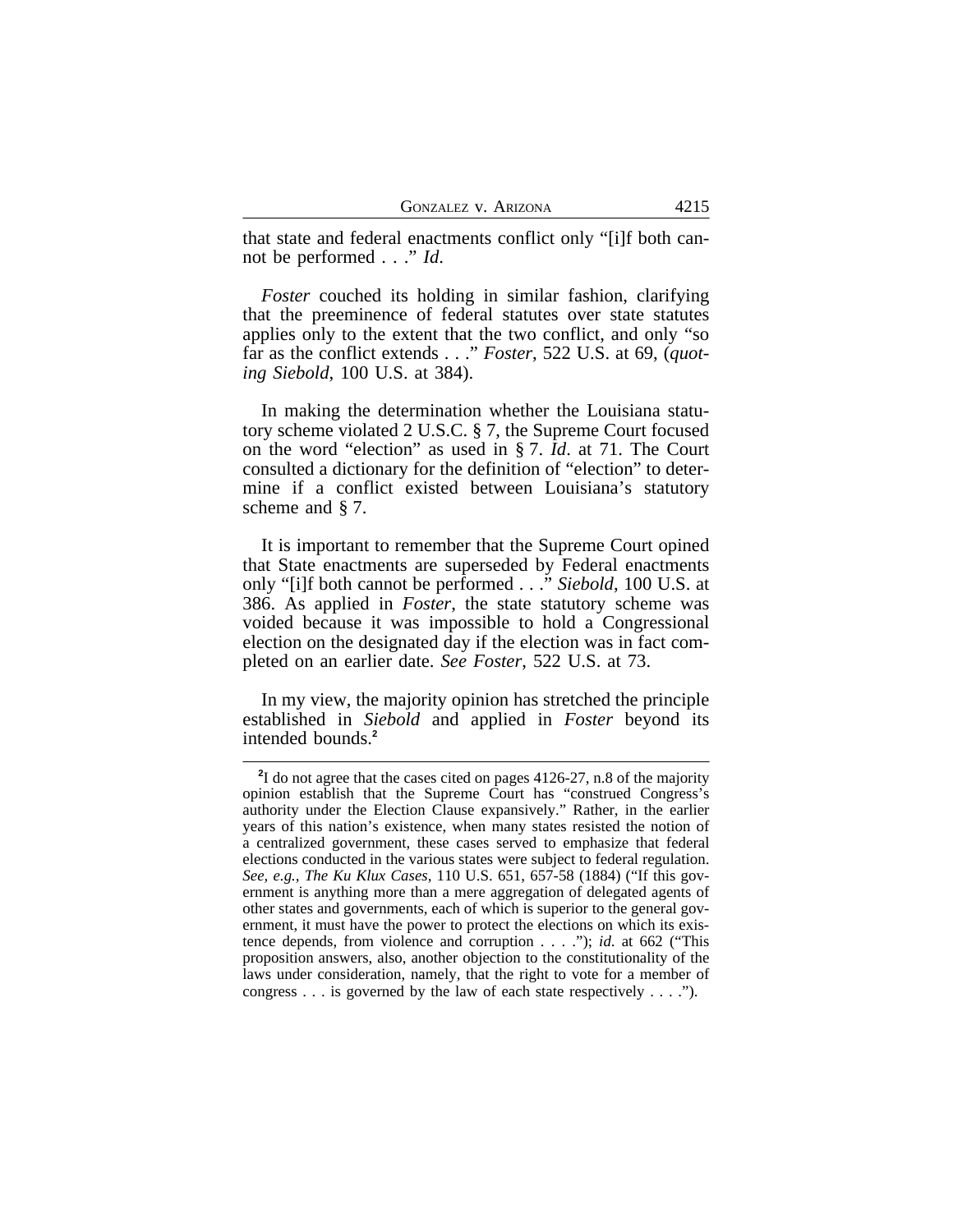that state and federal enactments conflict only "[i]f both cannot be performed . . ." *Id.*

*Foster* couched its holding in similar fashion, clarifying that the preeminence of federal statutes over state statutes applies only to the extent that the two conflict, and only "so far as the conflict extends . . ." *Foster*, 522 U.S. at 69, (*quoting Siebold*, 100 U.S. at 384).

In making the determination whether the Louisiana statutory scheme violated 2 U.S.C. § 7, the Supreme Court focused on the word "election" as used in § 7. *Id*. at 71. The Court consulted a dictionary for the definition of "election" to determine if a conflict existed between Louisiana's statutory scheme and § 7.

It is important to remember that the Supreme Court opined that State enactments are superseded by Federal enactments only "[i]f both cannot be performed . . ." *Siebold*, 100 U.S. at 386. As applied in *Foster*, the state statutory scheme was voided because it was impossible to hold a Congressional election on the designated day if the election was in fact completed on an earlier date. *See Foster*, 522 U.S. at 73.

In my view, the majority opinion has stretched the principle established in *Siebold* and applied in *Foster* beyond its intended bounds.[2]

[2]I do not agree that the cases cited on pages 4126-27, n.8 of the majority opinion establish that the Supreme Court has "construed Congress's authority under the Election Clause expansively." Rather, in the earlier years of this nation's existence, when many states resisted the notion of a centralized government, these cases served to emphasize that federal elections conducted in the various states were subject to federal regulation. *See, e.g.*, *The Ku Klux Cases*, 110 U.S. 651, 657-58 (1884) ("If this government is anything more than a mere aggregation of delegated agents of other states and governments, each of which is superior to the general government, it must have the power to protect the elections on which its existence depends, from violence and corruption . . . ."); *id.* at 662 ("This proposition answers, also, another objection to the constitutionality of the laws under consideration, namely, that the right to vote for a member of congress . . . is governed by the law of each state respectively . . . .").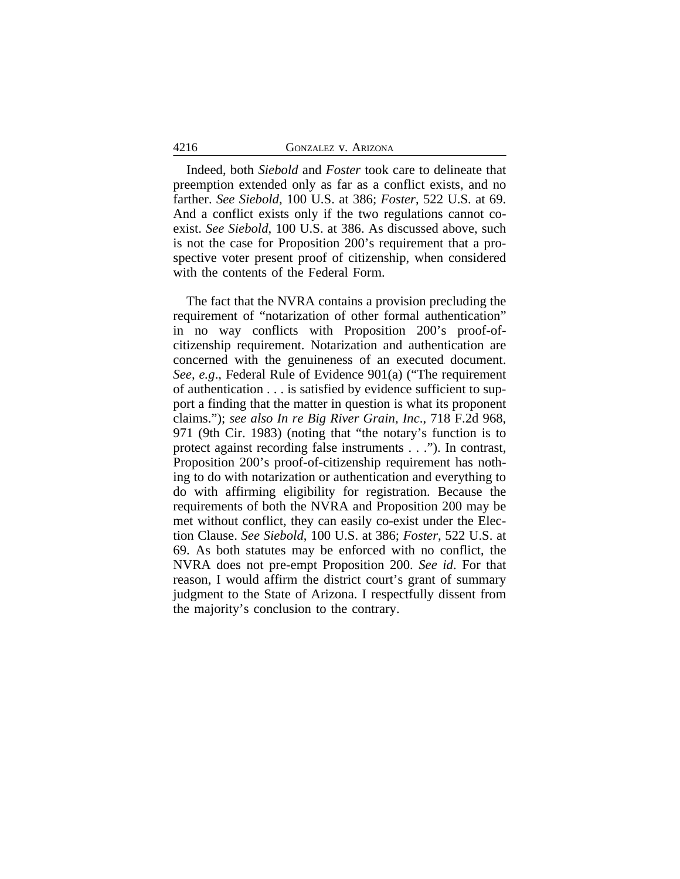Indeed, both *Siebold* and *Foster* took care to delineate that preemption extended only as far as a conflict exists, and no farther. *See Siebold*, 100 U.S. at 386; *Foster*, 522 U.S. at 69. And a conflict exists only if the two regulations cannot co-exist. *See Siebold*, 100 U.S. at 386. As discussed above, such is not the case for Proposition 200's requirement that a prospective voter present proof of citizenship, when considered with the contents of the Federal Form.

The fact that the NVRA contains a provision precluding the requirement of "notarization of other formal authentication" in no way conflicts with Proposition 200's proof-of-citizenship requirement. Notarization and authentication are concerned with the genuineness of an executed document. *See, e.g*., Federal Rule of Evidence 901(a) ("The requirement of authentication . . . is satisfied by evidence sufficient to support a finding that the matter in question is what its proponent claims."); *see also In re Big River Grain, Inc*., 718 F.2d 968, 971 (9th Cir. 1983) (noting that "the notary's function is to protect against recording false instruments . . ."). In contrast, Proposition 200's proof-of-citizenship requirement has nothing to do with notarization or authentication and everything to do with affirming eligibility for registration. Because the requirements of both the NVRA and Proposition 200 may be met without conflict, they can easily co-exist under the Election Clause. *See Siebold*, 100 U.S. at 386; *Foster*, 522 U.S. at 69. As both statutes may be enforced with no conflict, the NVRA does not pre-empt Proposition 200. *See id*. For that reason, I would affirm the district court's grant of summary judgment to the State of Arizona. I respectfully dissent from the majority's conclusion to the contrary.